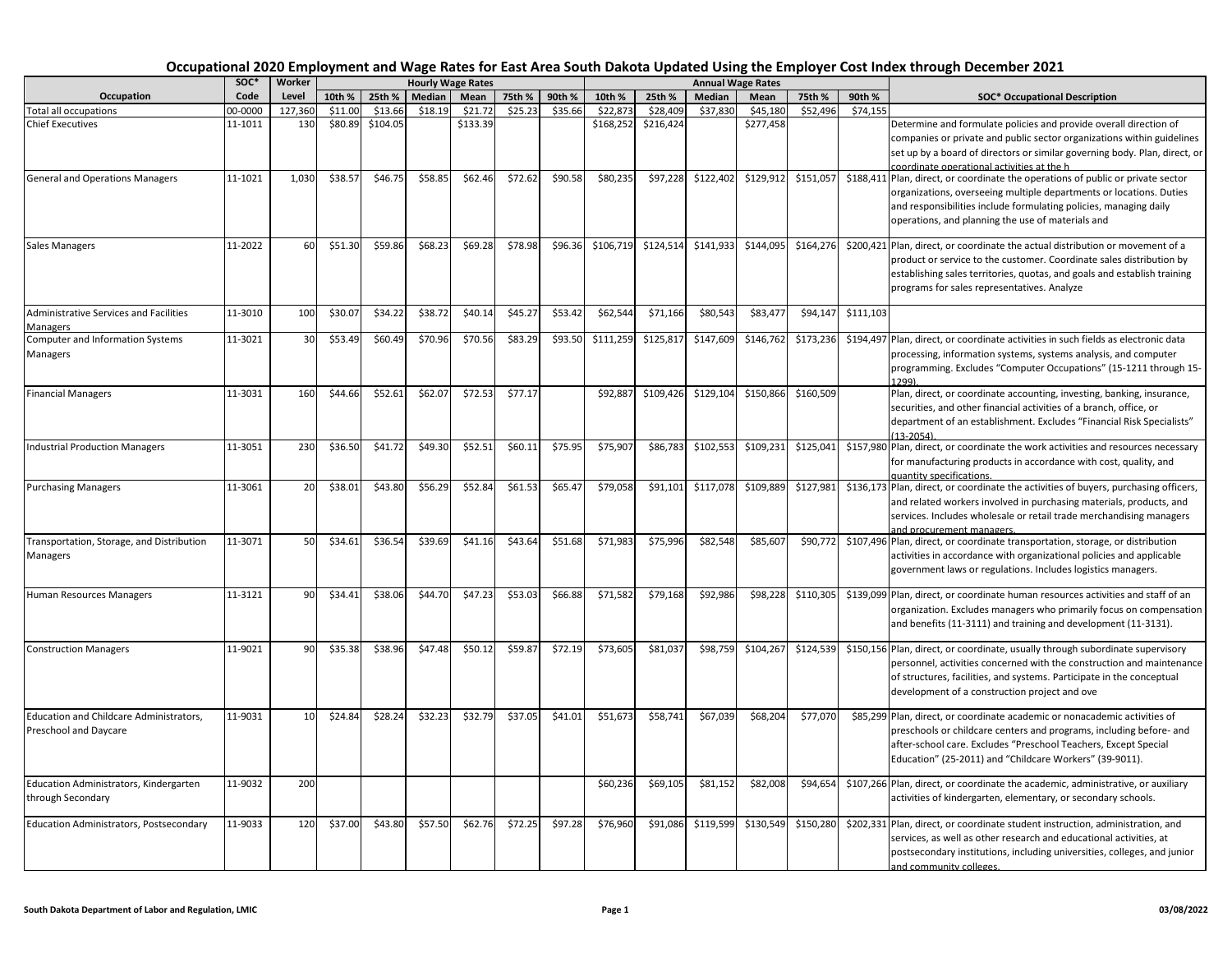# Occupational 2020 Employment and Wage Rates for East Area South Dakota Updated Using the Employer Cost Index through December 2021

| Occupation | SOC* Code | Worker Level | Hourly Wage Rates 10th % | 25th % | Median | Mean | 75th % | 90th % | Annual Wage Rates 10th % | 25th % | Median | Mean | 75th % | 90th % | SOC* Occupational Description |
|---|---|---|---|---|---|---|---|---|---|---|---|---|---|---|---|
| Total all occupations | 00-0000 | 127,360 | $11.00 | $13.66 | $18.19 | $21.72 | $25.23 | $35.66 | $22,873 | $28,409 | $37,830 | $45,180 | $52,496 | $74,155 | |
| Chief Executives | 11-1011 | 130 | $80.89 | $104.05 | | $133.39 | | | $168,252 | $216,424 | | $277,458 | | | Determine and formulate policies and provide overall direction of companies or private and public sector organizations within guidelines set up by a board of directors or similar governing body. Plan, direct, or coordinate operational activities at the h |
| General and Operations Managers | 11-1021 | 1,030 | $38.57 | $46.75 | $58.85 | $62.46 | $72.62 | $90.58 | $80,235 | $97,228 | $122,402 | $129,912 | $151,057 | $188,411 | Plan, direct, or coordinate the operations of public or private sector organizations, overseeing multiple departments or locations. Duties and responsibilities include formulating policies, managing daily operations, and planning the use of materials and |
| Sales Managers | 11-2022 | 60 | $51.30 | $59.86 | $68.23 | $69.28 | $78.98 | $96.36 | $106,719 | $124,514 | $141,933 | $144,095 | $164,276 | $200,421 | Plan, direct, or coordinate the actual distribution or movement of a product or service to the customer. Coordinate sales distribution by establishing sales territories, quotas, and goals and establish training programs for sales representatives. Analyze |
| Administrative Services and Facilities Managers | 11-3010 | 100 | $30.07 | $34.22 | $38.72 | $40.14 | $45.27 | $53.42 | $62,544 | $71,166 | $80,543 | $83,477 | $94,147 | $111,103 | |
| Computer and Information Systems Managers | 11-3021 | 30 | $53.49 | $60.49 | $70.96 | $70.56 | $83.29 | $93.50 | $111,259 | $125,817 | $147,609 | $146,762 | $173,236 | $194,497 | Plan, direct, or coordinate activities in such fields as electronic data processing, information systems, systems analysis, and computer programming. Excludes "Computer Occupations" (15-1211 through 15-1299). |
| Financial Managers | 11-3031 | 160 | $44.66 | $52.61 | $62.07 | $72.53 | $77.17 | | $92,887 | $109,426 | $129,104 | $150,866 | $160,509 | | Plan, direct, or coordinate accounting, investing, banking, insurance, securities, and other financial activities of a branch, office, or department of an establishment. Excludes "Financial Risk Specialists" (13-2054). |
| Industrial Production Managers | 11-3051 | 230 | $36.50 | $41.72 | $49.30 | $52.51 | $60.11 | $75.95 | $75,907 | $86,783 | $102,553 | $109,231 | $125,041 | $157,980 | Plan, direct, or coordinate the work activities and resources necessary for manufacturing products in accordance with cost, quality, and quantity specifications. |
| Purchasing Managers | 11-3061 | 20 | $38.01 | $43.80 | $56.29 | $52.84 | $61.53 | $65.47 | $79,058 | $91,101 | $117,078 | $109,889 | $127,981 | $136,173 | Plan, direct, or coordinate the activities of buyers, purchasing officers, and related workers involved in purchasing materials, products, and services. Includes wholesale or retail trade merchandising managers and procurement managers. |
| Transportation, Storage, and Distribution Managers | 11-3071 | 50 | $34.61 | $36.54 | $39.69 | $41.16 | $43.64 | $51.68 | $71,983 | $75,996 | $82,548 | $85,607 | $90,772 | $107,496 | Plan, direct, or coordinate transportation, storage, or distribution activities in accordance with organizational policies and applicable government laws or regulations. Includes logistics managers. |
| Human Resources Managers | 11-3121 | 90 | $34.41 | $38.06 | $44.70 | $47.23 | $53.03 | $66.88 | $71,582 | $79,168 | $92,986 | $98,228 | $110,305 | $139,099 | Plan, direct, or coordinate human resources activities and staff of an organization. Excludes managers who primarily focus on compensation and benefits (11-3111) and training and development (11-3131). |
| Construction Managers | 11-9021 | 90 | $35.38 | $38.96 | $47.48 | $50.12 | $59.87 | $72.19 | $73,605 | $81,037 | $98,759 | $104,267 | $124,539 | $150,156 | Plan, direct, or coordinate, usually through subordinate supervisory personnel, activities concerned with the construction and maintenance of structures, facilities, and systems. Participate in the conceptual development of a construction project and ove |
| Education and Childcare Administrators, Preschool and Daycare | 11-9031 | 10 | $24.84 | $28.24 | $32.23 | $32.79 | $37.05 | $41.01 | $51,673 | $58,741 | $67,039 | $68,204 | $77,070 | $85,299 | Plan, direct, or coordinate academic or nonacademic activities of preschools or childcare centers and programs, including before- and after-school care. Excludes "Preschool Teachers, Except Special Education" (25-2011) and "Childcare Workers" (39-9011). |
| Education Administrators, Kindergarten through Secondary | 11-9032 | 200 | | | | | | | $60,236 | $69,105 | $81,152 | $82,008 | $94,654 | $107,266 | Plan, direct, or coordinate the academic, administrative, or auxiliary activities of kindergarten, elementary, or secondary schools. |
| Education Administrators, Postsecondary | 11-9033 | 120 | $37.00 | $43.80 | $57.50 | $62.76 | $72.25 | $97.28 | $76,960 | $91,086 | $119,599 | $130,549 | $150,280 | $202,331 | Plan, direct, or coordinate student instruction, administration, and services, as well as other research and educational activities, at postsecondary institutions, including universities, colleges, and junior and community colleges. |

South Dakota Department of Labor and Regulation, LMIC — 03/08/2022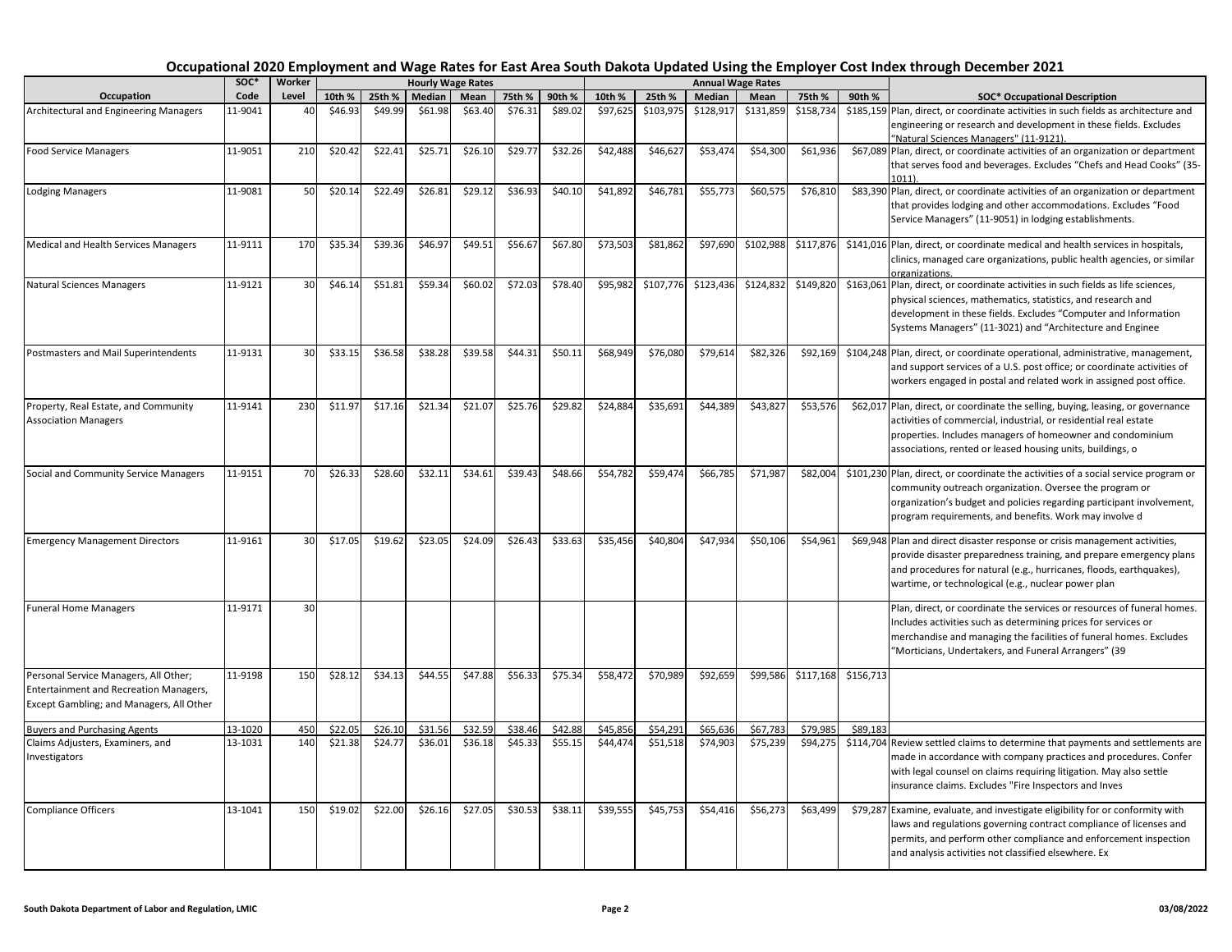# Occupational 2020 Employment and Wage Rates for East Area South Dakota Updated Using the Employer Cost Index through December 2021

| Occupation | SOC* Code | Worker Level | Hourly Wage Rates | | | | | | Annual Wage Rates | | | | | | SOC* Occupational Description |
|---|---|---|---|---|---|---|---|---|---|---|---|---|---|---|---|
| | | | 10th % | 25th % | Median | Mean | 75th % | 90th % | 10th % | 25th % | Median | Mean | 75th % | 90th % | |
| Architectural and Engineering Managers | 11-9041 | 40 | $46.93 | $49.99 | $61.98 | $63.40 | $76.31 | $89.02 | $97,625 | $103,975 | $128,917 | $131,859 | $158,734 | $185,159 | Plan, direct, or coordinate activities in such fields as architecture and engineering or research and development in these fields. Excludes "Natural Sciences Managers" (11-9121). |
| Food Service Managers | 11-9051 | 210 | $20.42 | $22.41 | $25.71 | $26.10 | $29.77 | $32.26 | $42,488 | $46,627 | $53,474 | $54,300 | $61,936 | $67,089 | Plan, direct, or coordinate activities of an organization or department that serves food and beverages. Excludes "Chefs and Head Cooks" (35-1011). |
| Lodging Managers | 11-9081 | 50 | $20.14 | $22.49 | $26.81 | $29.12 | $36.93 | $40.10 | $41,892 | $46,781 | $55,773 | $60,575 | $76,810 | $83,390 | Plan, direct, or coordinate activities of an organization or department that provides lodging and other accommodations. Excludes "Food Service Managers" (11-9051) in lodging establishments. |
| Medical and Health Services Managers | 11-9111 | 170 | $35.34 | $39.36 | $46.97 | $49.51 | $56.67 | $67.80 | $73,503 | $81,862 | $97,690 | $102,988 | $117,876 | $141,016 | Plan, direct, or coordinate medical and health services in hospitals, clinics, managed care organizations, public health agencies, or similar organizations. |
| Natural Sciences Managers | 11-9121 | 30 | $46.14 | $51.81 | $59.34 | $60.02 | $72.03 | $78.40 | $95,982 | $107,776 | $123,436 | $124,832 | $149,820 | $163,061 | Plan, direct, or coordinate activities in such fields as life sciences, physical sciences, mathematics, statistics, and research and development in these fields. Excludes "Computer and Information Systems Managers" (11-3021) and "Architecture and Enginee |
| Postmasters and Mail Superintendents | 11-9131 | 30 | $33.15 | $36.58 | $38.28 | $39.58 | $44.31 | $50.11 | $68,949 | $76,080 | $79,614 | $82,326 | $92,169 | $104,248 | Plan, direct, or coordinate operational, administrative, management, and support services of a U.S. post office; or coordinate activities of workers engaged in postal and related work in assigned post office. |
| Property, Real Estate, and Community Association Managers | 11-9141 | 230 | $11.97 | $17.16 | $21.34 | $21.07 | $25.76 | $29.82 | $24,884 | $35,691 | $44,389 | $43,827 | $53,576 | $62,017 | Plan, direct, or coordinate the selling, buying, leasing, or governance activities of commercial, industrial, or residential real estate properties. Includes managers of homeowner and condominium associations, rented or leased housing units, buildings, o |
| Social and Community Service Managers | 11-9151 | 70 | $26.33 | $28.60 | $32.11 | $34.61 | $39.43 | $48.66 | $54,782 | $59,474 | $66,785 | $71,987 | $82,004 | $101,230 | Plan, direct, or coordinate the activities of a social service program or community outreach organization. Oversee the program or organization's budget and policies regarding participant involvement, program requirements, and benefits. Work may involve d |
| Emergency Management Directors | 11-9161 | 30 | $17.05 | $19.62 | $23.05 | $24.09 | $26.43 | $33.63 | $35,456 | $40,804 | $47,934 | $50,106 | $54,961 | $69,948 | Plan and direct disaster response or crisis management activities, provide disaster preparedness training, and prepare emergency plans and procedures for natural (e.g., hurricanes, floods, earthquakes), wartime, or technological (e.g., nuclear power plan |
| Funeral Home Managers | 11-9171 | 30 | | | | | | | | | | | | | Plan, direct, or coordinate the services or resources of funeral homes. Includes activities such as determining prices for services or merchandise and managing the facilities of funeral homes. Excludes "Morticians, Undertakers, and Funeral Arrangers" (39 |
| Personal Service Managers, All Other; Entertainment and Recreation Managers, Except Gambling; and Managers, All Other | 11-9198 | 150 | $28.12 | $34.13 | $44.55 | $47.88 | $56.33 | $75.34 | $58,472 | $70,989 | $92,659 | $99,586 | $117,168 | $156,713 | |
| Buyers and Purchasing Agents | 13-1020 | 450 | $22.05 | $26.10 | $31.56 | $32.59 | $38.46 | $42.88 | $45,856 | $54,291 | $65,636 | $67,783 | $79,985 | $89,183 | |
| Claims Adjusters, Examiners, and Investigators | 13-1031 | 140 | $21.38 | $24.77 | $36.01 | $36.18 | $45.33 | $55.15 | $44,474 | $51,518 | $74,903 | $75,239 | $94,275 | $114,704 | Review settled claims to determine that payments and settlements are made in accordance with company practices and procedures. Confer with legal counsel on claims requiring litigation. May also settle insurance claims. Excludes "Fire Inspectors and Inves |
| Compliance Officers | 13-1041 | 150 | $19.02 | $22.00 | $26.16 | $27.05 | $30.53 | $38.11 | $39,555 | $45,753 | $54,416 | $56,273 | $63,499 | $79,287 | Examine, evaluate, and investigate eligibility for or conformity with laws and regulations governing contract compliance of licenses and permits, and perform other compliance and enforcement inspection and analysis activities not classified elsewhere. Ex |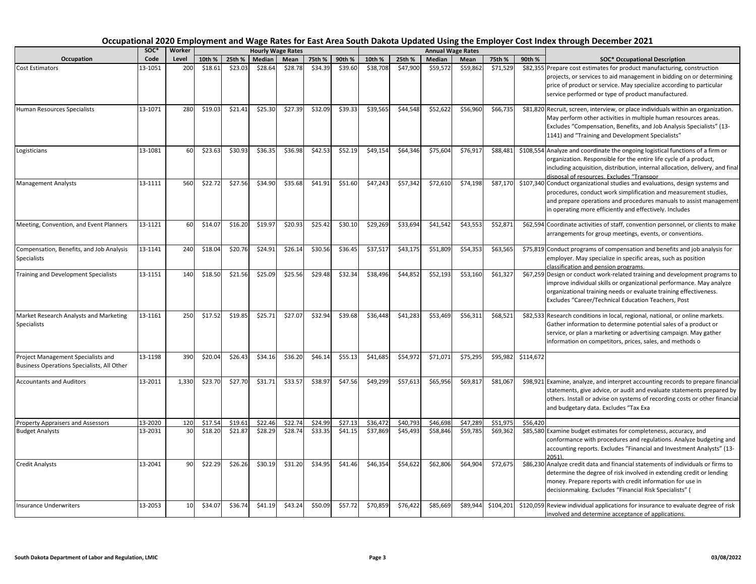# Occupational 2020 Employment and Wage Rates for East Area South Dakota Updated Using the Employer Cost Index through December 2021

| Occupation | SOC* Code | Worker Level | Hourly Wage Rates | | | | | | Annual Wage Rates | | | | | | SOC* Occupational Description |
|---|---|---|---|---|---|---|---|---|---|---|---|---|---|---|---|
| | | | 10th % | 25th % | Median | Mean | 75th % | 90th % | 10th % | 25th % | Median | Mean | 75th % | 90th % | |
| Cost Estimators | 13-1051 | 200 | $18.61 | $23.03 | $28.64 | $28.78 | $34.39 | $39.60 | $38,708 | $47,900 | $59,572 | $59,862 | $71,529 | $82,355 | Prepare cost estimates for product manufacturing, construction projects, or services to aid management in bidding on or determining price of product or service. May specialize according to particular service performed or type of product manufactured. |
| Human Resources Specialists | 13-1071 | 280 | $19.03 | $21.41 | $25.30 | $27.39 | $32.09 | $39.33 | $39,565 | $44,548 | $52,622 | $56,960 | $66,735 | $81,820 | Recruit, screen, interview, or place individuals within an organization. May perform other activities in multiple human resources areas. Excludes "Compensation, Benefits, and Job Analysis Specialists" (13-1141) and "Training and Development Specialists" |
| Logisticians | 13-1081 | 60 | $23.63 | $30.93 | $36.35 | $36.98 | $42.53 | $52.19 | $49,154 | $64,346 | $75,604 | $76,917 | $88,481 | $108,554 | Analyze and coordinate the ongoing logistical functions of a firm or organization. Responsible for the entire life cycle of a product, including acquisition, distribution, internal allocation, delivery, and final disposal of resources. Excludes "Transpor |
| Management Analysts | 13-1111 | 560 | $22.72 | $27.56 | $34.90 | $35.68 | $41.91 | $51.60 | $47,243 | $57,342 | $72,610 | $74,198 | $87,170 | $107,340 | Conduct organizational studies and evaluations, design systems and procedures, conduct work simplification and measurement studies, and prepare operations and procedures manuals to assist management in operating more efficiently and effectively. Includes |
| Meeting, Convention, and Event Planners | 13-1121 | 60 | $14.07 | $16.20 | $19.97 | $20.93 | $25.42 | $30.10 | $29,269 | $33,694 | $41,542 | $43,553 | $52,871 | $62,594 | Coordinate activities of staff, convention personnel, or clients to make arrangements for group meetings, events, or conventions. |
| Compensation, Benefits, and Job Analysis Specialists | 13-1141 | 240 | $18.04 | $20.76 | $24.91 | $26.14 | $30.56 | $36.45 | $37,517 | $43,175 | $51,809 | $54,353 | $63,565 | $75,819 | Conduct programs of compensation and benefits and job analysis for employer. May specialize in specific areas, such as position classification and pension programs. |
| Training and Development Specialists | 13-1151 | 140 | $18.50 | $21.56 | $25.09 | $25.56 | $29.48 | $32.34 | $38,496 | $44,852 | $52,193 | $53,160 | $61,327 | $67,259 | Design or conduct work-related training and development programs to improve individual skills or organizational performance. May analyze organizational training needs or evaluate training effectiveness. Excludes "Career/Technical Education Teachers, Post |
| Market Research Analysts and Marketing Specialists | 13-1161 | 250 | $17.52 | $19.85 | $25.71 | $27.07 | $32.94 | $39.68 | $36,448 | $41,283 | $53,469 | $56,311 | $68,521 | $82,533 | Research conditions in local, regional, national, or online markets. Gather information to determine potential sales of a product or service, or plan a marketing or advertising campaign. May gather information on competitors, prices, sales, and methods o |
| Project Management Specialists and Business Operations Specialists, All Other | 13-1198 | 390 | $20.04 | $26.43 | $34.16 | $36.20 | $46.14 | $55.13 | $41,685 | $54,972 | $71,071 | $75,295 | $95,982 | $114,672 | |
| Accountants and Auditors | 13-2011 | 1,330 | $23.70 | $27.70 | $31.71 | $33.57 | $38.97 | $47.56 | $49,299 | $57,613 | $65,956 | $69,817 | $81,067 | $98,921 | Examine, analyze, and interpret accounting records to prepare financial statements, give advice, or audit and evaluate statements prepared by others. Install or advise on systems of recording costs or other financial and budgetary data. Excludes "Tax Exa |
| Property Appraisers and Assessors | 13-2020 | 120 | $17.54 | $19.61 | $22.46 | $22.74 | $24.99 | $27.13 | $36,472 | $40,793 | $46,698 | $47,289 | $51,975 | $56,420 | |
| Budget Analysts | 13-2031 | 30 | $18.20 | $21.87 | $28.29 | $28.74 | $33.35 | $41.15 | $37,869 | $45,493 | $58,846 | $59,785 | $69,362 | $85,580 | Examine budget estimates for completeness, accuracy, and conformance with procedures and regulations. Analyze budgeting and accounting reports. Excludes "Financial and Investment Analysts" (13-2051). |
| Credit Analysts | 13-2041 | 90 | $22.29 | $26.26 | $30.19 | $31.20 | $34.95 | $41.46 | $46,354 | $54,622 | $62,806 | $64,904 | $72,675 | $86,230 | Analyze credit data and financial statements of individuals or firms to determine the degree of risk involved in extending credit or lending money. Prepare reports with credit information for use in decisionmaking. Excludes "Financial Risk Specialists" ( |
| Insurance Underwriters | 13-2053 | 10 | $34.07 | $36.74 | $41.19 | $43.24 | $50.09 | $57.72 | $70,859 | $76,422 | $85,669 | $89,944 | $104,201 | $120,059 | Review individual applications for insurance to evaluate degree of risk involved and determine acceptance of applications. |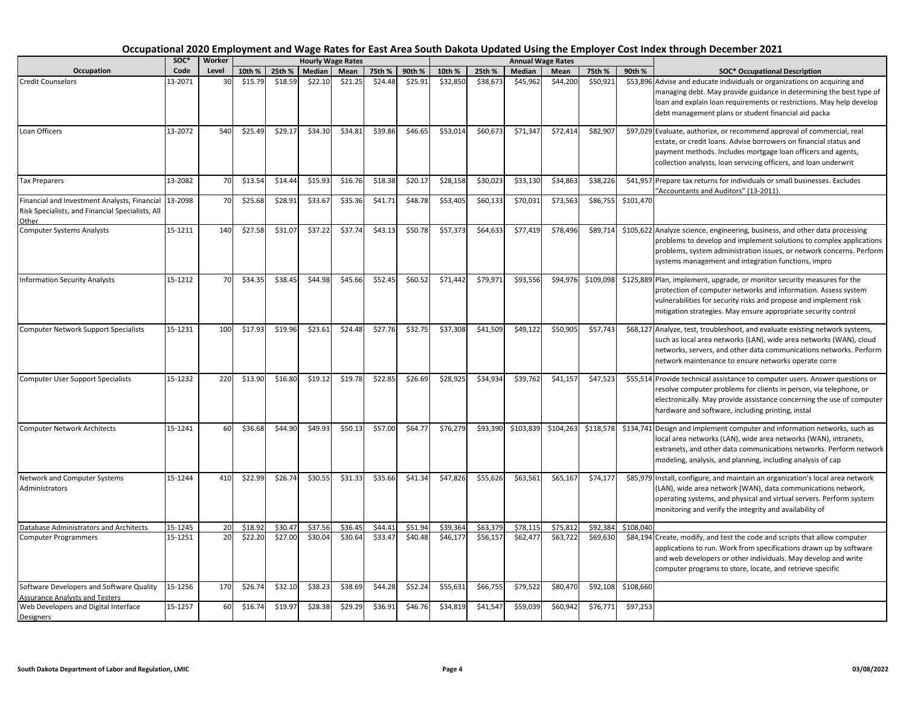# Occupational 2020 Employment and Wage Rates for East Area South Dakota Updated Using the Employer Cost Index through December 2021

| Occupation | SOC* Code | Worker Level | Hourly Wage Rates | | | | | | Annual Wage Rates | | | | | | SOC* Occupational Description |
|---|---|---|---|---|---|---|---|---|---|---|---|---|---|---|---|
| | | | 10th % | 25th % | Median | Mean | 75th % | 90th % | 10th % | 25th % | Median | Mean | 75th % | 90th % | |
| Credit Counselors | 13-2071 | 30 | $15.79 | $18.59 | $22.10 | $21.25 | $24.48 | $25.91 | $32,850 | $38,673 | $45,962 | $44,200 | $50,921 | $53,896 | Advise and educate individuals or organizations on acquiring and managing debt. May provide guidance in determining the best type of loan and explain loan requirements or restrictions. May help develop debt management plans or student financial aid packa |
| Loan Officers | 13-2072 | 540 | $25.49 | $29.17 | $34.30 | $34.81 | $39.86 | $46.65 | $53,014 | $60,673 | $71,347 | $72,414 | $82,907 | $97,029 | Evaluate, authorize, or recommend approval of commercial, real estate, or credit loans. Advise borrowers on financial status and payment methods. Includes mortgage loan officers and agents, collection analysts, loan servicing officers, and loan underwrit |
| Tax Preparers | 13-2082 | 70 | $13.54 | $14.44 | $15.93 | $16.76 | $18.38 | $20.17 | $28,158 | $30,023 | $33,130 | $34,863 | $38,226 | $41,957 | Prepare tax returns for individuals or small businesses. Excludes "Accountants and Auditors" (13-2011). |
| Financial and Investment Analysts, Financial Risk Specialists, and Financial Specialists, All Other | 13-2098 | 70 | $25.68 | $28.91 | $33.67 | $35.36 | $41.71 | $48.78 | $53,405 | $60,133 | $70,031 | $73,563 | $86,755 | $101,470 | |
| Computer Systems Analysts | 15-1211 | 140 | $27.58 | $31.07 | $37.22 | $37.74 | $43.13 | $50.78 | $57,373 | $64,633 | $77,419 | $78,496 | $89,714 | $105,622 | Analyze science, engineering, business, and other data processing problems to develop and implement solutions to complex applications problems, system administration issues, or network concerns. Perform systems management and integration functions, impro |
| Information Security Analysts | 15-1212 | 70 | $34.35 | $38.45 | $44.98 | $45.66 | $52.45 | $60.52 | $71,442 | $79,971 | $93,556 | $94,976 | $109,098 | $125,889 | Plan, implement, upgrade, or monitor security measures for the protection of computer networks and information. Assess system vulnerabilities for security risks and propose and implement risk mitigation strategies. May ensure appropriate security control |
| Computer Network Support Specialists | 15-1231 | 100 | $17.93 | $19.96 | $23.61 | $24.48 | $27.76 | $32.75 | $37,308 | $41,509 | $49,122 | $50,905 | $57,743 | $68,127 | Analyze, test, troubleshoot, and evaluate existing network systems, such as local area networks (LAN), wide area networks (WAN), cloud networks, servers, and other data communications networks. Perform network maintenance to ensure networks operate corre |
| Computer User Support Specialists | 15-1232 | 220 | $13.90 | $16.80 | $19.12 | $19.78 | $22.85 | $26.69 | $28,925 | $34,934 | $39,762 | $41,157 | $47,523 | $55,514 | Provide technical assistance to computer users. Answer questions or resolve computer problems for clients in person, via telephone, or electronically. May provide assistance concerning the use of computer hardware and software, including printing, instal |
| Computer Network Architects | 15-1241 | 60 | $36.68 | $44.90 | $49.93 | $50.13 | $57.00 | $64.77 | $76,279 | $93,390 | $103,839 | $104,263 | $118,578 | $134,741 | Design and implement computer and information networks, such as local area networks (LAN), wide area networks (WAN), intranets, extranets, and other data communications networks. Perform network modeling, analysis, and planning, including analysis of cap |
| Network and Computer Systems Administrators | 15-1244 | 410 | $22.99 | $26.74 | $30.55 | $31.33 | $35.66 | $41.34 | $47,826 | $55,626 | $63,561 | $65,167 | $74,177 | $85,979 | Install, configure, and maintain an organization's local area network (LAN), wide area network (WAN), data communications network, operating systems, and physical and virtual servers. Perform system monitoring and verify the integrity and availability of |
| Database Administrators and Architects | 15-1245 | 20 | $18.92 | $30.47 | $37.56 | $36.45 | $44.41 | $51.94 | $39,364 | $63,379 | $78,115 | $75,812 | $92,384 | $108,040 | |
| Computer Programmers | 15-1251 | 20 | $22.20 | $27.00 | $30.04 | $30.64 | $33.47 | $40.48 | $46,177 | $56,157 | $62,477 | $63,722 | $69,630 | $84,194 | Create, modify, and test the code and scripts that allow computer applications to run. Work from specifications drawn up by software and web developers or other individuals. May develop and write computer programs to store, locate, and retrieve specific |
| Software Developers and Software Quality Assurance Analysts and Testers | 15-1256 | 170 | $26.74 | $32.10 | $38.23 | $38.69 | $44.28 | $52.24 | $55,631 | $66,755 | $79,522 | $80,470 | $92,108 | $108,660 | |
| Web Developers and Digital Interface Designers | 15-1257 | 60 | $16.74 | $19.97 | $28.38 | $29.29 | $36.91 | $46.76 | $34,819 | $41,547 | $59,039 | $60,942 | $76,771 | $97,253 | |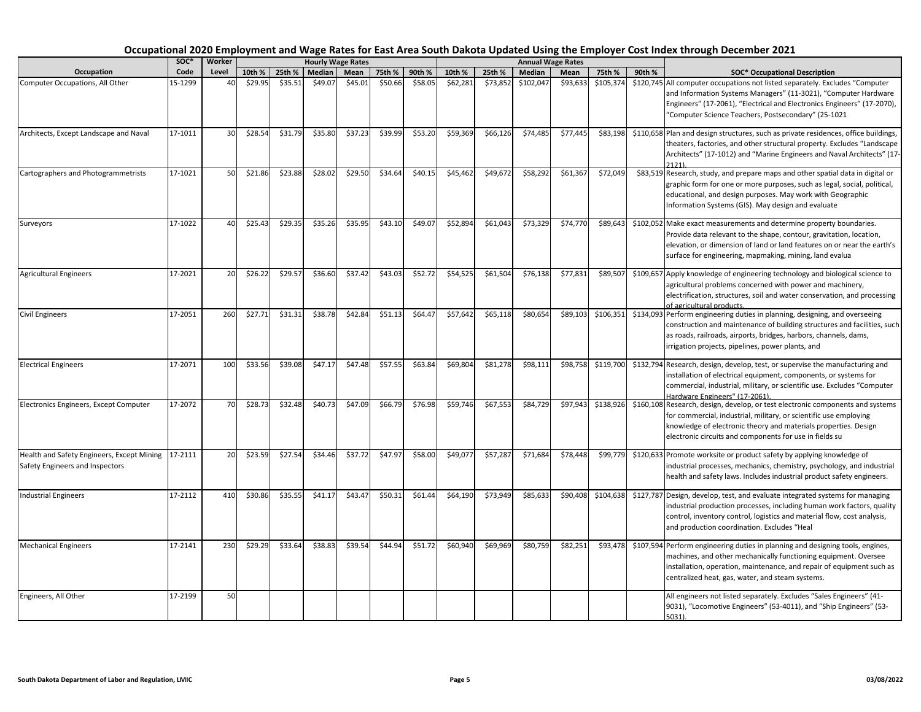## Occupational 2020 Employment and Wage Rates for East Area South Dakota Updated Using the Employer Cost Index through December 2021

| Occupation | SOC* Code | Worker Level | Hourly Wage Rates | | | | | | Annual Wage Rates | | | | | | SOC* Occupational Description |
|---|---|---|---|---|---|---|---|---|---|---|---|---|---|---|---|
| | | | 10th % | 25th % | Median | Mean | 75th % | 90th % | 10th % | 25th % | Median | Mean | 75th % | 90th % | |
| Computer Occupations, All Other | 15-1299 | 40 | $29.95 | $35.51 | $49.07 | $45.01 | $50.66 | $58.05 | $62,281 | $73,852 | $102,047 | $93,633 | $105,374 | $120,745 | All computer occupations not listed separately. Excludes "Computer and Information Systems Managers" (11-3021), "Computer Hardware Engineers" (17-2061), "Electrical and Electronics Engineers" (17-2070), "Computer Science Teachers, Postsecondary" (25-1021 |
| Architects, Except Landscape and Naval | 17-1011 | 30 | $28.54 | $31.79 | $35.80 | $37.23 | $39.99 | $53.20 | $59,369 | $66,126 | $74,485 | $77,445 | $83,198 | $110,658 | Plan and design structures, such as private residences, office buildings, theaters, factories, and other structural property. Excludes "Landscape Architects" (17-1012) and "Marine Engineers and Naval Architects" (17-2121). |
| Cartographers and Photogrammetrists | 17-1021 | 50 | $21.86 | $23.88 | $28.02 | $29.50 | $34.64 | $40.15 | $45,462 | $49,672 | $58,292 | $61,367 | $72,049 | $83,519 | Research, study, and prepare maps and other spatial data in digital or graphic form for one or more purposes, such as legal, social, political, educational, and design purposes. May work with Geographic Information Systems (GIS). May design and evaluate |
| Surveyors | 17-1022 | 40 | $25.43 | $29.35 | $35.26 | $35.95 | $43.10 | $49.07 | $52,894 | $61,043 | $73,329 | $74,770 | $89,643 | $102,052 | Make exact measurements and determine property boundaries. Provide data relevant to the shape, contour, gravitation, location, elevation, or dimension of land or land features on or near the earth's surface for engineering, mapmaking, mining, land evalua |
| Agricultural Engineers | 17-2021 | 20 | $26.22 | $29.57 | $36.60 | $37.42 | $43.03 | $52.72 | $54,525 | $61,504 | $76,138 | $77,831 | $89,507 | $109,657 | Apply knowledge of engineering technology and biological science to agricultural problems concerned with power and machinery, electrification, structures, soil and water conservation, and processing of agricultural products. |
| Civil Engineers | 17-2051 | 260 | $27.71 | $31.31 | $38.78 | $42.84 | $51.13 | $64.47 | $57,642 | $65,118 | $80,654 | $89,103 | $106,351 | $134,093 | Perform engineering duties in planning, designing, and overseeing construction and maintenance of building structures and facilities, such as roads, railroads, airports, bridges, harbors, channels, dams, irrigation projects, pipelines, power plants, and |
| Electrical Engineers | 17-2071 | 100 | $33.56 | $39.08 | $47.17 | $47.48 | $57.55 | $63.84 | $69,804 | $81,278 | $98,111 | $98,758 | $119,700 | $132,794 | Research, design, develop, test, or supervise the manufacturing and installation of electrical equipment, components, or systems for commercial, industrial, military, or scientific use. Excludes "Computer Hardware Engineers" (17-2061). |
| Electronics Engineers, Except Computer | 17-2072 | 70 | $28.73 | $32.48 | $40.73 | $47.09 | $66.79 | $76.98 | $59,746 | $67,553 | $84,729 | $97,943 | $138,926 | $160,108 | Research, design, develop, or test electronic components and systems for commercial, industrial, military, or scientific use employing knowledge of electronic theory and materials properties. Design electronic circuits and components for use in fields su |
| Health and Safety Engineers, Except Mining Safety Engineers and Inspectors | 17-2111 | 20 | $23.59 | $27.54 | $34.46 | $37.72 | $47.97 | $58.00 | $49,077 | $57,287 | $71,684 | $78,448 | $99,779 | $120,633 | Promote worksite or product safety by applying knowledge of industrial processes, mechanics, chemistry, psychology, and industrial health and safety laws. Includes industrial product safety engineers. |
| Industrial Engineers | 17-2112 | 410 | $30.86 | $35.55 | $41.17 | $43.47 | $50.31 | $61.44 | $64,190 | $73,949 | $85,633 | $90,408 | $104,638 | $127,787 | Design, develop, test, and evaluate integrated systems for managing industrial production processes, including human work factors, quality control, inventory control, logistics and material flow, cost analysis, and production coordination. Excludes "Heal |
| Mechanical Engineers | 17-2141 | 230 | $29.29 | $33.64 | $38.83 | $39.54 | $44.94 | $51.72 | $60,940 | $69,969 | $80,759 | $82,251 | $93,478 | $107,594 | Perform engineering duties in planning and designing tools, engines, machines, and other mechanically functioning equipment. Oversee installation, operation, maintenance, and repair of equipment such as centralized heat, gas, water, and steam systems. |
| Engineers, All Other | 17-2199 | 50 | | | | | | | | | | | | | All engineers not listed separately. Excludes "Sales Engineers" (41-9031), "Locomotive Engineers" (53-4011), and "Ship Engineers" (53-5031). |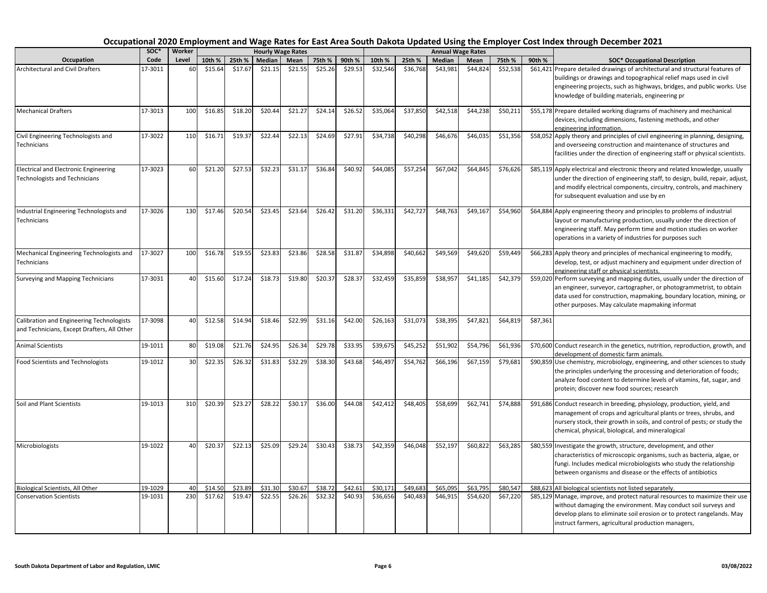# Occupational 2020 Employment and Wage Rates for East Area South Dakota Updated Using the Employer Cost Index through December 2021

| Occupation | SOC* Code | Worker Level | Hourly Wage Rates 10th % | 25th % | Median | Mean | 75th % | 90th % | Annual Wage Rates 10th % | 25th % | Median | Mean | 75th % | 90th % | SOC* Occupational Description |
|---|---|---|---|---|---|---|---|---|---|---|---|---|---|---|---|
| Architectural and Civil Drafters | 17-3011 | 60 | $15.64 | $17.67 | $21.15 | $21.55 | $25.26 | $29.53 | $32,546 | $36,768 | $43,981 | $44,824 | $52,538 | $61,421 | Prepare detailed drawings of architectural and structural features of buildings or drawings and topographical relief maps used in civil engineering projects, such as highways, bridges, and public works. Use knowledge of building materials, engineering pr |
| Mechanical Drafters | 17-3013 | 100 | $16.85 | $18.20 | $20.44 | $21.27 | $24.14 | $26.52 | $35,064 | $37,850 | $42,518 | $44,238 | $50,211 | $55,178 | Prepare detailed working diagrams of machinery and mechanical devices, including dimensions, fastening methods, and other engineering information. |
| Civil Engineering Technologists and Technicians | 17-3022 | 110 | $16.71 | $19.37 | $22.44 | $22.13 | $24.69 | $27.91 | $34,738 | $40,298 | $46,676 | $46,035 | $51,356 | $58,052 | Apply theory and principles of civil engineering in planning, designing, and overseeing construction and maintenance of structures and facilities under the direction of engineering staff or physical scientists. |
| Electrical and Electronic Engineering Technologists and Technicians | 17-3023 | 60 | $21.20 | $27.53 | $32.23 | $31.17 | $36.84 | $40.92 | $44,085 | $57,254 | $67,042 | $64,845 | $76,626 | $85,119 | Apply electrical and electronic theory and related knowledge, usually under the direction of engineering staff, to design, build, repair, adjust, and modify electrical components, circuitry, controls, and machinery for subsequent evaluation and use by en |
| Industrial Engineering Technologists and Technicians | 17-3026 | 130 | $17.46 | $20.54 | $23.45 | $23.64 | $26.42 | $31.20 | $36,331 | $42,727 | $48,763 | $49,167 | $54,960 | $64,884 | Apply engineering theory and principles to problems of industrial layout or manufacturing production, usually under the direction of engineering staff. May perform time and motion studies on worker operations in a variety of industries for purposes such |
| Mechanical Engineering Technologists and Technicians | 17-3027 | 100 | $16.78 | $19.55 | $23.83 | $23.86 | $28.58 | $31.87 | $34,898 | $40,662 | $49,569 | $49,620 | $59,449 | $66,283 | Apply theory and principles of mechanical engineering to modify, develop, test, or adjust machinery and equipment under direction of engineering staff or physical scientists. |
| Surveying and Mapping Technicians | 17-3031 | 40 | $15.60 | $17.24 | $18.73 | $19.80 | $20.37 | $28.37 | $32,459 | $35,859 | $38,957 | $41,185 | $42,379 | $59,020 | Perform surveying and mapping duties, usually under the direction of an engineer, surveyor, cartographer, or photogrammetrist, to obtain data used for construction, mapmaking, boundary location, mining, or other purposes. May calculate mapmaking informat |
| Calibration and Engineering Technologists and Technicians, Except Drafters, All Other | 17-3098 | 40 | $12.58 | $14.94 | $18.46 | $22.99 | $31.16 | $42.00 | $26,163 | $31,073 | $38,395 | $47,821 | $64,819 | $87,361 | |
| Animal Scientists | 19-1011 | 80 | $19.08 | $21.76 | $24.95 | $26.34 | $29.78 | $33.95 | $39,675 | $45,252 | $51,902 | $54,796 | $61,936 | $70,600 | Conduct research in the genetics, nutrition, reproduction, growth, and development of domestic farm animals. |
| Food Scientists and Technologists | 19-1012 | 30 | $22.35 | $26.32 | $31.83 | $32.29 | $38.30 | $43.68 | $46,497 | $54,762 | $66,196 | $67,159 | $79,681 | $90,859 | Use chemistry, microbiology, engineering, and other sciences to study the principles underlying the processing and deterioration of foods; analyze food content to determine levels of vitamins, fat, sugar, and protein; discover new food sources; research |
| Soil and Plant Scientists | 19-1013 | 310 | $20.39 | $23.27 | $28.22 | $30.17 | $36.00 | $44.08 | $42,412 | $48,405 | $58,699 | $62,741 | $74,888 | $91,686 | Conduct research in breeding, physiology, production, yield, and management of crops and agricultural plants or trees, shrubs, and nursery stock, their growth in soils, and control of pests; or study the chemical, physical, biological, and mineralogical |
| Microbiologists | 19-1022 | 40 | $20.37 | $22.13 | $25.09 | $29.24 | $30.43 | $38.73 | $42,359 | $46,048 | $52,197 | $60,822 | $63,285 | $80,559 | Investigate the growth, structure, development, and other characteristics of microscopic organisms, such as bacteria, algae, or fungi. Includes medical microbiologists who study the relationship between organisms and disease or the effects of antibiotics |
| Biological Scientists, All Other | 19-1029 | 40 | $14.50 | $23.89 | $31.30 | $30.67 | $38.72 | $42.61 | $30,171 | $49,683 | $65,095 | $63,795 | $80,547 | $88,623 | All biological scientists not listed separately. |
| Conservation Scientists | 19-1031 | 230 | $17.62 | $19.47 | $22.55 | $26.26 | $32.32 | $40.93 | $36,656 | $40,483 | $46,915 | $54,620 | $67,220 | $85,129 | Manage, improve, and protect natural resources to maximize their use without damaging the environment. May conduct soil surveys and develop plans to eliminate soil erosion or to protect rangelands. May instruct farmers, agricultural production managers, |

South Dakota Department of Labor and Regulation, LMIC — 03/08/2022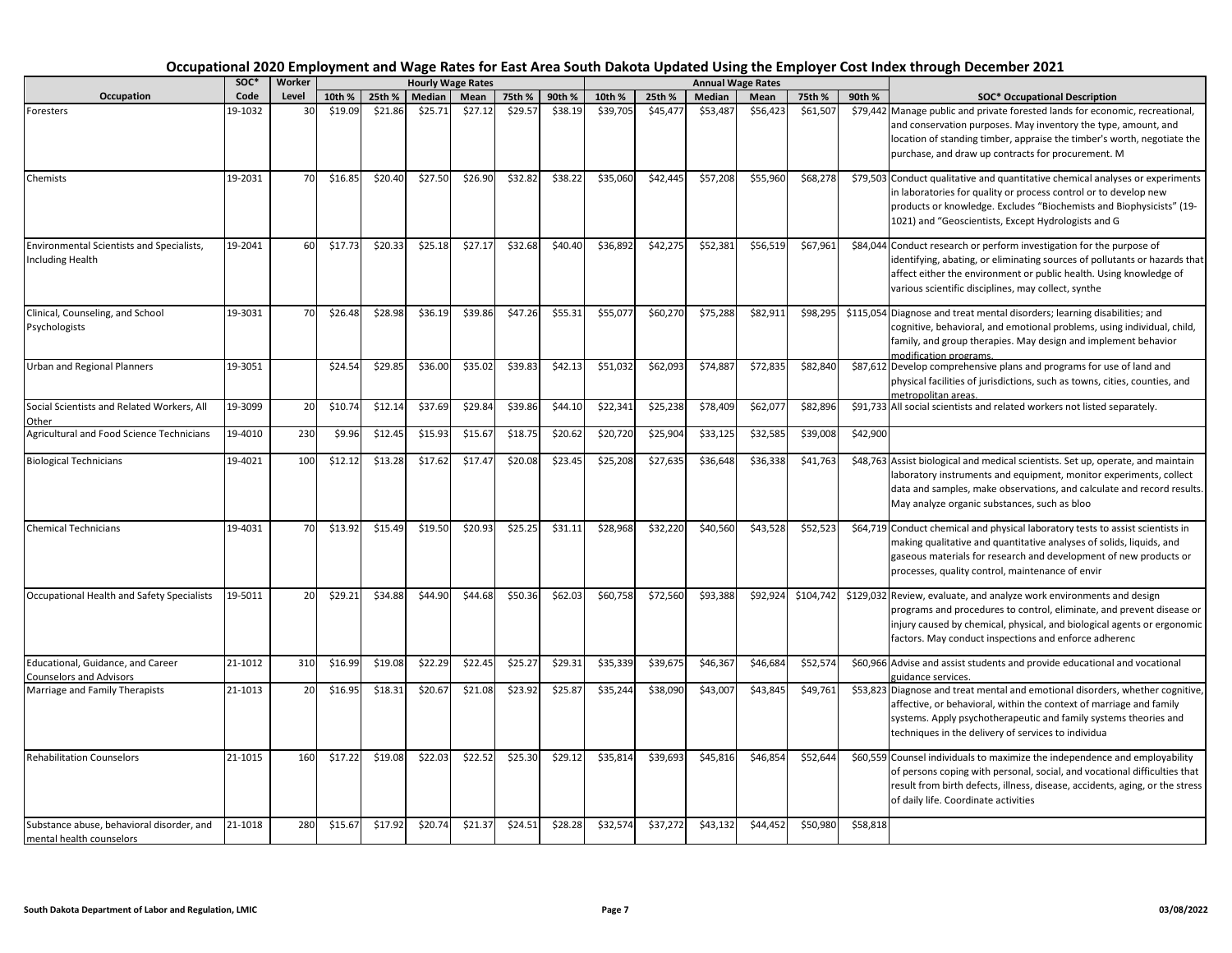# Occupational 2020 Employment and Wage Rates for East Area South Dakota Updated Using the Employer Cost Index through December 2021

| Occupation | SOC* Code | Worker Level | Hourly Wage Rates 10th % | 25th % | Median | Mean | 75th % | 90th % | Annual Wage Rates 10th % | 25th % | Median | Mean | 75th % | 90th % | SOC* Occupational Description |
|---|---|---|---|---|---|---|---|---|---|---|---|---|---|---|---|
| Foresters | 19-1032 | 30 | $19.09 | $21.86 | $25.71 | $27.12 | $29.57 | $38.19 | $39,705 | $45,477 | $53,487 | $56,423 | $61,507 | $79,442 | Manage public and private forested lands for economic, recreational, and conservation purposes. May inventory the type, amount, and location of standing timber, appraise the timber's worth, negotiate the purchase, and draw up contracts for procurement. M |
| Chemists | 19-2031 | 70 | $16.85 | $20.40 | $27.50 | $26.90 | $32.82 | $38.22 | $35,060 | $42,445 | $57,208 | $55,960 | $68,278 | $79,503 | Conduct qualitative and quantitative chemical analyses or experiments in laboratories for quality or process control or to develop new products or knowledge. Excludes "Biochemists and Biophysicists" (19-1021) and "Geoscientists, Except Hydrologists and G |
| Environmental Scientists and Specialists, Including Health | 19-2041 | 60 | $17.73 | $20.33 | $25.18 | $27.17 | $32.68 | $40.40 | $36,892 | $42,275 | $52,381 | $56,519 | $67,961 | $84,044 | Conduct research or perform investigation for the purpose of identifying, abating, or eliminating sources of pollutants or hazards that affect either the environment or public health. Using knowledge of various scientific disciplines, may collect, synthe |
| Clinical, Counseling, and School Psychologists | 19-3031 | 70 | $26.48 | $28.98 | $36.19 | $39.86 | $47.26 | $55.31 | $55,077 | $60,270 | $75,288 | $82,911 | $98,295 | $115,054 | Diagnose and treat mental disorders; learning disabilities; and cognitive, behavioral, and emotional problems, using individual, child, family, and group therapies. May design and implement behavior modification programs. |
| Urban and Regional Planners | 19-3051 | | $24.54 | $29.85 | $36.00 | $35.02 | $39.83 | $42.13 | $51,032 | $62,093 | $74,887 | $72,835 | $82,840 | $87,612 | Develop comprehensive plans and programs for use of land and physical facilities of jurisdictions, such as towns, cities, counties, and metropolitan areas. |
| Social Scientists and Related Workers, All Other | 19-3099 | 20 | $10.74 | $12.14 | $37.69 | $29.84 | $39.86 | $44.10 | $22,341 | $25,238 | $78,409 | $62,077 | $82,896 | $91,733 | All social scientists and related workers not listed separately. |
| Agricultural and Food Science Technicians | 19-4010 | 230 | $9.96 | $12.45 | $15.93 | $15.67 | $18.75 | $20.62 | $20,720 | $25,904 | $33,125 | $32,585 | $39,008 | $42,900 | |
| Biological Technicians | 19-4021 | 100 | $12.12 | $13.28 | $17.62 | $17.47 | $20.08 | $23.45 | $25,208 | $27,635 | $36,648 | $36,338 | $41,763 | $48,763 | Assist biological and medical scientists. Set up, operate, and maintain laboratory instruments and equipment, monitor experiments, collect data and samples, make observations, and calculate and record results. May analyze organic substances, such as bloo |
| Chemical Technicians | 19-4031 | 70 | $13.92 | $15.49 | $19.50 | $20.93 | $25.25 | $31.11 | $28,968 | $32,220 | $40,560 | $43,528 | $52,523 | $64,719 | Conduct chemical and physical laboratory tests to assist scientists in making qualitative and quantitative analyses of solids, liquids, and gaseous materials for research and development of new products or processes, quality control, maintenance of envir |
| Occupational Health and Safety Specialists | 19-5011 | 20 | $29.21 | $34.88 | $44.90 | $44.68 | $50.36 | $62.03 | $60,758 | $72,560 | $93,388 | $92,924 | $104,742 | $129,032 | Review, evaluate, and analyze work environments and design programs and procedures to control, eliminate, and prevent disease or injury caused by chemical, physical, and biological agents or ergonomic factors. May conduct inspections and enforce adherenc |
| Educational, Guidance, and Career Counselors and Advisors | 21-1012 | 310 | $16.99 | $19.08 | $22.29 | $22.45 | $25.27 | $29.31 | $35,339 | $39,675 | $46,367 | $46,684 | $52,574 | $60,966 | Advise and assist students and provide educational and vocational guidance services. |
| Marriage and Family Therapists | 21-1013 | 20 | $16.95 | $18.31 | $20.67 | $21.08 | $23.92 | $25.87 | $35,244 | $38,090 | $43,007 | $43,845 | $49,761 | $53,823 | Diagnose and treat mental and emotional disorders, whether cognitive, affective, or behavioral, within the context of marriage and family systems. Apply psychotherapeutic and family systems theories and techniques in the delivery of services to individua |
| Rehabilitation Counselors | 21-1015 | 160 | $17.22 | $19.08 | $22.03 | $22.52 | $25.30 | $29.12 | $35,814 | $39,693 | $45,816 | $46,854 | $52,644 | $60,559 | Counsel individuals to maximize the independence and employability of persons coping with personal, social, and vocational difficulties that result from birth defects, illness, disease, accidents, aging, or the stress of daily life. Coordinate activities |
| Substance abuse, behavioral disorder, and mental health counselors | 21-1018 | 280 | $15.67 | $17.92 | $20.74 | $21.37 | $24.51 | $28.28 | $32,574 | $37,272 | $43,132 | $44,452 | $50,980 | $58,818 | |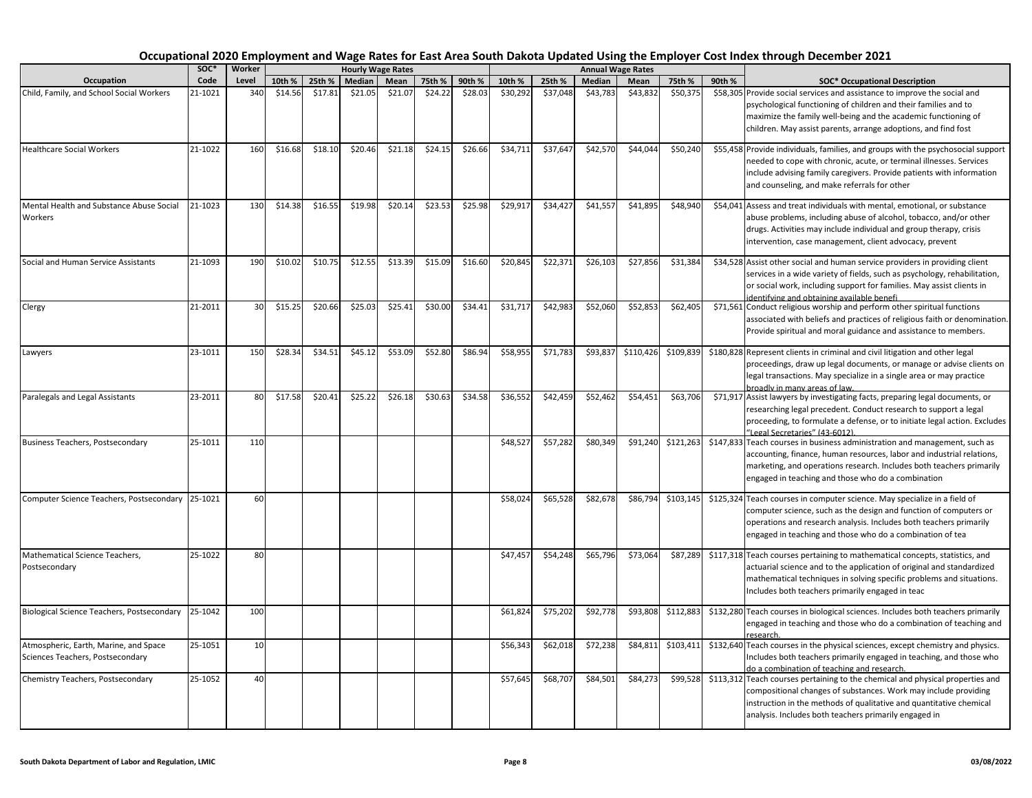# Occupational 2020 Employment and Wage Rates for East Area South Dakota Updated Using the Employer Cost Index through December 2021

| Occupation | SOC* Code | Worker Level | Hourly Wage Rates | | | | | | Annual Wage Rates | | | | | | SOC* Occupational Description |
|---|---|---|---|---|---|---|---|---|---|---|---|---|---|---|---|
| | | | 10th % | 25th % | Median | Mean | 75th % | 90th % | 10th % | 25th % | Median | Mean | 75th % | 90th % | |
| Child, Family, and School Social Workers | 21-1021 | 340 | $14.56 | $17.81 | $21.05 | $21.07 | $24.22 | $28.03 | $30,292 | $37,048 | $43,783 | $43,832 | $50,375 | $58,305 | Provide social services and assistance to improve the social and psychological functioning of children and their families and to maximize the family well-being and the academic functioning of children. May assist parents, arrange adoptions, and find fost |
| Healthcare Social Workers | 21-1022 | 160 | $16.68 | $18.10 | $20.46 | $21.18 | $24.15 | $26.66 | $34,711 | $37,647 | $42,570 | $44,044 | $50,240 | $55,458 | Provide individuals, families, and groups with the psychosocial support needed to cope with chronic, acute, or terminal illnesses. Services include advising family caregivers. Provide patients with information and counseling, and make referrals for other |
| Mental Health and Substance Abuse Social Workers | 21-1023 | 130 | $14.38 | $16.55 | $19.98 | $20.14 | $23.53 | $25.98 | $29,917 | $34,427 | $41,557 | $41,895 | $48,940 | $54,041 | Assess and treat individuals with mental, emotional, or substance abuse problems, including abuse of alcohol, tobacco, and/or other drugs. Activities may include individual and group therapy, crisis intervention, case management, client advocacy, prevent |
| Social and Human Service Assistants | 21-1093 | 190 | $10.02 | $10.75 | $12.55 | $13.39 | $15.09 | $16.60 | $20,845 | $22,371 | $26,103 | $27,856 | $31,384 | $34,528 | Assist other social and human service providers in providing client services in a wide variety of fields, such as psychology, rehabilitation, or social work, including support for families. May assist clients in identifying and obtaining available benefi |
| Clergy | 21-2011 | 30 | $15.25 | $20.66 | $25.03 | $25.41 | $30.00 | $34.41 | $31,717 | $42,983 | $52,060 | $52,853 | $62,405 | $71,561 | Conduct religious worship and perform other spiritual functions associated with beliefs and practices of religious faith or denomination. Provide spiritual and moral guidance and assistance to members. |
| Lawyers | 23-1011 | 150 | $28.34 | $34.51 | $45.12 | $53.09 | $52.80 | $86.94 | $58,955 | $71,783 | $93,837 | $110,426 | $109,839 | $180,828 | Represent clients in criminal and civil litigation and other legal proceedings, draw up legal documents, or manage or advise clients on legal transactions. May specialize in a single area or may practice broadly in many areas of law. |
| Paralegals and Legal Assistants | 23-2011 | 80 | $17.58 | $20.41 | $25.22 | $26.18 | $30.63 | $34.58 | $36,552 | $42,459 | $52,462 | $54,451 | $63,706 | $71,917 | Assist lawyers by investigating facts, preparing legal documents, or researching legal precedent. Conduct research to support a legal proceeding, to formulate a defense, or to initiate legal action. Excludes "Legal Secretaries" (43-6012). |
| Business Teachers, Postsecondary | 25-1011 | 110 | | | | | | | $48,527 | $57,282 | $80,349 | $91,240 | $121,263 | $147,833 | Teach courses in business administration and management, such as accounting, finance, human resources, labor and industrial relations, marketing, and operations research. Includes both teachers primarily engaged in teaching and those who do a combination |
| Computer Science Teachers, Postsecondary | 25-1021 | 60 | | | | | | | $58,024 | $65,528 | $82,678 | $86,794 | $103,145 | $125,324 | Teach courses in computer science. May specialize in a field of computer science, such as the design and function of computers or operations and research analysis. Includes both teachers primarily engaged in teaching and those who do a combination of tea |
| Mathematical Science Teachers, Postsecondary | 25-1022 | 80 | | | | | | | $47,457 | $54,248 | $65,796 | $73,064 | $87,289 | $117,318 | Teach courses pertaining to mathematical concepts, statistics, and actuarial science and to the application of original and standardized mathematical techniques in solving specific problems and situations. Includes both teachers primarily engaged in teac |
| Biological Science Teachers, Postsecondary | 25-1042 | 100 | | | | | | | $61,824 | $75,202 | $92,778 | $93,808 | $112,883 | $132,280 | Teach courses in biological sciences. Includes both teachers primarily engaged in teaching and those who do a combination of teaching and research. |
| Atmospheric, Earth, Marine, and Space Sciences Teachers, Postsecondary | 25-1051 | 10 | | | | | | | $56,343 | $62,018 | $72,238 | $84,811 | $103,411 | $132,640 | Teach courses in the physical sciences, except chemistry and physics. Includes both teachers primarily engaged in teaching, and those who do a combination of teaching and research. |
| Chemistry Teachers, Postsecondary | 25-1052 | 40 | | | | | | | $57,645 | $68,707 | $84,501 | $84,273 | $99,528 | $113,312 | Teach courses pertaining to the chemical and physical properties and compositional changes of substances. Work may include providing instruction in the methods of qualitative and quantitative chemical analysis. Includes both teachers primarily engaged in |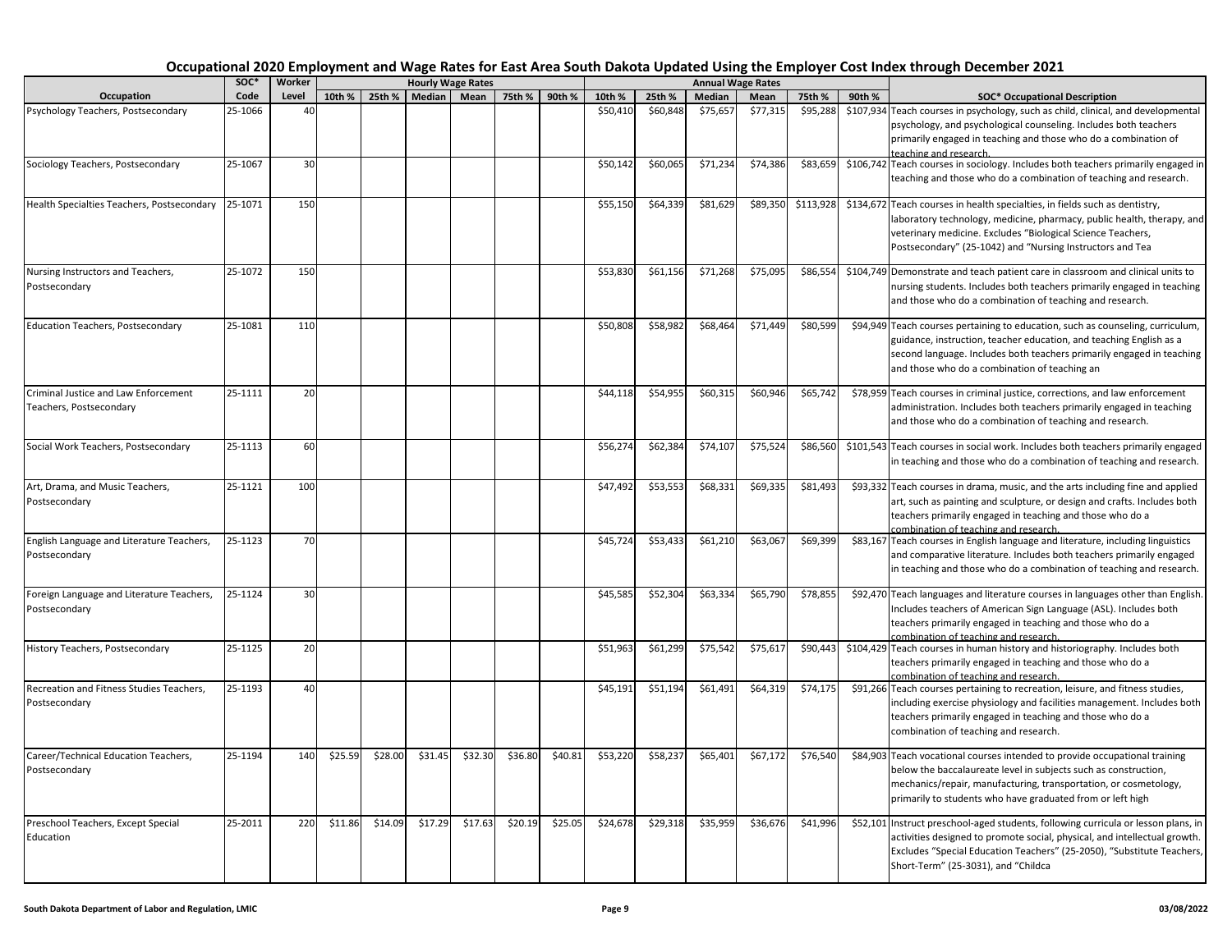# Occupational 2020 Employment and Wage Rates for East Area South Dakota Updated Using the Employer Cost Index through December 2021

| Occupation | SOC* Code | Worker Level | Hourly Wage Rates 10th % | 25th % | Median | Mean | 75th % | 90th % | Annual Wage Rates 10th % | 25th % | Median | Mean | 75th % | 90th % | SOC* Occupational Description |
|---|---|---|---|---|---|---|---|---|---|---|---|---|---|---|---|
| Psychology Teachers, Postsecondary | 25-1066 | 40 | | | | | | | $50,410 | $60,848 | $75,657 | $77,315 | $95,288 | $107,934 | Teach courses in psychology, such as child, clinical, and developmental psychology, and psychological counseling. Includes both teachers primarily engaged in teaching and those who do a combination of teaching and research. |
| Sociology Teachers, Postsecondary | 25-1067 | 30 | | | | | | | $50,142 | $60,065 | $71,234 | $74,386 | $83,659 | $106,742 | Teach courses in sociology. Includes both teachers primarily engaged in teaching and those who do a combination of teaching and research. |
| Health Specialties Teachers, Postsecondary | 25-1071 | 150 | | | | | | | $55,150 | $64,339 | $81,629 | $89,350 | $113,928 | $134,672 | Teach courses in health specialties, in fields such as dentistry, laboratory technology, medicine, pharmacy, public health, therapy, and veterinary medicine. Excludes "Biological Science Teachers, Postsecondary" (25-1042) and "Nursing Instructors and Tea |
| Nursing Instructors and Teachers, Postsecondary | 25-1072 | 150 | | | | | | | $53,830 | $61,156 | $71,268 | $75,095 | $86,554 | $104,749 | Demonstrate and teach patient care in classroom and clinical units to nursing students. Includes both teachers primarily engaged in teaching and those who do a combination of teaching and research. |
| Education Teachers, Postsecondary | 25-1081 | 110 | | | | | | | $50,808 | $58,982 | $68,464 | $71,449 | $80,599 | $94,949 | Teach courses pertaining to education, such as counseling, curriculum, guidance, instruction, teacher education, and teaching English as a second language. Includes both teachers primarily engaged in teaching and those who do a combination of teaching an |
| Criminal Justice and Law Enforcement Teachers, Postsecondary | 25-1111 | 20 | | | | | | | $44,118 | $54,955 | $60,315 | $60,946 | $65,742 | $78,959 | Teach courses in criminal justice, corrections, and law enforcement administration. Includes both teachers primarily engaged in teaching and those who do a combination of teaching and research. |
| Social Work Teachers, Postsecondary | 25-1113 | 60 | | | | | | | $56,274 | $62,384 | $74,107 | $75,524 | $86,560 | $101,543 | Teach courses in social work. Includes both teachers primarily engaged in teaching and those who do a combination of teaching and research. |
| Art, Drama, and Music Teachers, Postsecondary | 25-1121 | 100 | | | | | | | $47,492 | $53,553 | $68,331 | $69,335 | $81,493 | $93,332 | Teach courses in drama, music, and the arts including fine and applied art, such as painting and sculpture, or design and crafts. Includes both teachers primarily engaged in teaching and those who do a combination of teaching and research. |
| English Language and Literature Teachers, Postsecondary | 25-1123 | 70 | | | | | | | $45,724 | $53,433 | $61,210 | $63,067 | $69,399 | $83,167 | Teach courses in English language and literature, including linguistics and comparative literature. Includes both teachers primarily engaged in teaching and those who do a combination of teaching and research. |
| Foreign Language and Literature Teachers, Postsecondary | 25-1124 | 30 | | | | | | | $45,585 | $52,304 | $63,334 | $65,790 | $78,855 | $92,470 | Teach languages and literature courses in languages other than English. Includes teachers of American Sign Language (ASL). Includes both teachers primarily engaged in teaching and those who do a combination of teaching and research. |
| History Teachers, Postsecondary | 25-1125 | 20 | | | | | | | $51,963 | $61,299 | $75,542 | $75,617 | $90,443 | $104,429 | Teach courses in human history and historiography. Includes both teachers primarily engaged in teaching and those who do a combination of teaching and research. |
| Recreation and Fitness Studies Teachers, Postsecondary | 25-1193 | 40 | | | | | | | $45,191 | $51,194 | $61,491 | $64,319 | $74,175 | $91,266 | Teach courses pertaining to recreation, leisure, and fitness studies, including exercise physiology and facilities management. Includes both teachers primarily engaged in teaching and those who do a combination of teaching and research. |
| Career/Technical Education Teachers, Postsecondary | 25-1194 | 140 | $25.59 | $28.00 | $31.45 | $32.30 | $36.80 | $40.81 | $53,220 | $58,237 | $65,401 | $67,172 | $76,540 | $84,903 | Teach vocational courses intended to provide occupational training below the baccalaureate level in subjects such as construction, mechanics/repair, manufacturing, transportation, or cosmetology, primarily to students who have graduated from or left high |
| Preschool Teachers, Except Special Education | 25-2011 | 220 | $11.86 | $14.09 | $17.29 | $17.63 | $20.19 | $25.05 | $24,678 | $29,318 | $35,959 | $36,676 | $41,996 | $52,101 | Instruct preschool-aged students, following curricula or lesson plans, in activities designed to promote social, physical, and intellectual growth. Excludes "Special Education Teachers" (25-2050), "Substitute Teachers, Short-Term" (25-3031), and "Childca |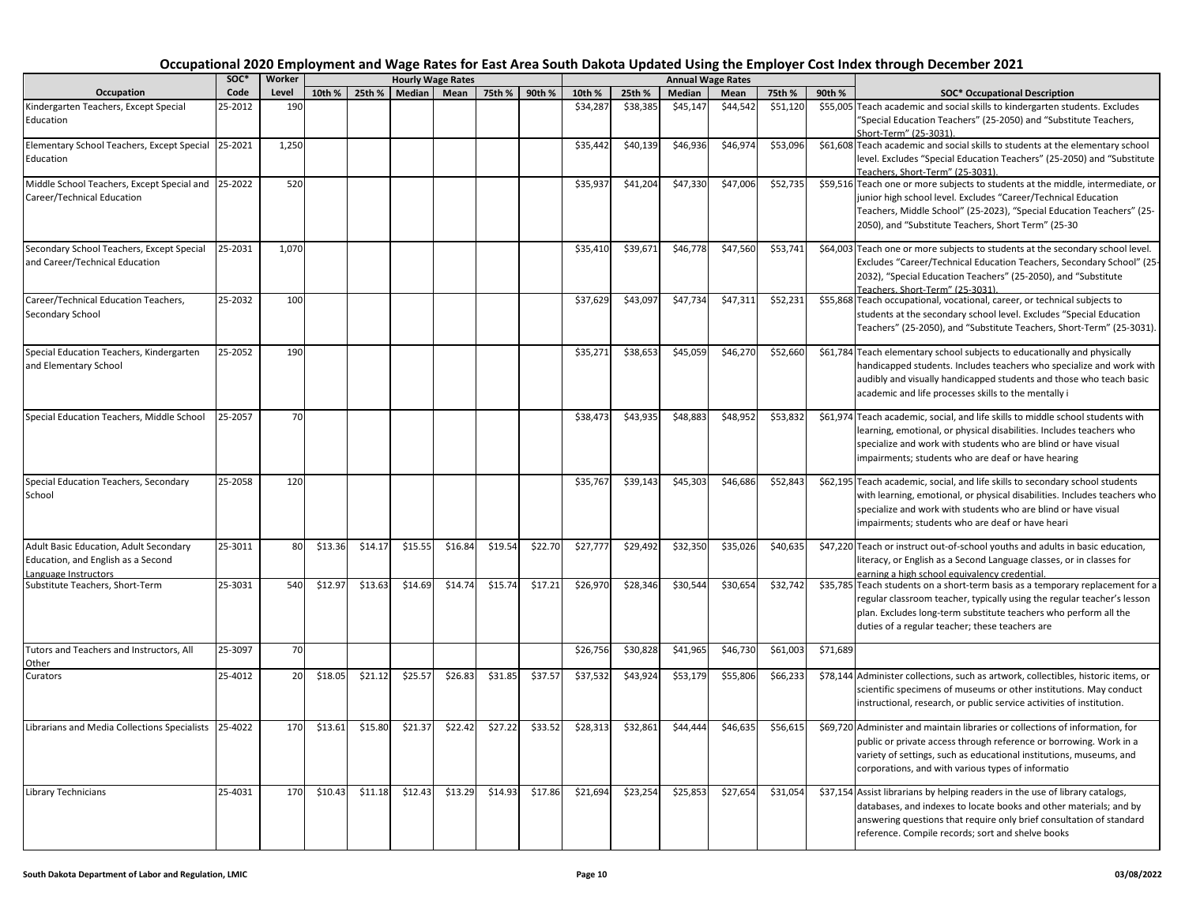# Occupational 2020 Employment and Wage Rates for East Area South Dakota Updated Using the Employer Cost Index through December 2021

| Occupation | SOC* Code | Worker Level | Hourly Wage Rates | | | | | | Annual Wage Rates | | | | | | SOC* Occupational Description |
|---|---|---|---|---|---|---|---|---|---|---|---|---|---|---|---|
| | | | 10th % | 25th % | Median | Mean | 75th % | 90th % | 10th % | 25th % | Median | Mean | 75th % | 90th % | |
| Kindergarten Teachers, Except Special Education | 25-2012 | 190 | | | | | | | $34,287 | $38,385 | $45,147 | $44,542 | $51,120 | $55,005 | Teach academic and social skills to kindergarten students. Excludes "Special Education Teachers" (25-2050) and "Substitute Teachers, Short-Term" (25-3031). |
| Elementary School Teachers, Except Special Education | 25-2021 | 1,250 | | | | | | | $35,442 | $40,139 | $46,936 | $46,974 | $53,096 | $61,608 | Teach academic and social skills to students at the elementary school level. Excludes "Special Education Teachers" (25-2050) and "Substitute Teachers, Short-Term" (25-3031). |
| Middle School Teachers, Except Special and Career/Technical Education | 25-2022 | 520 | | | | | | | $35,937 | $41,204 | $47,330 | $47,006 | $52,735 | $59,516 | Teach one or more subjects to students at the middle, intermediate, or junior high school level. Excludes "Career/Technical Education Teachers, Middle School" (25-2023), "Special Education Teachers" (25-2050), and "Substitute Teachers, Short Term" (25-30 |
| Secondary School Teachers, Except Special and Career/Technical Education | 25-2031 | 1,070 | | | | | | | $35,410 | $39,671 | $46,778 | $47,560 | $53,741 | $64,003 | Teach one or more subjects to students at the secondary school level. Excludes "Career/Technical Education Teachers, Secondary School" (25-2032), "Special Education Teachers" (25-2050), and "Substitute Teachers, Short-Term" (25-3031). |
| Career/Technical Education Teachers, Secondary School | 25-2032 | 100 | | | | | | | $37,629 | $43,097 | $47,734 | $47,311 | $52,231 | $55,868 | Teach occupational, vocational, career, or technical subjects to students at the secondary school level. Excludes "Special Education Teachers" (25-2050), and "Substitute Teachers, Short-Term" (25-3031). |
| Special Education Teachers, Kindergarten and Elementary School | 25-2052 | 190 | | | | | | | $35,271 | $38,653 | $45,059 | $46,270 | $52,660 | $61,784 | Teach elementary school subjects to educationally and physically handicapped students. Includes teachers who specialize and work with audibly and visually handicapped students and those who teach basic academic and life processes skills to the mentally i |
| Special Education Teachers, Middle School | 25-2057 | 70 | | | | | | | $38,473 | $43,935 | $48,883 | $48,952 | $53,832 | $61,974 | Teach academic, social, and life skills to middle school students with learning, emotional, or physical disabilities. Includes teachers who specialize and work with students who are blind or have visual impairments; students who are deaf or have hearing |
| Special Education Teachers, Secondary School | 25-2058 | 120 | | | | | | | $35,767 | $39,143 | $45,303 | $46,686 | $52,843 | $62,195 | Teach academic, social, and life skills to secondary school students with learning, emotional, or physical disabilities. Includes teachers who specialize and work with students who are blind or have visual impairments; students who are deaf or have heari |
| Adult Basic Education, Adult Secondary Education, and English as a Second Language Instructors | 25-3011 | 80 | $13.36 | $14.17 | $15.55 | $16.84 | $19.54 | $22.70 | $27,777 | $29,492 | $32,350 | $35,026 | $40,635 | $47,220 | Teach or instruct out-of-school youths and adults in basic education, literacy, or English as a Second Language classes, or in classes for earning a high school equivalency credential. |
| Substitute Teachers, Short-Term | 25-3031 | 540 | $12.97 | $13.63 | $14.69 | $14.74 | $15.74 | $17.21 | $26,970 | $28,346 | $30,544 | $30,654 | $32,742 | $35,785 | Teach students on a short-term basis as a temporary replacement for a regular classroom teacher, typically using the regular teacher's lesson plan. Excludes long-term substitute teachers who perform all the duties of a regular teacher; these teachers are |
| Tutors and Teachers and Instructors, All Other | 25-3097 | 70 | | | | | | | $26,756 | $30,828 | $41,965 | $46,730 | $61,003 | $71,689 | |
| Curators | 25-4012 | 20 | $18.05 | $21.12 | $25.57 | $26.83 | $31.85 | $37.57 | $37,532 | $43,924 | $53,179 | $55,806 | $66,233 | $78,144 | Administer collections, such as artwork, collectibles, historic items, or scientific specimens of museums or other institutions. May conduct instructional, research, or public service activities of institution. |
| Librarians and Media Collections Specialists | 25-4022 | 170 | $13.61 | $15.80 | $21.37 | $22.42 | $27.22 | $33.52 | $28,313 | $32,861 | $44,444 | $46,635 | $56,615 | $69,720 | Administer and maintain libraries or collections of information, for public or private access through reference or borrowing. Work in a variety of settings, such as educational institutions, museums, and corporations, and with various types of informatio |
| Library Technicians | 25-4031 | 170 | $10.43 | $11.18 | $12.43 | $13.29 | $14.93 | $17.86 | $21,694 | $23,254 | $25,853 | $27,654 | $31,054 | $37,154 | Assist librarians by helping readers in the use of library catalogs, databases, and indexes to locate books and other materials; and by answering questions that require only brief consultation of standard reference. Compile records; sort and shelve books |

South Dakota Department of Labor and Regulation, LMIC — 03/08/2022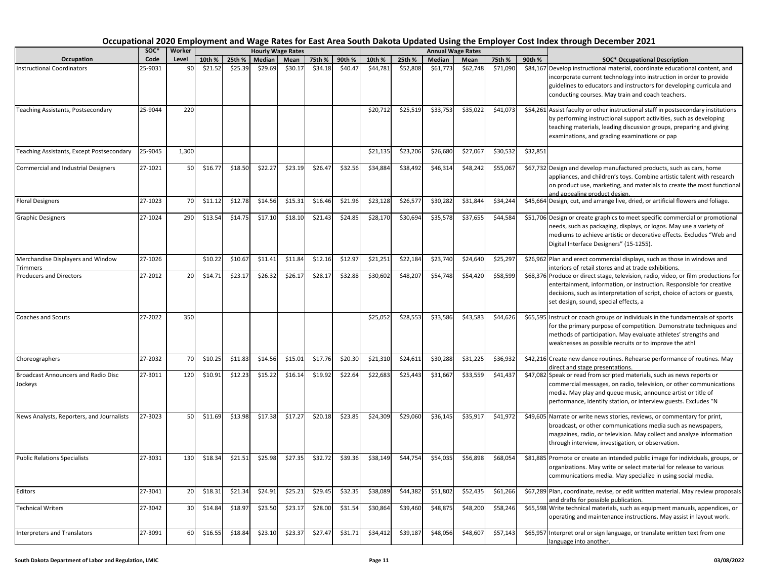# Occupational 2020 Employment and Wage Rates for East Area South Dakota Updated Using the Employer Cost Index through December 2021

| Occupation | SOC* Code | Worker Level | Hourly Wage Rates 10th % | 25th % | Median | Mean | 75th % | 90th % | Annual Wage Rates 10th % | 25th % | Median | Mean | 75th % | 90th % | SOC* Occupational Description |
|---|---|---|---|---|---|---|---|---|---|---|---|---|---|---|---|
| Instructional Coordinators | 25-9031 | 90 | $21.52 | $25.39 | $29.69 | $30.17 | $34.18 | $40.47 | $44,781 | $52,808 | $61,773 | $62,748 | $71,090 | $84,167 | Develop instructional material, coordinate educational content, and incorporate current technology into instruction in order to provide guidelines to educators and instructors for developing curricula and conducting courses. May train and coach teachers. |
| Teaching Assistants, Postsecondary | 25-9044 | 220 | | | | | | | $20,712 | $25,519 | $33,753 | $35,022 | $41,073 | $54,261 | Assist faculty or other instructional staff in postsecondary institutions by performing instructional support activities, such as developing teaching materials, leading discussion groups, preparing and giving examinations, and grading examinations or pap |
| Teaching Assistants, Except Postsecondary | 25-9045 | 1,300 | | | | | | | $21,135 | $23,206 | $26,680 | $27,067 | $30,532 | $32,851 | |
| Commercial and Industrial Designers | 27-1021 | 50 | $16.77 | $18.50 | $22.27 | $23.19 | $26.47 | $32.56 | $34,884 | $38,492 | $46,314 | $48,242 | $55,067 | $67,732 | Design and develop manufactured products, such as cars, home appliances, and children's toys. Combine artistic talent with research on product use, marketing, and materials to create the most functional and appealing product design. |
| Floral Designers | 27-1023 | 70 | $11.12 | $12.78 | $14.56 | $15.31 | $16.46 | $21.96 | $23,128 | $26,577 | $30,282 | $31,844 | $34,244 | $45,664 | Design, cut, and arrange live, dried, or artificial flowers and foliage. |
| Graphic Designers | 27-1024 | 290 | $13.54 | $14.75 | $17.10 | $18.10 | $21.43 | $24.85 | $28,170 | $30,694 | $35,578 | $37,655 | $44,584 | $51,706 | Design or create graphics to meet specific commercial or promotional needs, such as packaging, displays, or logos. May use a variety of mediums to achieve artistic or decorative effects. Excludes "Web and Digital Interface Designers" (15-1255). |
| Merchandise Displayers and Window Trimmers | 27-1026 | | $10.22 | $10.67 | $11.41 | $11.84 | $12.16 | $12.97 | $21,251 | $22,184 | $23,740 | $24,640 | $25,297 | $26,962 | Plan and erect commercial displays, such as those in windows and interiors of retail stores and at trade exhibitions. |
| Producers and Directors | 27-2012 | 20 | $14.71 | $23.17 | $26.32 | $26.17 | $28.17 | $32.88 | $30,602 | $48,207 | $54,748 | $54,420 | $58,599 | $68,376 | Produce or direct stage, television, radio, video, or film productions for entertainment, information, or instruction. Responsible for creative decisions, such as interpretation of script, choice of actors or guests, set design, sound, special effects, a |
| Coaches and Scouts | 27-2022 | 350 | | | | | | | $25,052 | $28,553 | $33,586 | $43,583 | $44,626 | $65,595 | Instruct or coach groups or individuals in the fundamentals of sports for the primary purpose of competition. Demonstrate techniques and methods of participation. May evaluate athletes' strengths and weaknesses as possible recruits or to improve the athl |
| Choreographers | 27-2032 | 70 | $10.25 | $11.83 | $14.56 | $15.01 | $17.76 | $20.30 | $21,310 | $24,611 | $30,288 | $31,225 | $36,932 | $42,216 | Create new dance routines. Rehearse performance of routines. May direct and stage presentations. |
| Broadcast Announcers and Radio Disc Jockeys | 27-3011 | 120 | $10.91 | $12.23 | $15.22 | $16.14 | $19.92 | $22.64 | $22,683 | $25,443 | $31,667 | $33,559 | $41,437 | $47,082 | Speak or read from scripted materials, such as news reports or commercial messages, on radio, television, or other communications media. May play and queue music, announce artist or title of performance, identify station, or interview guests. Excludes "N |
| News Analysts, Reporters, and Journalists | 27-3023 | 50 | $11.69 | $13.98 | $17.38 | $17.27 | $20.18 | $23.85 | $24,309 | $29,060 | $36,145 | $35,917 | $41,972 | $49,605 | Narrate or write news stories, reviews, or commentary for print, broadcast, or other communications media such as newspapers, magazines, radio, or television. May collect and analyze information through interview, investigation, or observation. |
| Public Relations Specialists | 27-3031 | 130 | $18.34 | $21.51 | $25.98 | $27.35 | $32.72 | $39.36 | $38,149 | $44,754 | $54,035 | $56,898 | $68,054 | $81,885 | Promote or create an intended public image for individuals, groups, or organizations. May write or select material for release to various communications media. May specialize in using social media. |
| Editors | 27-3041 | 20 | $18.31 | $21.34 | $24.91 | $25.21 | $29.45 | $32.35 | $38,089 | $44,382 | $51,802 | $52,435 | $61,266 | $67,289 | Plan, coordinate, revise, or edit written material. May review proposals and drafts for possible publication. |
| Technical Writers | 27-3042 | 30 | $14.84 | $18.97 | $23.50 | $23.17 | $28.00 | $31.54 | $30,864 | $39,460 | $48,875 | $48,200 | $58,246 | $65,598 | Write technical materials, such as equipment manuals, appendices, or operating and maintenance instructions. May assist in layout work. |
| Interpreters and Translators | 27-3091 | 60 | $16.55 | $18.84 | $23.10 | $23.37 | $27.47 | $31.71 | $34,412 | $39,187 | $48,056 | $48,607 | $57,143 | $65,957 | Interpret oral or sign language, or translate written text from one language into another. |

South Dakota Department of Labor and Regulation, LMIC — 03/08/2022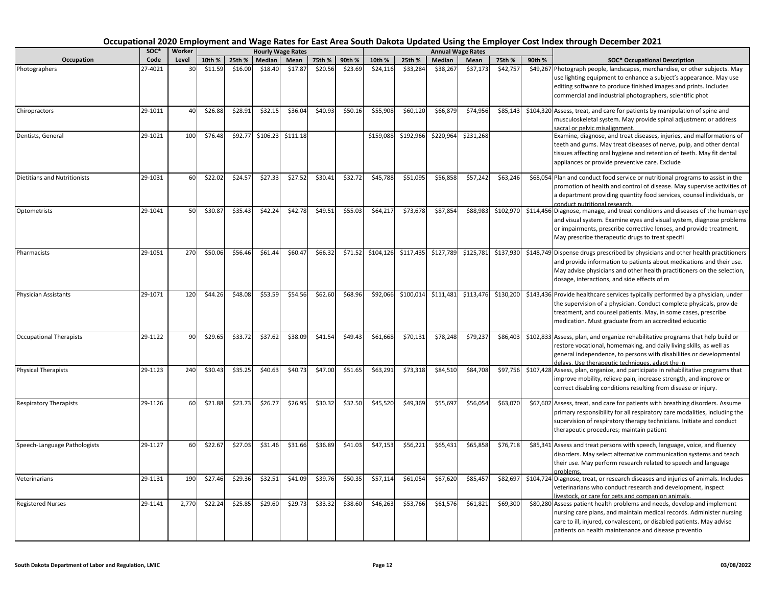## Occupational 2020 Employment and Wage Rates for East Area South Dakota Updated Using the Employer Cost Index through December 2021

| Occupation | SOC* Code | Worker Level | Hourly Wage Rates 10th % | 25th % | Median | Mean | 75th % | 90th % | Annual Wage Rates 10th % | 25th % | Median | Mean | 75th % | 90th % | SOC* Occupational Description |
|---|---|---|---|---|---|---|---|---|---|---|---|---|---|---|---|
| Photographers | 27-4021 | 30 | $11.59 | $16.00 | $18.40 | $17.87 | $20.56 | $23.69 | $24,116 | $33,284 | $38,267 | $37,173 | $42,757 | $49,267 | Photograph people, landscapes, merchandise, or other subjects. May use lighting equipment to enhance a subject's appearance. May use editing software to produce finished images and prints. Includes commercial and industrial photographers, scientific phot |
| Chiropractors | 29-1011 | 40 | $26.88 | $28.91 | $32.15 | $36.04 | $40.93 | $50.16 | $55,908 | $60,120 | $66,879 | $74,956 | $85,143 | $104,320 | Assess, treat, and care for patients by manipulation of spine and musculoskeletal system. May provide spinal adjustment or address sacral or pelvic misalignment. |
| Dentists, General | 29-1021 | 100 | $76.48 | $92.77 | $106.23 | $111.18 | | | $159,088 | $192,966 | $220,964 | $231,268 | | | Examine, diagnose, and treat diseases, injuries, and malformations of teeth and gums. May treat diseases of nerve, pulp, and other dental tissues affecting oral hygiene and retention of teeth. May fit dental appliances or provide preventive care. Exclude |
| Dietitians and Nutritionists | 29-1031 | 60 | $22.02 | $24.57 | $27.33 | $27.52 | $30.41 | $32.72 | $45,788 | $51,095 | $56,858 | $57,242 | $63,246 | $68,054 | Plan and conduct food service or nutritional programs to assist in the promotion of health and control of disease. May supervise activities of a department providing quantity food services, counsel individuals, or conduct nutritional research. |
| Optometrists | 29-1041 | 50 | $30.87 | $35.43 | $42.24 | $42.78 | $49.51 | $55.03 | $64,217 | $73,678 | $87,854 | $88,983 | $102,970 | $114,456 | Diagnose, manage, and treat conditions and diseases of the human eye and visual system. Examine eyes and visual system, diagnose problems or impairments, prescribe corrective lenses, and provide treatment. May prescribe therapeutic drugs to treat specifi |
| Pharmacists | 29-1051 | 270 | $50.06 | $56.46 | $61.44 | $60.47 | $66.32 | $71.52 | $104,126 | $117,435 | $127,789 | $125,781 | $137,930 | $148,749 | Dispense drugs prescribed by physicians and other health practitioners and provide information to patients about medications and their use. May advise physicians and other health practitioners on the selection, dosage, interactions, and side effects of m |
| Physician Assistants | 29-1071 | 120 | $44.26 | $48.08 | $53.59 | $54.56 | $62.60 | $68.96 | $92,066 | $100,014 | $111,481 | $113,476 | $130,200 | $143,436 | Provide healthcare services typically performed by a physician, under the supervision of a physician. Conduct complete physicals, provide treatment, and counsel patients. May, in some cases, prescribe medication. Must graduate from an accredited educatio |
| Occupational Therapists | 29-1122 | 90 | $29.65 | $33.72 | $37.62 | $38.09 | $41.54 | $49.43 | $61,668 | $70,131 | $78,248 | $79,237 | $86,403 | $102,833 | Assess, plan, and organize rehabilitative programs that help build or restore vocational, homemaking, and daily living skills, as well as general independence, to persons with disabilities or developmental delays. Use therapeutic techniques, adapt the in |
| Physical Therapists | 29-1123 | 240 | $30.43 | $35.25 | $40.63 | $40.73 | $47.00 | $51.65 | $63,291 | $73,318 | $84,510 | $84,708 | $97,756 | $107,428 | Assess, plan, organize, and participate in rehabilitative programs that improve mobility, relieve pain, increase strength, and improve or correct disabling conditions resulting from disease or injury. |
| Respiratory Therapists | 29-1126 | 60 | $21.88 | $23.73 | $26.77 | $26.95 | $30.32 | $32.50 | $45,520 | $49,369 | $55,697 | $56,054 | $63,070 | $67,602 | Assess, treat, and care for patients with breathing disorders. Assume primary responsibility for all respiratory care modalities, including the supervision of respiratory therapy technicians. Initiate and conduct therapeutic procedures; maintain patient |
| Speech-Language Pathologists | 29-1127 | 60 | $22.67 | $27.03 | $31.46 | $31.66 | $36.89 | $41.03 | $47,153 | $56,221 | $65,431 | $65,858 | $76,718 | $85,341 | Assess and treat persons with speech, language, voice, and fluency disorders. May select alternative communication systems and teach their use. May perform research related to speech and language problems. |
| Veterinarians | 29-1131 | 190 | $27.46 | $29.36 | $32.51 | $41.09 | $39.76 | $50.35 | $57,114 | $61,054 | $67,620 | $85,457 | $82,697 | $104,724 | Diagnose, treat, or research diseases and injuries of animals. Includes veterinarians who conduct research and development, inspect livestock, or care for pets and companion animals. |
| Registered Nurses | 29-1141 | 2,770 | $22.24 | $25.85 | $29.60 | $29.73 | $33.32 | $38.60 | $46,263 | $53,766 | $61,576 | $61,821 | $69,300 | $80,280 | Assess patient health problems and needs, develop and implement nursing care plans, and maintain medical records. Administer nursing care to ill, injured, convalescent, or disabled patients. May advise patients on health maintenance and disease preventio |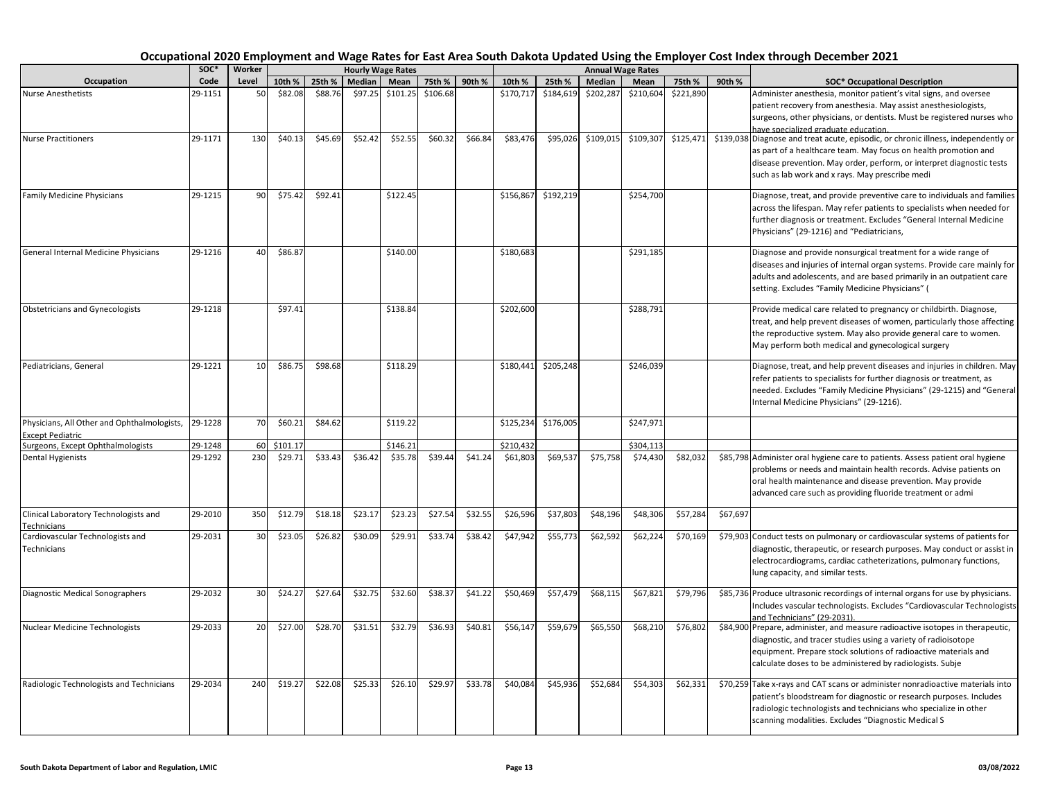# Occupational 2020 Employment and Wage Rates for East Area South Dakota Updated Using the Employer Cost Index through December 2021

| Occupation | SOC* Code | Worker Level | Hourly Wage Rates 10th % | 25th % | Median | Mean | 75th % | 90th % | Annual Wage Rates 10th % | 25th % | Median | Mean | 75th % | 90th % | SOC* Occupational Description |
|---|---|---|---|---|---|---|---|---|---|---|---|---|---|---|---|
| Nurse Anesthetists | 29-1151 | 50 | $82.08 | $88.76 | $97.25 | $101.25 | $106.68 | | $170,717 | $184,619 | $202,287 | $210,604 | $221,890 | | Administer anesthesia, monitor patient's vital signs, and oversee patient recovery from anesthesia. May assist anesthesiologists, surgeons, other physicians, or dentists. Must be registered nurses who have specialized graduate education. |
| Nurse Practitioners | 29-1171 | 130 | $40.13 | $45.69 | $52.42 | $52.55 | $60.32 | $66.84 | $83,476 | $95,026 | $109,015 | $109,307 | $125,471 | $139,038 | Diagnose and treat acute, episodic, or chronic illness, independently or as part of a healthcare team. May focus on health promotion and disease prevention. May order, perform, or interpret diagnostic tests such as lab work and x rays. May prescribe medi |
| Family Medicine Physicians | 29-1215 | 90 | $75.42 | $92.41 | | $122.45 | | | $156,867 | $192,219 | | $254,700 | | | Diagnose, treat, and provide preventive care to individuals and families across the lifespan. May refer patients to specialists when needed for further diagnosis or treatment. Excludes "General Internal Medicine Physicians" (29-1216) and "Pediatricians, |
| General Internal Medicine Physicians | 29-1216 | 40 | $86.87 | | | $140.00 | | | $180,683 | | | $291,185 | | | Diagnose and provide nonsurgical treatment for a wide range of diseases and injuries of internal organ systems. Provide care mainly for adults and adolescents, and are based primarily in an outpatient care setting. Excludes "Family Medicine Physicians" ( |
| Obstetricians and Gynecologists | 29-1218 | | $97.41 | | | $138.84 | | | $202,600 | | | $288,791 | | | Provide medical care related to pregnancy or childbirth. Diagnose, treat, and help prevent diseases of women, particularly those affecting the reproductive system. May also provide general care to women. May perform both medical and gynecological surgery |
| Pediatricians, General | 29-1221 | 10 | $86.75 | $98.68 | | $118.29 | | | $180,441 | $205,248 | | $246,039 | | | Diagnose, treat, and help prevent diseases and injuries in children. May refer patients to specialists for further diagnosis or treatment, as needed. Excludes "Family Medicine Physicians" (29-1215) and "General Internal Medicine Physicians" (29-1216). |
| Physicians, All Other and Ophthalmologists, Except Pediatric | 29-1228 | 70 | $60.21 | $84.62 | | $119.22 | | | $125,234 | $176,005 | | $247,971 | | | |
| Surgeons, Except Ophthalmologists | 29-1248 | 60 | $101.17 | | | $146.21 | | | $210,432 | | | $304,113 | | | |
| Dental Hygienists | 29-1292 | 230 | $29.71 | $33.43 | $36.42 | $35.78 | $39.44 | $41.24 | $61,803 | $69,537 | $75,758 | $74,430 | $82,032 | $85,798 | Administer oral hygiene care to patients. Assess patient oral hygiene problems or needs and maintain health records. Advise patients on oral health maintenance and disease prevention. May provide advanced care such as providing fluoride treatment or admi |
| Clinical Laboratory Technologists and Technicians | 29-2010 | 350 | $12.79 | $18.18 | $23.17 | $23.23 | $27.54 | $32.55 | $26,596 | $37,803 | $48,196 | $48,306 | $57,284 | $67,697 | |
| Cardiovascular Technologists and Technicians | 29-2031 | 30 | $23.05 | $26.82 | $30.09 | $29.91 | $33.74 | $38.42 | $47,942 | $55,773 | $62,592 | $62,224 | $70,169 | $79,903 | Conduct tests on pulmonary or cardiovascular systems of patients for diagnostic, therapeutic, or research purposes. May conduct or assist in electrocardiograms, cardiac catheterizations, pulmonary functions, lung capacity, and similar tests. |
| Diagnostic Medical Sonographers | 29-2032 | 30 | $24.27 | $27.64 | $32.75 | $32.60 | $38.37 | $41.22 | $50,469 | $57,479 | $68,115 | $67,821 | $79,796 | $85,736 | Produce ultrasonic recordings of internal organs for use by physicians. Includes vascular technologists. Excludes "Cardiovascular Technologists and Technicians" (29-2031). |
| Nuclear Medicine Technologists | 29-2033 | 20 | $27.00 | $28.70 | $31.51 | $32.79 | $36.93 | $40.81 | $56,147 | $59,679 | $65,550 | $68,210 | $76,802 | $84,900 | Prepare, administer, and measure radioactive isotopes in therapeutic, diagnostic, and tracer studies using a variety of radioisotope equipment. Prepare stock solutions of radioactive materials and calculate doses to be administered by radiologists. Subje |
| Radiologic Technologists and Technicians | 29-2034 | 240 | $19.27 | $22.08 | $25.33 | $26.10 | $29.97 | $33.78 | $40,084 | $45,936 | $52,684 | $54,303 | $62,331 | $70,259 | Take x-rays and CAT scans or administer nonradioactive materials into patient's bloodstream for diagnostic or research purposes. Includes radiologic technologists and technicians who specialize in other scanning modalities. Excludes "Diagnostic Medical S |

South Dakota Department of Labor and Regulation, LMIC — 03/08/2022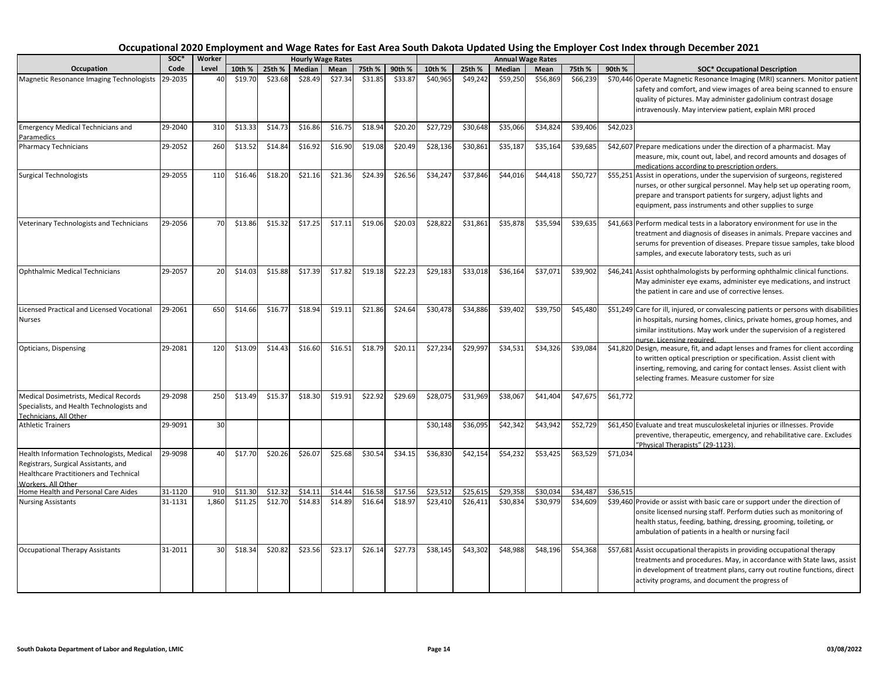# Occupational 2020 Employment and Wage Rates for East Area South Dakota Updated Using the Employer Cost Index through December 2021

| Occupation | SOC* Code | Worker Level | Hourly Wage Rates | | | | | | Annual Wage Rates | | | | | | SOC* Occupational Description |
|---|---|---|---|---|---|---|---|---|---|---|---|---|---|---|---|
| | | | 10th % | 25th % | Median | Mean | 75th % | 90th % | 10th % | 25th % | Median | Mean | 75th % | 90th % | |
| Magnetic Resonance Imaging Technologists | 29-2035 | 40 | $19.70 | $23.68 | $28.49 | $27.34 | $31.85 | $33.87 | $40,965 | $49,242 | $59,250 | $56,869 | $66,239 | $70,446 | Operate Magnetic Resonance Imaging (MRI) scanners. Monitor patient safety and comfort, and view images of area being scanned to ensure quality of pictures. May administer gadolinium contrast dosage intravenously. May interview patient, explain MRI proced |
| Emergency Medical Technicians and Paramedics | 29-2040 | 310 | $13.33 | $14.73 | $16.86 | $16.75 | $18.94 | $20.20 | $27,729 | $30,648 | $35,066 | $34,824 | $39,406 | $42,023 | |
| Pharmacy Technicians | 29-2052 | 260 | $13.52 | $14.84 | $16.92 | $16.90 | $19.08 | $20.49 | $28,136 | $30,861 | $35,187 | $35,164 | $39,685 | $42,607 | Prepare medications under the direction of a pharmacist. May measure, mix, count out, label, and record amounts and dosages of medications according to prescription orders. |
| Surgical Technologists | 29-2055 | 110 | $16.46 | $18.20 | $21.16 | $21.36 | $24.39 | $26.56 | $34,247 | $37,846 | $44,016 | $44,418 | $50,727 | $55,251 | Assist in operations, under the supervision of surgeons, registered nurses, or other surgical personnel. May help set up operating room, prepare and transport patients for surgery, adjust lights and equipment, pass instruments and other supplies to surge |
| Veterinary Technologists and Technicians | 29-2056 | 70 | $13.86 | $15.32 | $17.25 | $17.11 | $19.06 | $20.03 | $28,822 | $31,861 | $35,878 | $35,594 | $39,635 | $41,663 | Perform medical tests in a laboratory environment for use in the treatment and diagnosis of diseases in animals. Prepare vaccines and serums for prevention of diseases. Prepare tissue samples, take blood samples, and execute laboratory tests, such as uri |
| Ophthalmic Medical Technicians | 29-2057 | 20 | $14.03 | $15.88 | $17.39 | $17.82 | $19.18 | $22.23 | $29,183 | $33,018 | $36,164 | $37,071 | $39,902 | $46,241 | Assist ophthalmologists by performing ophthalmic clinical functions. May administer eye exams, administer eye medications, and instruct the patient in care and use of corrective lenses. |
| Licensed Practical and Licensed Vocational Nurses | 29-2061 | 650 | $14.66 | $16.77 | $18.94 | $19.11 | $21.86 | $24.64 | $30,478 | $34,886 | $39,402 | $39,750 | $45,480 | $51,249 | Care for ill, injured, or convalescing patients or persons with disabilities in hospitals, nursing homes, clinics, private homes, group homes, and similar institutions. May work under the supervision of a registered nurse. Licensing required. |
| Opticians, Dispensing | 29-2081 | 120 | $13.09 | $14.43 | $16.60 | $16.51 | $18.79 | $20.11 | $27,234 | $29,997 | $34,531 | $34,326 | $39,084 | $41,820 | Design, measure, fit, and adapt lenses and frames for client according to written optical prescription or specification. Assist client with inserting, removing, and caring for contact lenses. Assist client with selecting frames. Measure customer for size |
| Medical Dosimetrists, Medical Records Specialists, and Health Technologists and Technicians, All Other | 29-2098 | 250 | $13.49 | $15.37 | $18.30 | $19.91 | $22.92 | $29.69 | $28,075 | $31,969 | $38,067 | $41,404 | $47,675 | $61,772 | |
| Athletic Trainers | 29-9091 | 30 | | | | | | | $30,148 | $36,095 | $42,342 | $43,942 | $52,729 | $61,450 | Evaluate and treat musculoskeletal injuries or illnesses. Provide preventive, therapeutic, emergency, and rehabilitative care. Excludes "Physical Therapists" (29-1123). |
| Health Information Technologists, Medical Registrars, Surgical Assistants, and Healthcare Practitioners and Technical Workers, All Other | 29-9098 | 40 | $17.70 | $20.26 | $26.07 | $25.68 | $30.54 | $34.15 | $36,830 | $42,154 | $54,232 | $53,425 | $63,529 | $71,034 | |
| Home Health and Personal Care Aides | 31-1120 | 910 | $11.30 | $12.32 | $14.11 | $14.44 | $16.58 | $17.56 | $23,512 | $25,615 | $29,358 | $30,034 | $34,487 | $36,515 | |
| Nursing Assistants | 31-1131 | 1,860 | $11.25 | $12.70 | $14.83 | $14.89 | $16.64 | $18.97 | $23,410 | $26,411 | $30,834 | $30,979 | $34,609 | $39,460 | Provide or assist with basic care or support under the direction of onsite licensed nursing staff. Perform duties such as monitoring of health status, feeding, bathing, dressing, grooming, toileting, or ambulation of patients in a health or nursing facil |
| Occupational Therapy Assistants | 31-2011 | 30 | $18.34 | $20.82 | $23.56 | $23.17 | $26.14 | $27.73 | $38,145 | $43,302 | $48,988 | $48,196 | $54,368 | $57,681 | Assist occupational therapists in providing occupational therapy treatments and procedures. May, in accordance with State laws, assist in development of treatment plans, carry out routine functions, direct activity programs, and document the progress of |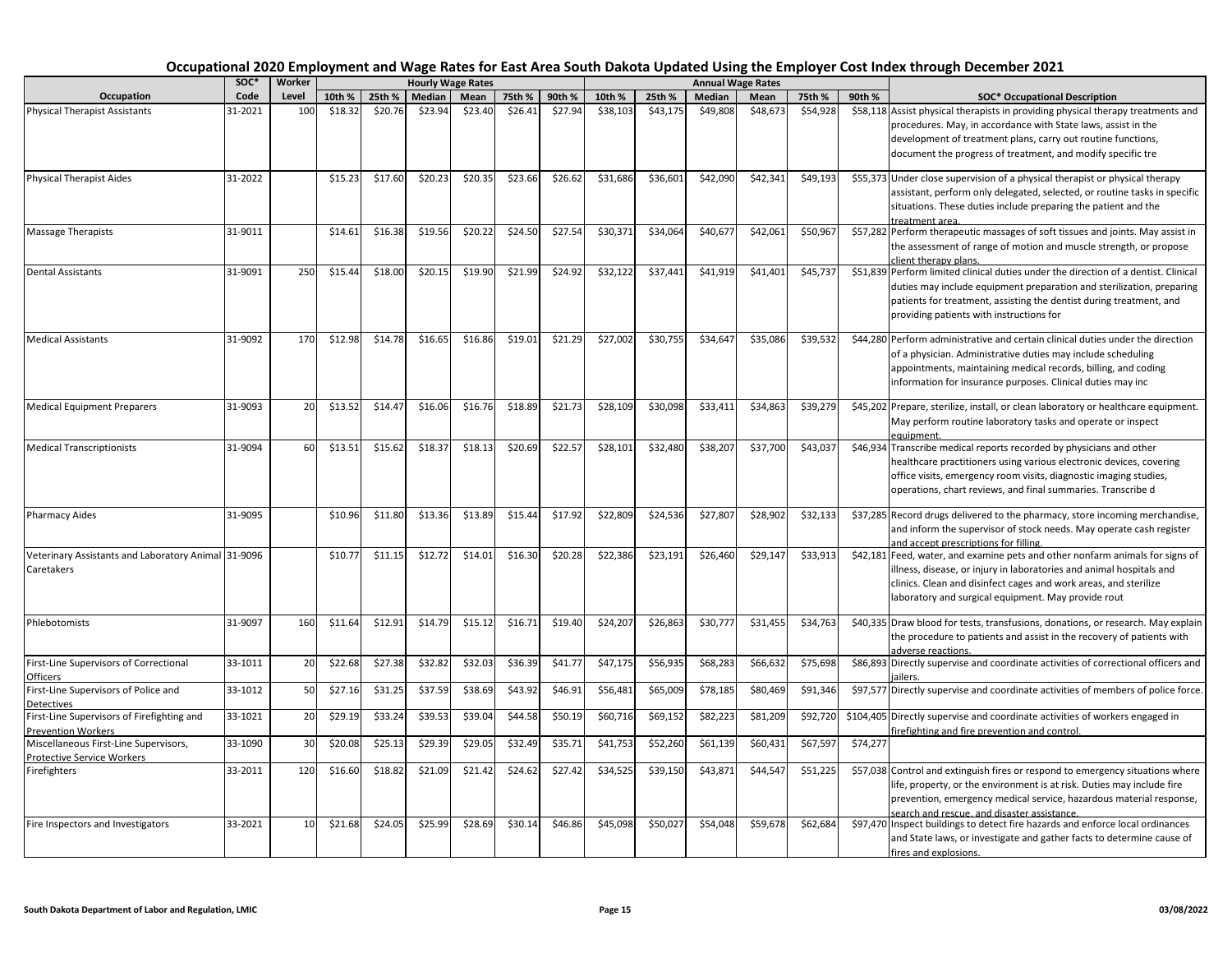# Occupational 2020 Employment and Wage Rates for East Area South Dakota Updated Using the Employer Cost Index through December 2021

| Occupation | SOC* Code | Worker Level | Hourly Wage Rates | | | | | | Annual Wage Rates | | | | | | SOC* Occupational Description |
|---|---|---|---|---|---|---|---|---|---|---|---|---|---|---|---|
| | | | 10th % | 25th % | Median | Mean | 75th % | 90th % | 10th % | 25th % | Median | Mean | 75th % | 90th % | |
| Physical Therapist Assistants | 31-2021 | 100 | $18.32 | $20.76 | $23.94 | $23.40 | $26.41 | $27.94 | $38,103 | $43,175 | $49,808 | $48,673 | $54,928 | $58,118 | Assist physical therapists in providing physical therapy treatments and procedures. May, in accordance with State laws, assist in the development of treatment plans, carry out routine functions, document the progress of treatment, and modify specific tre |
| Physical Therapist Aides | 31-2022 | | $15.23 | $17.60 | $20.23 | $20.35 | $23.66 | $26.62 | $31,686 | $36,601 | $42,090 | $42,341 | $49,193 | $55,373 | Under close supervision of a physical therapist or physical therapy assistant, perform only delegated, selected, or routine tasks in specific situations. These duties include preparing the patient and the treatment area. |
| Massage Therapists | 31-9011 | | $14.61 | $16.38 | $19.56 | $20.22 | $24.50 | $27.54 | $30,371 | $34,064 | $40,677 | $42,061 | $50,967 | $57,282 | Perform therapeutic massages of soft tissues and joints. May assist in the assessment of range of motion and muscle strength, or propose client therapy plans. |
| Dental Assistants | 31-9091 | 250 | $15.44 | $18.00 | $20.15 | $19.90 | $21.99 | $24.92 | $32,122 | $37,441 | $41,919 | $41,401 | $45,737 | $51,839 | Perform limited clinical duties under the direction of a dentist. Clinical duties may include equipment preparation and sterilization, preparing patients for treatment, assisting the dentist during treatment, and providing patients with instructions for |
| Medical Assistants | 31-9092 | 170 | $12.98 | $14.78 | $16.65 | $16.86 | $19.01 | $21.29 | $27,002 | $30,755 | $34,647 | $35,086 | $39,532 | $44,280 | Perform administrative and certain clinical duties under the direction of a physician. Administrative duties may include scheduling appointments, maintaining medical records, billing, and coding information for insurance purposes. Clinical duties may inc |
| Medical Equipment Preparers | 31-9093 | 20 | $13.52 | $14.47 | $16.06 | $16.76 | $18.89 | $21.73 | $28,109 | $30,098 | $33,411 | $34,863 | $39,279 | $45,202 | Prepare, sterilize, install, or clean laboratory or healthcare equipment. May perform routine laboratory tasks and operate or inspect equipment. |
| Medical Transcriptionists | 31-9094 | 60 | $13.51 | $15.62 | $18.37 | $18.13 | $20.69 | $22.57 | $28,101 | $32,480 | $38,207 | $37,700 | $43,037 | $46,934 | Transcribe medical reports recorded by physicians and other healthcare practitioners using various electronic devices, covering office visits, emergency room visits, diagnostic imaging studies, operations, chart reviews, and final summaries. Transcribe d |
| Pharmacy Aides | 31-9095 | | $10.96 | $11.80 | $13.36 | $13.89 | $15.44 | $17.92 | $22,809 | $24,536 | $27,807 | $28,902 | $32,133 | $37,285 | Record drugs delivered to the pharmacy, store incoming merchandise, and inform the supervisor of stock needs. May operate cash register and accept prescriptions for filling. |
| Veterinary Assistants and Laboratory Animal Caretakers | 31-9096 | | $10.77 | $11.15 | $12.72 | $14.01 | $16.30 | $20.28 | $22,386 | $23,191 | $26,460 | $29,147 | $33,913 | $42,181 | Feed, water, and examine pets and other nonfarm animals for signs of illness, disease, or injury in laboratories and animal hospitals and clinics. Clean and disinfect cages and work areas, and sterilize laboratory and surgical equipment. May provide rout |
| Phlebotomists | 31-9097 | 160 | $11.64 | $12.91 | $14.79 | $15.12 | $16.71 | $19.40 | $24,207 | $26,863 | $30,777 | $31,455 | $34,763 | $40,335 | Draw blood for tests, transfusions, donations, or research. May explain the procedure to patients and assist in the recovery of patients with adverse reactions. |
| First-Line Supervisors of Correctional Officers | 33-1011 | 20 | $22.68 | $27.38 | $32.82 | $32.03 | $36.39 | $41.77 | $47,175 | $56,935 | $68,283 | $66,632 | $75,698 | $86,893 | Directly supervise and coordinate activities of correctional officers and jailers. |
| First-Line Supervisors of Police and Detectives | 33-1012 | 50 | $27.16 | $31.25 | $37.59 | $38.69 | $43.92 | $46.91 | $56,481 | $65,009 | $78,185 | $80,469 | $91,346 | $97,577 | Directly supervise and coordinate activities of members of police force. |
| First-Line Supervisors of Firefighting and Prevention Workers | 33-1021 | 20 | $29.19 | $33.24 | $39.53 | $39.04 | $44.58 | $50.19 | $60,716 | $69,152 | $82,223 | $81,209 | $92,720 | $104,405 | Directly supervise and coordinate activities of workers engaged in firefighting and fire prevention and control. |
| Miscellaneous First-Line Supervisors, Protective Service Workers | 33-1090 | 30 | $20.08 | $25.13 | $29.39 | $29.05 | $32.49 | $35.71 | $41,753 | $52,260 | $61,139 | $60,431 | $67,597 | $74,277 | |
| Firefighters | 33-2011 | 120 | $16.60 | $18.82 | $21.09 | $21.42 | $24.62 | $27.42 | $34,525 | $39,150 | $43,871 | $44,547 | $51,225 | $57,038 | Control and extinguish fires or respond to emergency situations where life, property, or the environment is at risk. Duties may include fire prevention, emergency medical service, hazardous material response, search and rescue, and disaster assistance. |
| Fire Inspectors and Investigators | 33-2021 | 10 | $21.68 | $24.05 | $25.99 | $28.69 | $30.14 | $46.86 | $45,098 | $50,027 | $54,048 | $59,678 | $62,684 | $97,470 | Inspect buildings to detect fire hazards and enforce local ordinances and State laws, or investigate and gather facts to determine cause of fires and explosions. |

South Dakota Department of Labor and Regulation, LMIC — 03/08/2022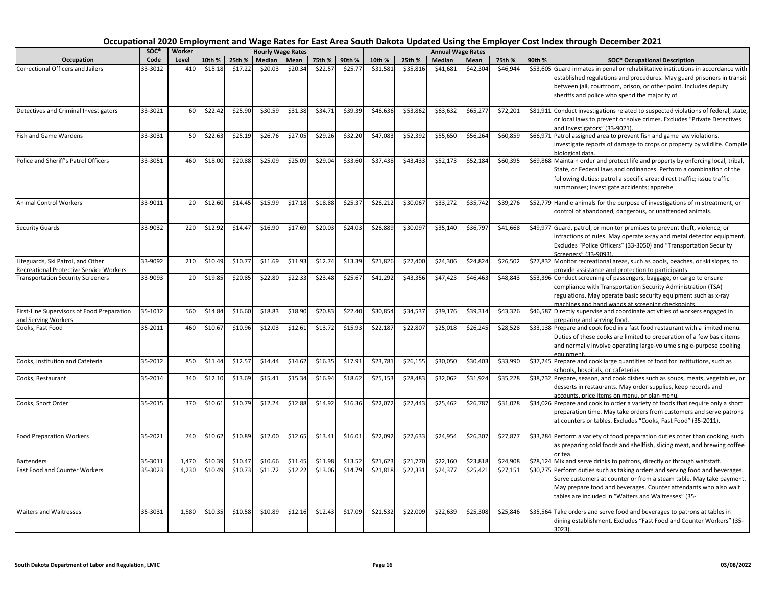# Occupational 2020 Employment and Wage Rates for East Area South Dakota Updated Using the Employer Cost Index through December 2021

| Occupation | SOC* Code | Worker Level | Hourly Wage Rates 10th % | 25th % | Median | Mean | 75th % | 90th % | Annual Wage Rates 10th % | 25th % | Median | Mean | 75th % | 90th % | SOC* Occupational Description |
|---|---|---|---|---|---|---|---|---|---|---|---|---|---|---|---|
| Correctional Officers and Jailers | 33-3012 | 410 | $15.18 | $17.22 | $20.03 | $20.34 | $22.57 | $25.77 | $31,581 | $35,816 | $41,681 | $42,304 | $46,944 | $53,605 | Guard inmates in penal or rehabilitative institutions in accordance with established regulations and procedures. May guard prisoners in transit between jail, courtroom, prison, or other point. Includes deputy sheriffs and police who spend the majority of |
| Detectives and Criminal Investigators | 33-3021 | 60 | $22.42 | $25.90 | $30.59 | $31.38 | $34.71 | $39.39 | $46,636 | $53,862 | $63,632 | $65,277 | $72,201 | $81,911 | Conduct investigations related to suspected violations of federal, state, or local laws to prevent or solve crimes. Excludes "Private Detectives and Investigators" (33-9021). |
| Fish and Game Wardens | 33-3031 | 50 | $22.63 | $25.19 | $26.76 | $27.05 | $29.26 | $32.20 | $47,083 | $52,392 | $55,650 | $56,264 | $60,859 | $66,971 | Patrol assigned area to prevent fish and game law violations. Investigate reports of damage to crops or property by wildlife. Compile biological data. |
| Police and Sheriff's Patrol Officers | 33-3051 | 460 | $18.00 | $20.88 | $25.09 | $25.09 | $29.04 | $33.60 | $37,438 | $43,433 | $52,173 | $52,184 | $60,395 | $69,868 | Maintain order and protect life and property by enforcing local, tribal, State, or Federal laws and ordinances. Perform a combination of the following duties: patrol a specific area; direct traffic; issue traffic summonses; investigate accidents; apprehe |
| Animal Control Workers | 33-9011 | 20 | $12.60 | $14.45 | $15.99 | $17.18 | $18.88 | $25.37 | $26,212 | $30,067 | $33,272 | $35,742 | $39,276 | $52,779 | Handle animals for the purpose of investigations of mistreatment, or control of abandoned, dangerous, or unattended animals. |
| Security Guards | 33-9032 | 220 | $12.92 | $14.47 | $16.90 | $17.69 | $20.03 | $24.03 | $26,889 | $30,097 | $35,140 | $36,797 | $41,668 | $49,977 | Guard, patrol, or monitor premises to prevent theft, violence, or infractions of rules. May operate x-ray and metal detector equipment. Excludes "Police Officers" (33-3050) and "Transportation Security Screeners" (33-9093). |
| Lifeguards, Ski Patrol, and Other Recreational Protective Service Workers | 33-9092 | 210 | $10.49 | $10.77 | $11.69 | $11.93 | $12.74 | $13.39 | $21,826 | $22,400 | $24,306 | $24,824 | $26,502 | $27,832 | Monitor recreational areas, such as pools, beaches, or ski slopes, to provide assistance and protection to participants. |
| Transportation Security Screeners | 33-9093 | 20 | $19.85 | $20.85 | $22.80 | $22.33 | $23.48 | $25.67 | $41,292 | $43,356 | $47,423 | $46,463 | $48,843 | $53,396 | Conduct screening of passengers, baggage, or cargo to ensure compliance with Transportation Security Administration (TSA) regulations. May operate basic security equipment such as x-ray machines and hand wands at screening checkpoints. |
| First-Line Supervisors of Food Preparation and Serving Workers | 35-1012 | 560 | $14.84 | $16.60 | $18.83 | $18.90 | $20.83 | $22.40 | $30,854 | $34,537 | $39,176 | $39,314 | $43,326 | $46,587 | Directly supervise and coordinate activities of workers engaged in preparing and serving food. |
| Cooks, Fast Food | 35-2011 | 460 | $10.67 | $10.96 | $12.03 | $12.61 | $13.72 | $15.93 | $22,187 | $22,807 | $25,018 | $26,245 | $28,528 | $33,138 | Prepare and cook food in a fast food restaurant with a limited menu. Duties of these cooks are limited to preparation of a few basic items and normally involve operating large-volume single-purpose cooking equipment. |
| Cooks, Institution and Cafeteria | 35-2012 | 850 | $11.44 | $12.57 | $14.44 | $14.62 | $16.35 | $17.91 | $23,781 | $26,155 | $30,050 | $30,403 | $33,990 | $37,245 | Prepare and cook large quantities of food for institutions, such as schools, hospitals, or cafeterias. |
| Cooks, Restaurant | 35-2014 | 340 | $12.10 | $13.69 | $15.41 | $15.34 | $16.94 | $18.62 | $25,153 | $28,483 | $32,062 | $31,924 | $35,228 | $38,732 | Prepare, season, and cook dishes such as soups, meats, vegetables, or desserts in restaurants. May order supplies, keep records and accounts, price items on menu, or plan menu. |
| Cooks, Short Order | 35-2015 | 370 | $10.61 | $10.79 | $12.24 | $12.88 | $14.92 | $16.36 | $22,072 | $22,443 | $25,462 | $26,787 | $31,028 | $34,026 | Prepare and cook to order a variety of foods that require only a short preparation time. May take orders from customers and serve patrons at counters or tables. Excludes "Cooks, Fast Food" (35-2011). |
| Food Preparation Workers | 35-2021 | 740 | $10.62 | $10.89 | $12.00 | $12.65 | $13.41 | $16.01 | $22,092 | $22,633 | $24,954 | $26,307 | $27,877 | $33,284 | Perform a variety of food preparation duties other than cooking, such as preparing cold foods and shellfish, slicing meat, and brewing coffee or tea. |
| Bartenders | 35-3011 | 1,470 | $10.39 | $10.47 | $10.66 | $11.45 | $11.98 | $13.52 | $21,623 | $21,770 | $22,160 | $23,818 | $24,908 | $28,124 | Mix and serve drinks to patrons, directly or through waitstaff. |
| Fast Food and Counter Workers | 35-3023 | 4,230 | $10.49 | $10.73 | $11.72 | $12.22 | $13.06 | $14.79 | $21,818 | $22,331 | $24,377 | $25,421 | $27,151 | $30,775 | Perform duties such as taking orders and serving food and beverages. Serve customers at counter or from a steam table. May take payment. May prepare food and beverages. Counter attendants who also wait tables are included in "Waiters and Waitresses" (35- |
| Waiters and Waitresses | 35-3031 | 1,580 | $10.35 | $10.58 | $10.89 | $12.16 | $12.43 | $17.09 | $21,532 | $22,009 | $22,639 | $25,308 | $25,846 | $35,564 | Take orders and serve food and beverages to patrons at tables in dining establishment. Excludes "Fast Food and Counter Workers" (35-3023). |

South Dakota Department of Labor and Regulation, LMIC — 03/08/2022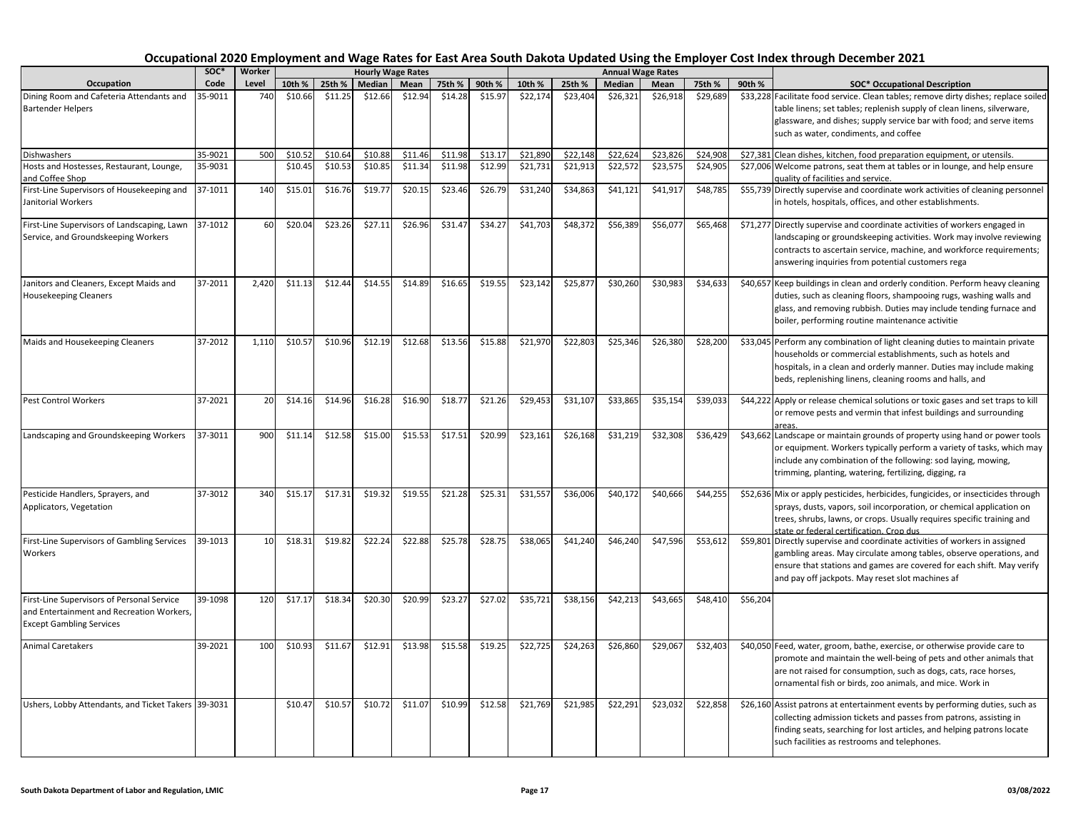# Occupational 2020 Employment and Wage Rates for East Area South Dakota Updated Using the Employer Cost Index through December 2021

| Occupation | SOC* Code | Worker Level | Hourly Wage Rates 10th % | 25th % | Median | Mean | 75th % | 90th % | Annual Wage Rates 10th % | 25th % | Median | Mean | 75th % | 90th % | SOC* Occupational Description |
|---|---|---|---|---|---|---|---|---|---|---|---|---|---|---|---|
| Dining Room and Cafeteria Attendants and Bartender Helpers | 35-9011 | 740 | $10.66 | $11.25 | $12.66 | $12.94 | $14.28 | $15.97 | $22,174 | $23,404 | $26,321 | $26,918 | $29,689 | $33,228 | Facilitate food service. Clean tables; remove dirty dishes; replace soiled table linens; set tables; replenish supply of clean linens, silverware, glassware, and dishes; supply service bar with food; and serve items such as water, condiments, and coffee |
| Dishwashers | 35-9021 | 500 | $10.52 | $10.64 | $10.88 | $11.46 | $11.98 | $13.17 | $21,890 | $22,148 | $22,624 | $23,826 | $24,908 | $27,381 | Clean dishes, kitchen, food preparation equipment, or utensils. |
| Hosts and Hostesses, Restaurant, Lounge, and Coffee Shop | 35-9031 | | $10.45 | $10.53 | $10.85 | $11.34 | $11.98 | $12.99 | $21,731 | $21,913 | $22,572 | $23,575 | $24,905 | $27,006 | Welcome patrons, seat them at tables or in lounge, and help ensure quality of facilities and service. |
| First-Line Supervisors of Housekeeping and Janitorial Workers | 37-1011 | 140 | $15.01 | $16.76 | $19.77 | $20.15 | $23.46 | $26.79 | $31,240 | $34,863 | $41,121 | $41,917 | $48,785 | $55,739 | Directly supervise and coordinate work activities of cleaning personnel in hotels, hospitals, offices, and other establishments. |
| First-Line Supervisors of Landscaping, Lawn Service, and Groundskeeping Workers | 37-1012 | 60 | $20.04 | $23.26 | $27.11 | $26.96 | $31.47 | $34.27 | $41,703 | $48,372 | $56,389 | $56,077 | $65,468 | $71,277 | Directly supervise and coordinate activities of workers engaged in landscaping or groundskeeping activities. Work may involve reviewing contracts to ascertain service, machine, and workforce requirements; answering inquiries from potential customers rega |
| Janitors and Cleaners, Except Maids and Housekeeping Cleaners | 37-2011 | 2,420 | $11.13 | $12.44 | $14.55 | $14.89 | $16.65 | $19.55 | $23,142 | $25,877 | $30,260 | $30,983 | $34,633 | $40,657 | Keep buildings in clean and orderly condition. Perform heavy cleaning duties, such as cleaning floors, shampooing rugs, washing walls and glass, and removing rubbish. Duties may include tending furnace and boiler, performing routine maintenance activitie |
| Maids and Housekeeping Cleaners | 37-2012 | 1,110 | $10.57 | $10.96 | $12.19 | $12.68 | $13.56 | $15.88 | $21,970 | $22,803 | $25,346 | $26,380 | $28,200 | $33,045 | Perform any combination of light cleaning duties to maintain private households or commercial establishments, such as hotels and hospitals, in a clean and orderly manner. Duties may include making beds, replenishing linens, cleaning rooms and halls, and |
| Pest Control Workers | 37-2021 | 20 | $14.16 | $14.96 | $16.28 | $16.90 | $18.77 | $21.26 | $29,453 | $31,107 | $33,865 | $35,154 | $39,033 | $44,222 | Apply or release chemical solutions or toxic gases and set traps to kill or remove pests and vermin that infest buildings and surrounding areas. |
| Landscaping and Groundskeeping Workers | 37-3011 | 900 | $11.14 | $12.58 | $15.00 | $15.53 | $17.51 | $20.99 | $23,161 | $26,168 | $31,219 | $32,308 | $36,429 | $43,662 | Landscape or maintain grounds of property using hand or power tools or equipment. Workers typically perform a variety of tasks, which may include any combination of the following: sod laying, mowing, trimming, planting, watering, fertilizing, digging, ra |
| Pesticide Handlers, Sprayers, and Applicators, Vegetation | 37-3012 | 340 | $15.17 | $17.31 | $19.32 | $19.55 | $21.28 | $25.31 | $31,557 | $36,006 | $40,172 | $40,666 | $44,255 | $52,636 | Mix or apply pesticides, herbicides, fungicides, or insecticides through sprays, dusts, vapors, soil incorporation, or chemical application on trees, shrubs, lawns, or crops. Usually requires specific training and state or federal certification. Crop dus |
| First-Line Supervisors of Gambling Services Workers | 39-1013 | 10 | $18.31 | $19.82 | $22.24 | $22.88 | $25.78 | $28.75 | $38,065 | $41,240 | $46,240 | $47,596 | $53,612 | $59,801 | Directly supervise and coordinate activities of workers in assigned gambling areas. May circulate among tables, observe operations, and ensure that stations and games are covered for each shift. May verify and pay off jackpots. May reset slot machines af |
| First-Line Supervisors of Personal Service and Entertainment and Recreation Workers, Except Gambling Services | 39-1098 | 120 | $17.17 | $18.34 | $20.30 | $20.99 | $23.27 | $27.02 | $35,721 | $38,156 | $42,213 | $43,665 | $48,410 | $56,204 | |
| Animal Caretakers | 39-2021 | 100 | $10.93 | $11.67 | $12.91 | $13.98 | $15.58 | $19.25 | $22,725 | $24,263 | $26,860 | $29,067 | $32,403 | $40,050 | Feed, water, groom, bathe, exercise, or otherwise provide care to promote and maintain the well-being of pets and other animals that are not raised for consumption, such as dogs, cats, race horses, ornamental fish or birds, zoo animals, and mice. Work in |
| Ushers, Lobby Attendants, and Ticket Takers | 39-3031 | | $10.47 | $10.57 | $10.72 | $11.07 | $10.99 | $12.58 | $21,769 | $21,985 | $22,291 | $23,032 | $22,858 | $26,160 | Assist patrons at entertainment events by performing duties, such as collecting admission tickets and passes from patrons, assisting in finding seats, searching for lost articles, and helping patrons locate such facilities as restrooms and telephones. |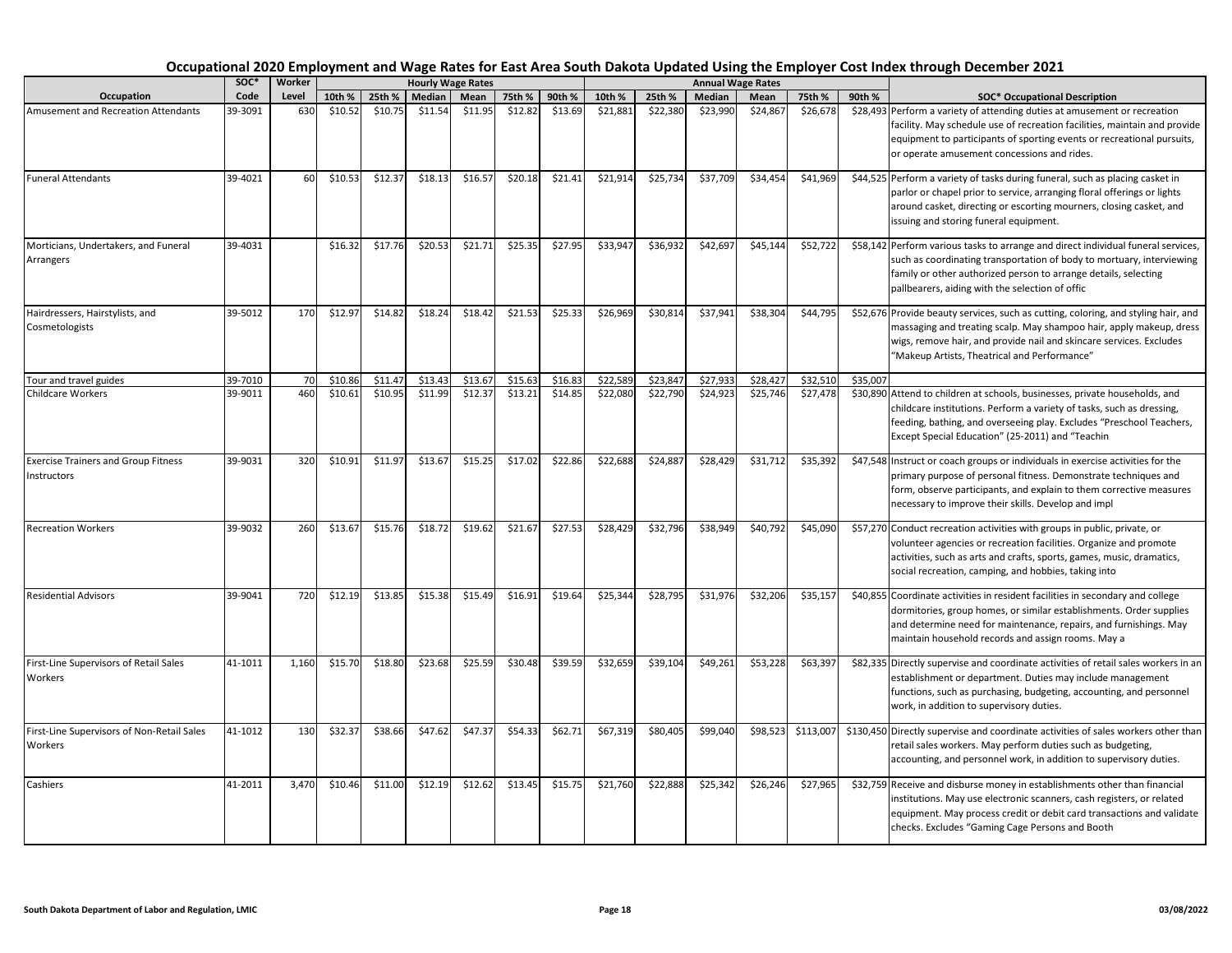# Occupational 2020 Employment and Wage Rates for East Area South Dakota Updated Using the Employer Cost Index through December 2021

| Occupation | SOC* Code | Worker Level | Hourly Wage Rates | | | | | | Annual Wage Rates | | | | | | SOC* Occupational Description |
|---|---|---|---|---|---|---|---|---|---|---|---|---|---|---|---|
| | | | 10th % | 25th % | Median | Mean | 75th % | 90th % | 10th % | 25th % | Median | Mean | 75th % | 90th % | |
| Amusement and Recreation Attendants | 39-3091 | 630 | $10.52 | $10.75 | $11.54 | $11.95 | $12.82 | $13.69 | $21,881 | $22,380 | $23,990 | $24,867 | $26,678 | $28,493 | Perform a variety of attending duties at amusement or recreation facility. May schedule use of recreation facilities, maintain and provide equipment to participants of sporting events or recreational pursuits, or operate amusement concessions and rides. |
| Funeral Attendants | 39-4021 | 60 | $10.53 | $12.37 | $18.13 | $16.57 | $20.18 | $21.41 | $21,914 | $25,734 | $37,709 | $34,454 | $41,969 | $44,525 | Perform a variety of tasks during funeral, such as placing casket in parlor or chapel prior to service, arranging floral offerings or lights around casket, directing or escorting mourners, closing casket, and issuing and storing funeral equipment. |
| Morticians, Undertakers, and Funeral Arrangers | 39-4031 | | $16.32 | $17.76 | $20.53 | $21.71 | $25.35 | $27.95 | $33,947 | $36,932 | $42,697 | $45,144 | $52,722 | $58,142 | Perform various tasks to arrange and direct individual funeral services, such as coordinating transportation of body to mortuary, interviewing family or other authorized person to arrange details, selecting pallbearers, aiding with the selection of offic |
| Hairdressers, Hairstylists, and Cosmetologists | 39-5012 | 170 | $12.97 | $14.82 | $18.24 | $18.42 | $21.53 | $25.33 | $26,969 | $30,814 | $37,941 | $38,304 | $44,795 | $52,676 | Provide beauty services, such as cutting, coloring, and styling hair, and massaging and treating scalp. May shampoo hair, apply makeup, dress wigs, remove hair, and provide nail and skincare services. Excludes "Makeup Artists, Theatrical and Performance" |
| Tour and travel guides | 39-7010 | 70 | $10.86 | $11.47 | $13.43 | $13.67 | $15.63 | $16.83 | $22,589 | $23,847 | $27,933 | $28,427 | $32,510 | $35,007 | |
| Childcare Workers | 39-9011 | 460 | $10.61 | $10.95 | $11.99 | $12.37 | $13.21 | $14.85 | $22,080 | $22,790 | $24,923 | $25,746 | $27,478 | $30,890 | Attend to children at schools, businesses, private households, and childcare institutions. Perform a variety of tasks, such as dressing, feeding, bathing, and overseeing play. Excludes "Preschool Teachers, Except Special Education" (25-2011) and "Teachin |
| Exercise Trainers and Group Fitness Instructors | 39-9031 | 320 | $10.91 | $11.97 | $13.67 | $15.25 | $17.02 | $22.86 | $22,688 | $24,887 | $28,429 | $31,712 | $35,392 | $47,548 | Instruct or coach groups or individuals in exercise activities for the primary purpose of personal fitness. Demonstrate techniques and form, observe participants, and explain to them corrective measures necessary to improve their skills. Develop and impl |
| Recreation Workers | 39-9032 | 260 | $13.67 | $15.76 | $18.72 | $19.62 | $21.67 | $27.53 | $28,429 | $32,796 | $38,949 | $40,792 | $45,090 | $57,270 | Conduct recreation activities with groups in public, private, or volunteer agencies or recreation facilities. Organize and promote activities, such as arts and crafts, sports, games, music, dramatics, social recreation, camping, and hobbies, taking into |
| Residential Advisors | 39-9041 | 720 | $12.19 | $13.85 | $15.38 | $15.49 | $16.91 | $19.64 | $25,344 | $28,795 | $31,976 | $32,206 | $35,157 | $40,855 | Coordinate activities in resident facilities in secondary and college dormitories, group homes, or similar establishments. Order supplies and determine need for maintenance, repairs, and furnishings. May maintain household records and assign rooms. May a |
| First-Line Supervisors of Retail Sales Workers | 41-1011 | 1,160 | $15.70 | $18.80 | $23.68 | $25.59 | $30.48 | $39.59 | $32,659 | $39,104 | $49,261 | $53,228 | $63,397 | $82,335 | Directly supervise and coordinate activities of retail sales workers in an establishment or department. Duties may include management functions, such as purchasing, budgeting, accounting, and personnel work, in addition to supervisory duties. |
| First-Line Supervisors of Non-Retail Sales Workers | 41-1012 | 130 | $32.37 | $38.66 | $47.62 | $47.37 | $54.33 | $62.71 | $67,319 | $80,405 | $99,040 | $98,523 | $113,007 | $130,450 | Directly supervise and coordinate activities of sales workers other than retail sales workers. May perform duties such as budgeting, accounting, and personnel work, in addition to supervisory duties. |
| Cashiers | 41-2011 | 3,470 | $10.46 | $11.00 | $12.19 | $12.62 | $13.45 | $15.75 | $21,760 | $22,888 | $25,342 | $26,246 | $27,965 | $32,759 | Receive and disburse money in establishments other than financial institutions. May use electronic scanners, cash registers, or related equipment. May process credit or debit card transactions and validate checks. Excludes "Gaming Cage Persons and Booth |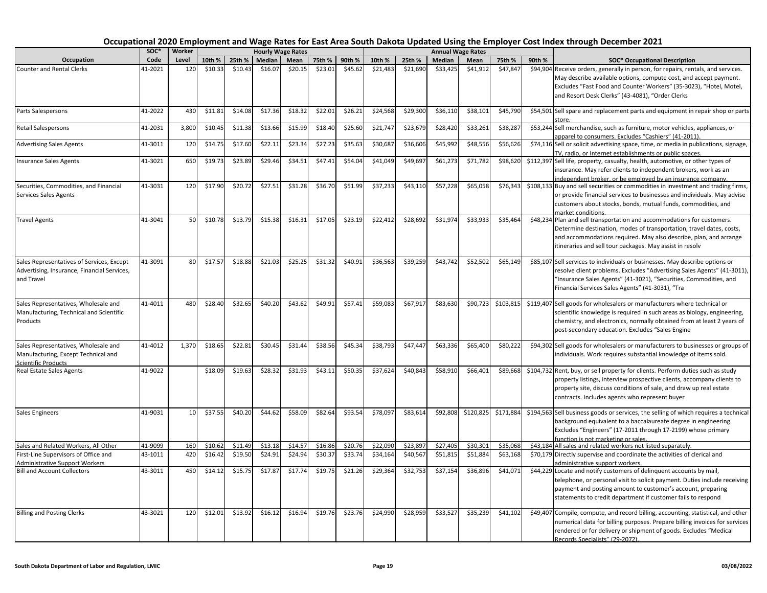# Occupational 2020 Employment and Wage Rates for East Area South Dakota Updated Using the Employer Cost Index through December 2021

| Occupation | SOC* Code | Worker Level | Hourly Wage Rates 10th % | 25th % | Median | Mean | 75th % | 90th % | Annual Wage Rates 10th % | 25th % | Median | Mean | 75th % | 90th % | SOC* Occupational Description |
|---|---|---|---|---|---|---|---|---|---|---|---|---|---|---|---|
| Counter and Rental Clerks | 41-2021 | 120 | $10.33 | $10.43 | $16.07 | $20.15 | $23.01 | $45.62 | $21,483 | $21,690 | $33,425 | $41,912 | $47,847 | $94,904 | Receive orders, generally in person, for repairs, rentals, and services. May describe available options, compute cost, and accept payment. Excludes "Fast Food and Counter Workers" (35-3023), "Hotel, Motel, and Resort Desk Clerks" (43-4081), "Order Clerks |
| Parts Salespersons | 41-2022 | 430 | $11.81 | $14.08 | $17.36 | $18.32 | $22.01 | $26.21 | $24,568 | $29,300 | $36,110 | $38,101 | $45,790 | $54,501 | Sell spare and replacement parts and equipment in repair shop or parts store. |
| Retail Salespersons | 41-2031 | 3,800 | $10.45 | $11.38 | $13.66 | $15.99 | $18.40 | $25.60 | $21,747 | $23,679 | $28,420 | $33,261 | $38,287 | $53,244 | Sell merchandise, such as furniture, motor vehicles, appliances, or apparel to consumers. Excludes "Cashiers" (41-2011). |
| Advertising Sales Agents | 41-3011 | 120 | $14.75 | $17.60 | $22.11 | $23.34 | $27.23 | $35.63 | $30,687 | $36,606 | $45,992 | $48,556 | $56,626 | $74,116 | Sell or solicit advertising space, time, or media in publications, signage, TV, radio, or Internet establishments or public spaces. |
| Insurance Sales Agents | 41-3021 | 650 | $19.73 | $23.89 | $29.46 | $34.51 | $47.41 | $54.04 | $41,049 | $49,697 | $61,273 | $71,782 | $98,620 | $112,397 | Sell life, property, casualty, health, automotive, or other types of insurance. May refer clients to independent brokers, work as an independent broker, or be employed by an insurance company. |
| Securities, Commodities, and Financial Services Sales Agents | 41-3031 | 120 | $17.90 | $20.72 | $27.51 | $31.28 | $36.70 | $51.99 | $37,233 | $43,110 | $57,228 | $65,058 | $76,343 | $108,133 | Buy and sell securities or commodities in investment and trading firms, or provide financial services to businesses and individuals. May advise customers about stocks, bonds, mutual funds, commodities, and market conditions. |
| Travel Agents | 41-3041 | 50 | $10.78 | $13.79 | $15.38 | $16.31 | $17.05 | $23.19 | $22,412 | $28,692 | $31,974 | $33,933 | $35,464 | $48,234 | Plan and sell transportation and accommodations for customers. Determine destination, modes of transportation, travel dates, costs, and accommodations required. May also describe, plan, and arrange itineraries and sell tour packages. May assist in resolv |
| Sales Representatives of Services, Except Advertising, Insurance, Financial Services, and Travel | 41-3091 | 80 | $17.57 | $18.88 | $21.03 | $25.25 | $31.32 | $40.91 | $36,563 | $39,259 | $43,742 | $52,502 | $65,149 | $85,107 | Sell services to individuals or businesses. May describe options or resolve client problems. Excludes "Advertising Sales Agents" (41-3011), "Insurance Sales Agents" (41-3021), "Securities, Commodities, and Financial Services Sales Agents" (41-3031), "Tra |
| Sales Representatives, Wholesale and Manufacturing, Technical and Scientific Products | 41-4011 | 480 | $28.40 | $32.65 | $40.20 | $43.62 | $49.91 | $57.41 | $59,083 | $67,917 | $83,630 | $90,723 | $103,815 | $119,407 | Sell goods for wholesalers or manufacturers where technical or scientific knowledge is required in such areas as biology, engineering, chemistry, and electronics, normally obtained from at least 2 years of post-secondary education. Excludes "Sales Engine |
| Sales Representatives, Wholesale and Manufacturing, Except Technical and Scientific Products | 41-4012 | 1,370 | $18.65 | $22.81 | $30.45 | $31.44 | $38.56 | $45.34 | $38,793 | $47,447 | $63,336 | $65,400 | $80,222 | $94,302 | Sell goods for wholesalers or manufacturers to businesses or groups of individuals. Work requires substantial knowledge of items sold. |
| Real Estate Sales Agents | 41-9022 | | $18.09 | $19.63 | $28.32 | $31.93 | $43.11 | $50.35 | $37,624 | $40,843 | $58,910 | $66,401 | $89,668 | $104,732 | Rent, buy, or sell property for clients. Perform duties such as study property listings, interview prospective clients, accompany clients to property site, discuss conditions of sale, and draw up real estate contracts. Includes agents who represent buyer |
| Sales Engineers | 41-9031 | 10 | $37.55 | $40.20 | $44.62 | $58.09 | $82.64 | $93.54 | $78,097 | $83,614 | $92,808 | $120,825 | $171,884 | $194,563 | Sell business goods or services, the selling of which requires a technical background equivalent to a baccalaureate degree in engineering. Excludes "Engineers" (17-2011 through 17-2199) whose primary function is not marketing or sales. |
| Sales and Related Workers, All Other | 41-9099 | 160 | $10.62 | $11.49 | $13.18 | $14.57 | $16.86 | $20.76 | $22,090 | $23,897 | $27,405 | $30,301 | $35,068 | $43,184 | All sales and related workers not listed separately. |
| First-Line Supervisors of Office and Administrative Support Workers | 43-1011 | 420 | $16.42 | $19.50 | $24.91 | $24.94 | $30.37 | $33.74 | $34,164 | $40,567 | $51,815 | $51,884 | $63,168 | $70,179 | Directly supervise and coordinate the activities of clerical and administrative support workers. |
| Bill and Account Collectors | 43-3011 | 450 | $14.12 | $15.75 | $17.87 | $17.74 | $19.75 | $21.26 | $29,364 | $32,753 | $37,154 | $36,896 | $41,071 | $44,229 | Locate and notify customers of delinquent accounts by mail, telephone, or personal visit to solicit payment. Duties include receiving payment and posting amount to customer's account, preparing statements to credit department if customer fails to respond |
| Billing and Posting Clerks | 43-3021 | 120 | $12.01 | $13.92 | $16.12 | $16.94 | $19.76 | $23.76 | $24,990 | $28,959 | $33,527 | $35,239 | $41,102 | $49,407 | Compile, compute, and record billing, accounting, statistical, and other numerical data for billing purposes. Prepare billing invoices for services rendered or for delivery or shipment of goods. Excludes "Medical Records Specialists" (29-2072). |

South Dakota Department of Labor and Regulation, LMIC — 03/08/2022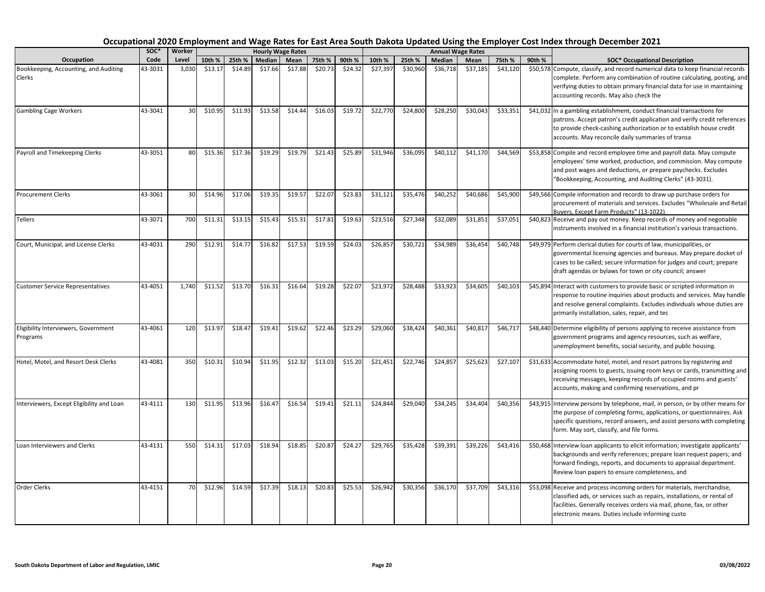# Occupational 2020 Employment and Wage Rates for East Area South Dakota Updated Using the Employer Cost Index through December 2021

| Occupation | SOC* Code | Worker Level | Hourly Wage Rates | | | | | | Annual Wage Rates | | | | | | SOC* Occupational Description |
|---|---|---|---|---|---|---|---|---|---|---|---|---|---|---|---|
| | | | 10th % | 25th % | Median | Mean | 75th % | 90th % | 10th % | 25th % | Median | Mean | 75th % | 90th % | |
| Bookkeeping, Accounting, and Auditing Clerks | 43-3031 | 3,030 | $13.17 | $14.89 | $17.66 | $17.88 | $20.73 | $24.32 | $27,397 | $30,960 | $36,718 | $37,185 | $43,120 | $50,578 | Compute, classify, and record numerical data to keep financial records complete. Perform any combination of routine calculating, posting, and verifying duties to obtain primary financial data for use in maintaining accounting records. May also check the |
| Gambling Cage Workers | 43-3041 | 30 | $10.95 | $11.93 | $13.58 | $14.44 | $16.03 | $19.72 | $22,770 | $24,800 | $28,250 | $30,043 | $33,351 | $41,032 | In a gambling establishment, conduct financial transactions for patrons. Accept patron's credit application and verify credit references to provide check-cashing authorization or to establish house credit accounts. May reconcile daily summaries of transa |
| Payroll and Timekeeping Clerks | 43-3051 | 80 | $15.36 | $17.36 | $19.29 | $19.79 | $21.43 | $25.89 | $31,946 | $36,095 | $40,112 | $41,170 | $44,569 | $53,858 | Compile and record employee time and payroll data. May compute employees' time worked, production, and commission. May compute and post wages and deductions, or prepare paychecks. Excludes "Bookkeeping, Accounting, and Auditing Clerks" (43-3031). |
| Procurement Clerks | 43-3061 | 30 | $14.96 | $17.06 | $19.35 | $19.57 | $22.07 | $23.83 | $31,121 | $35,476 | $40,252 | $40,686 | $45,900 | $49,566 | Compile information and records to draw up purchase orders for procurement of materials and services. Excludes "Wholesale and Retail Buyers, Except Farm Products" (13-1022). |
| Tellers | 43-3071 | 700 | $11.31 | $13.15 | $15.43 | $15.31 | $17.81 | $19.63 | $23,516 | $27,348 | $32,089 | $31,851 | $37,051 | $40,823 | Receive and pay out money. Keep records of money and negotiable instruments involved in a financial institution's various transactions. |
| Court, Municipal, and License Clerks | 43-4031 | 290 | $12.91 | $14.77 | $16.82 | $17.53 | $19.59 | $24.03 | $26,857 | $30,721 | $34,989 | $36,454 | $40,748 | $49,979 | Perform clerical duties for courts of law, municipalities, or governmental licensing agencies and bureaus. May prepare docket of cases to be called; secure information for judges and court; prepare draft agendas or bylaws for town or city council; answer |
| Customer Service Representatives | 43-4051 | 1,740 | $11.52 | $13.70 | $16.31 | $16.64 | $19.28 | $22.07 | $23,972 | $28,488 | $33,923 | $34,605 | $40,103 | $45,894 | Interact with customers to provide basic or scripted information in response to routine inquiries about products and services. May handle and resolve general complaints. Excludes individuals whose duties are primarily installation, sales, repair, and tec |
| Eligibility Interviewers, Government Programs | 43-4061 | 120 | $13.97 | $18.47 | $19.41 | $19.62 | $22.46 | $23.29 | $29,060 | $38,424 | $40,361 | $40,817 | $46,717 | $48,440 | Determine eligibility of persons applying to receive assistance from government programs and agency resources, such as welfare, unemployment benefits, social security, and public housing. |
| Hotel, Motel, and Resort Desk Clerks | 43-4081 | 350 | $10.31 | $10.94 | $11.95 | $12.32 | $13.03 | $15.20 | $21,451 | $22,746 | $24,857 | $25,623 | $27,107 | $31,633 | Accommodate hotel, motel, and resort patrons by registering and assigning rooms to guests, issuing room keys or cards, transmitting and receiving messages, keeping records of occupied rooms and guests' accounts, making and confirming reservations, and pr |
| Interviewers, Except Eligibility and Loan | 43-4111 | 130 | $11.95 | $13.96 | $16.47 | $16.54 | $19.41 | $21.11 | $24,844 | $29,040 | $34,245 | $34,404 | $40,356 | $43,915 | Interview persons by telephone, mail, in person, or by other means for the purpose of completing forms, applications, or questionnaires. Ask specific questions, record answers, and assist persons with completing form. May sort, classify, and file forms. |
| Loan Interviewers and Clerks | 43-4131 | 550 | $14.31 | $17.03 | $18.94 | $18.85 | $20.87 | $24.27 | $29,765 | $35,428 | $39,391 | $39,226 | $43,416 | $50,468 | Interview loan applicants to elicit information; investigate applicants' backgrounds and verify references; prepare loan request papers; and forward findings, reports, and documents to appraisal department. Review loan papers to ensure completeness, and |
| Order Clerks | 43-4151 | 70 | $12.96 | $14.59 | $17.39 | $18.13 | $20.83 | $25.53 | $26,942 | $30,356 | $36,170 | $37,709 | $43,316 | $53,098 | Receive and process incoming orders for materials, merchandise, classified ads, or services such as repairs, installations, or rental of facilities. Generally receives orders via mail, phone, fax, or other electronic means. Duties include informing custo |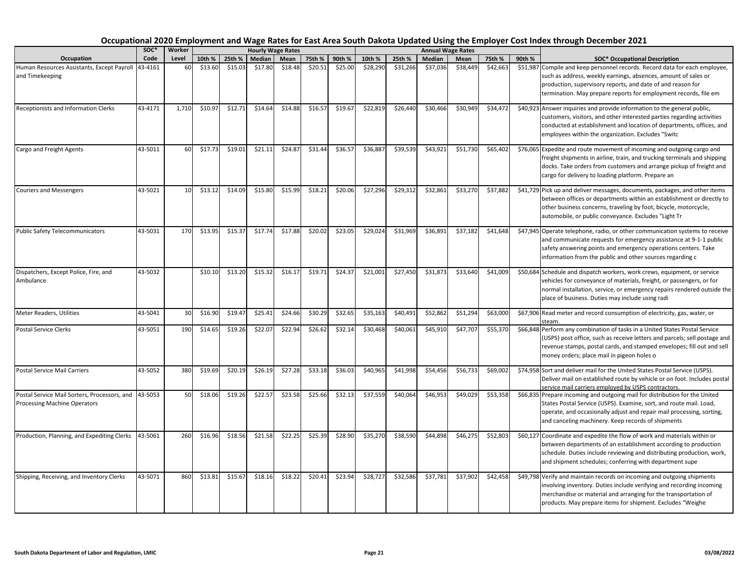# Occupational 2020 Employment and Wage Rates for East Area South Dakota Updated Using the Employer Cost Index through December 2021

| Occupation | SOC* Code | Worker Level | Hourly 10th % | Hourly 25th % | Hourly Median | Hourly Mean | Hourly 75th % | Hourly 90th % | Annual 10th % | Annual 25th % | Annual Median | Annual Mean | Annual 75th % | Annual 90th % | SOC* Occupational Description |
|---|---|---|---|---|---|---|---|---|---|---|---|---|---|---|---|
| Human Resources Assistants, Except Payroll and Timekeeping | 43-4161 | 60 | $13.60 | $15.03 | $17.80 | $18.48 | $20.51 | $25.00 | $28,290 | $31,266 | $37,036 | $38,449 | $42,663 | $51,987 | Compile and keep personnel records. Record data for each employee, such as address, weekly earnings, absences, amount of sales or production, supervisory reports, and date of and reason for termination. May prepare reports for employment records, file em |
| Receptionists and Information Clerks | 43-4171 | 1,710 | $10.97 | $12.71 | $14.64 | $14.88 | $16.57 | $19.67 | $22,819 | $26,440 | $30,466 | $30,949 | $34,472 | $40,923 | Answer inquiries and provide information to the general public, customers, visitors, and other interested parties regarding activities conducted at establishment and location of departments, offices, and employees within the organization. Excludes "Switc |
| Cargo and Freight Agents | 43-5011 | 60 | $17.73 | $19.01 | $21.11 | $24.87 | $31.44 | $36.57 | $36,887 | $39,539 | $43,921 | $51,730 | $65,402 | $76,065 | Expedite and route movement of incoming and outgoing cargo and freight shipments in airline, train, and trucking terminals and shipping docks. Take orders from customers and arrange pickup of freight and cargo for delivery to loading platform. Prepare an |
| Couriers and Messengers | 43-5021 | 10 | $13.12 | $14.09 | $15.80 | $15.99 | $18.21 | $20.06 | $27,296 | $29,312 | $32,861 | $33,270 | $37,882 | $41,729 | Pick up and deliver messages, documents, packages, and other items between offices or departments within an establishment or directly to other business concerns, traveling by foot, bicycle, motorcycle, automobile, or public conveyance. Excludes "Light Tr |
| Public Safety Telecommunicators | 43-5031 | 170 | $13.95 | $15.37 | $17.74 | $17.88 | $20.02 | $23.05 | $29,024 | $31,969 | $36,891 | $37,182 | $41,648 | $47,945 | Operate telephone, radio, or other communication systems to receive and communicate requests for emergency assistance at 9-1-1 public safety answering points and emergency operations centers. Take information from the public and other sources regarding c |
| Dispatchers, Except Police, Fire, and Ambulance | 43-5032 | | $10.10 | $13.20 | $15.32 | $16.17 | $19.71 | $24.37 | $21,001 | $27,450 | $31,873 | $33,640 | $41,009 | $50,684 | Schedule and dispatch workers, work crews, equipment, or service vehicles for conveyance of materials, freight, or passengers, or for normal installation, service, or emergency repairs rendered outside the place of business. Duties may include using radi |
| Meter Readers, Utilities | 43-5041 | 30 | $16.90 | $19.47 | $25.41 | $24.66 | $30.29 | $32.65 | $35,163 | $40,491 | $52,862 | $51,294 | $63,000 | $67,906 | Read meter and record consumption of electricity, gas, water, or steam. |
| Postal Service Clerks | 43-5051 | 190 | $14.65 | $19.26 | $22.07 | $22.94 | $26.62 | $32.14 | $30,468 | $40,061 | $45,910 | $47,707 | $55,370 | $66,848 | Perform any combination of tasks in a United States Postal Service (USPS) post office, such as receive letters and parcels; sell postage and revenue stamps, postal cards, and stamped envelopes; fill out and sell money orders; place mail in pigeon holes o |
| Postal Service Mail Carriers | 43-5052 | 380 | $19.69 | $20.19 | $26.19 | $27.28 | $33.18 | $36.03 | $40,965 | $41,998 | $54,456 | $56,733 | $69,002 | $74,958 | Sort and deliver mail for the United States Postal Service (USPS). Deliver mail on established route by vehicle or on foot. Includes postal service mail carriers employed by USPS contractors. |
| Postal Service Mail Sorters, Processors, and Processing Machine Operators | 43-5053 | 50 | $18.06 | $19.26 | $22.57 | $23.58 | $25.66 | $32.13 | $37,559 | $40,064 | $46,953 | $49,029 | $53,358 | $66,835 | Prepare incoming and outgoing mail for distribution for the United States Postal Service (USPS). Examine, sort, and route mail. Load, operate, and occasionally adjust and repair mail processing, sorting, and canceling machinery. Keep records of shipments |
| Production, Planning, and Expediting Clerks | 43-5061 | 260 | $16.96 | $18.56 | $21.58 | $22.25 | $25.39 | $28.90 | $35,270 | $38,590 | $44,898 | $46,275 | $52,803 | $60,127 | Coordinate and expedite the flow of work and materials within or between departments of an establishment according to production schedule. Duties include reviewing and distributing production, work, and shipment schedules; conferring with department supe |
| Shipping, Receiving, and Inventory Clerks | 43-5071 | 860 | $13.81 | $15.67 | $18.16 | $18.22 | $20.41 | $23.94 | $28,727 | $32,586 | $37,781 | $37,902 | $42,458 | $49,798 | Verify and maintain records on incoming and outgoing shipments involving inventory. Duties include verifying and recording incoming merchandise or material and arranging for the transportation of products. May prepare items for shipment. Excludes "Weighe |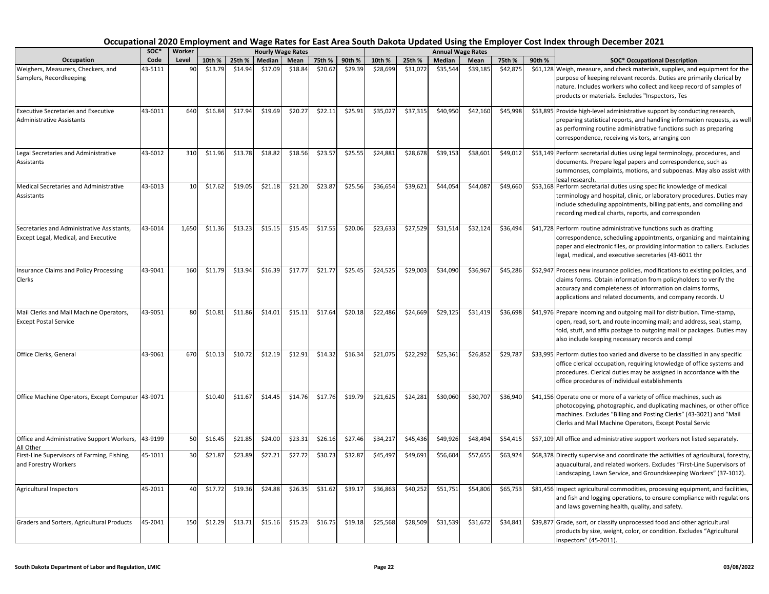# Occupational 2020 Employment and Wage Rates for East Area South Dakota Updated Using the Employer Cost Index through December 2021

| Occupation | SOC* Code | Worker Level | Hourly Wage Rates | | | | | | Annual Wage Rates | | | | | | SOC* Occupational Description |
|---|---|---|---|---|---|---|---|---|---|---|---|---|---|---|---|
| | | | 10th % | 25th % | Median | Mean | 75th % | 90th % | 10th % | 25th % | Median | Mean | 75th % | 90th % | |
| Weighers, Measurers, Checkers, and Samplers, Recordkeeping | 43-5111 | 90 | $13.79 | $14.94 | $17.09 | $18.84 | $20.62 | $29.39 | $28,699 | $31,072 | $35,544 | $39,185 | $42,875 | $61,128 | Weigh, measure, and check materials, supplies, and equipment for the purpose of keeping relevant records. Duties are primarily clerical by nature. Includes workers who collect and keep record of samples of products or materials. Excludes "Inspectors, Tes |
| Executive Secretaries and Executive Administrative Assistants | 43-6011 | 640 | $16.84 | $17.94 | $19.69 | $20.27 | $22.11 | $25.91 | $35,027 | $37,315 | $40,950 | $42,160 | $45,998 | $53,895 | Provide high-level administrative support by conducting research, preparing statistical reports, and handling information requests, as well as performing routine administrative functions such as preparing correspondence, receiving visitors, arranging con |
| Legal Secretaries and Administrative Assistants | 43-6012 | 310 | $11.96 | $13.78 | $18.82 | $18.56 | $23.57 | $25.55 | $24,881 | $28,678 | $39,153 | $38,601 | $49,012 | $53,149 | Perform secretarial duties using legal terminology, procedures, and documents. Prepare legal papers and correspondence, such as summonses, complaints, motions, and subpoenas. May also assist with legal research. |
| Medical Secretaries and Administrative Assistants | 43-6013 | 10 | $17.62 | $19.05 | $21.18 | $21.20 | $23.87 | $25.56 | $36,654 | $39,621 | $44,054 | $44,087 | $49,660 | $53,168 | Perform secretarial duties using specific knowledge of medical terminology and hospital, clinic, or laboratory procedures. Duties may include scheduling appointments, billing patients, and compiling and recording medical charts, reports, and corresponden |
| Secretaries and Administrative Assistants, Except Legal, Medical, and Executive | 43-6014 | 1,650 | $11.36 | $13.23 | $15.15 | $15.45 | $17.55 | $20.06 | $23,633 | $27,529 | $31,514 | $32,124 | $36,494 | $41,728 | Perform routine administrative functions such as drafting correspondence, scheduling appointments, organizing and maintaining paper and electronic files, or providing information to callers. Excludes legal, medical, and executive secretaries (43-6011 thr |
| Insurance Claims and Policy Processing Clerks | 43-9041 | 160 | $11.79 | $13.94 | $16.39 | $17.77 | $21.77 | $25.45 | $24,525 | $29,003 | $34,090 | $36,967 | $45,286 | $52,947 | Process new insurance policies, modifications to existing policies, and claims forms. Obtain information from policyholders to verify the accuracy and completeness of information on claims forms, applications and related documents, and company records. U |
| Mail Clerks and Mail Machine Operators, Except Postal Service | 43-9051 | 80 | $10.81 | $11.86 | $14.01 | $15.11 | $17.64 | $20.18 | $22,486 | $24,669 | $29,125 | $31,419 | $36,698 | $41,976 | Prepare incoming and outgoing mail for distribution. Time-stamp, open, read, sort, and route incoming mail; and address, seal, stamp, fold, stuff, and affix postage to outgoing mail or packages. Duties may also include keeping necessary records and compl |
| Office Clerks, General | 43-9061 | 670 | $10.13 | $10.72 | $12.19 | $12.91 | $14.32 | $16.34 | $21,075 | $22,292 | $25,361 | $26,852 | $29,787 | $33,995 | Perform duties too varied and diverse to be classified in any specific office clerical occupation, requiring knowledge of office systems and procedures. Clerical duties may be assigned in accordance with the office procedures of individual establishments |
| Office Machine Operators, Except Computer | 43-9071 | | $10.40 | $11.67 | $14.45 | $14.76 | $17.76 | $19.79 | $21,625 | $24,281 | $30,060 | $30,707 | $36,940 | $41,156 | Operate one or more of a variety of office machines, such as photocopying, photographic, and duplicating machines, or other office machines. Excludes "Billing and Posting Clerks" (43-3021) and "Mail Clerks and Mail Machine Operators, Except Postal Servic |
| Office and Administrative Support Workers, All Other | 43-9199 | 50 | $16.45 | $21.85 | $24.00 | $23.31 | $26.16 | $27.46 | $34,217 | $45,436 | $49,926 | $48,494 | $54,415 | $57,109 | All office and administrative support workers not listed separately. |
| First-Line Supervisors of Farming, Fishing, and Forestry Workers | 45-1011 | 30 | $21.87 | $23.89 | $27.21 | $27.72 | $30.73 | $32.87 | $45,497 | $49,691 | $56,604 | $57,655 | $63,924 | $68,378 | Directly supervise and coordinate the activities of agricultural, forestry, aquacultural, and related workers. Excludes "First-Line Supervisors of Landscaping, Lawn Service, and Groundskeeping Workers" (37-1012). |
| Agricultural Inspectors | 45-2011 | 40 | $17.72 | $19.36 | $24.88 | $26.35 | $31.62 | $39.17 | $36,863 | $40,252 | $51,751 | $54,806 | $65,753 | $81,456 | Inspect agricultural commodities, processing equipment, and facilities, and fish and logging operations, to ensure compliance with regulations and laws governing health, quality, and safety. |
| Graders and Sorters, Agricultural Products | 45-2041 | 150 | $12.29 | $13.71 | $15.16 | $15.23 | $16.75 | $19.18 | $25,568 | $28,509 | $31,539 | $31,672 | $34,841 | $39,877 | Grade, sort, or classify unprocessed food and other agricultural products by size, weight, color, or condition. Excludes "Agricultural Inspectors" (45-2011). |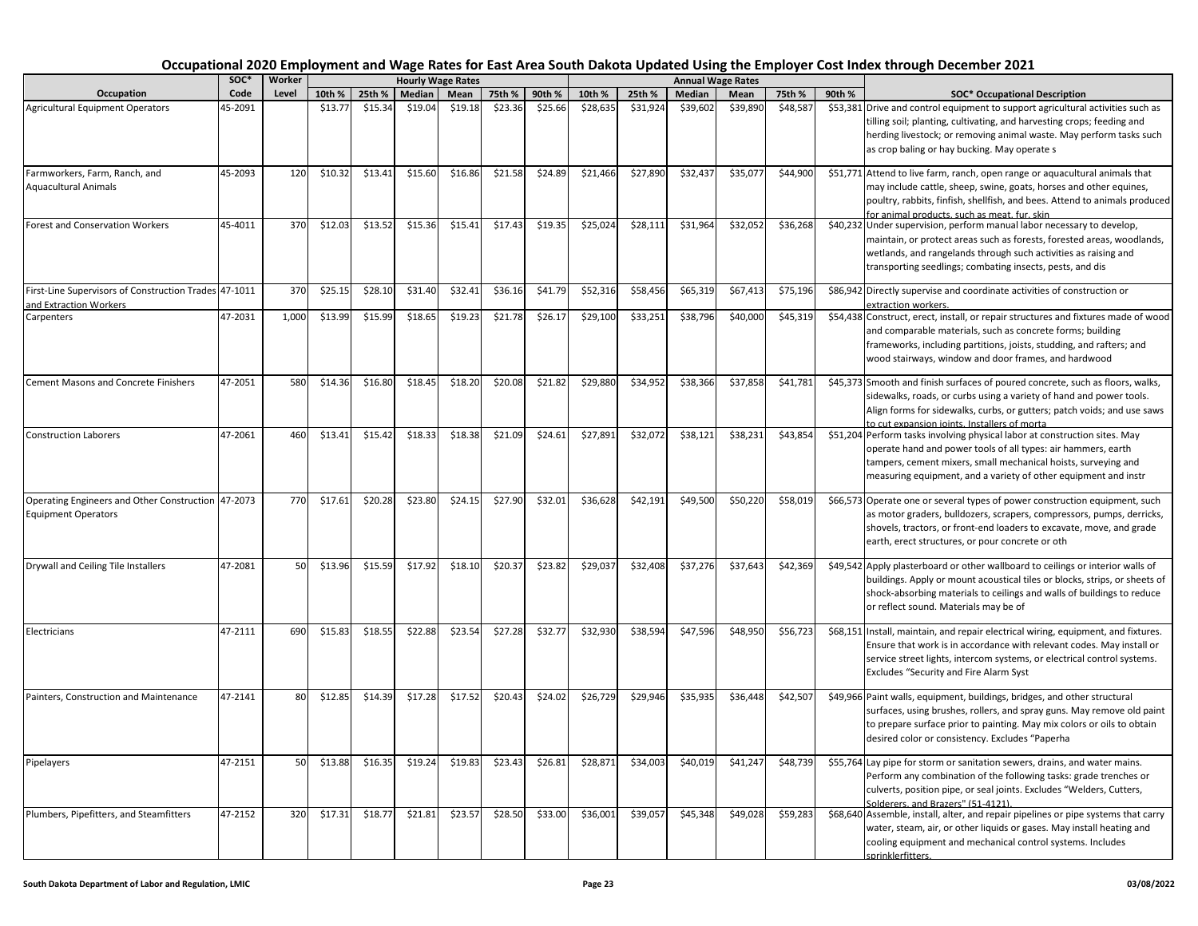# Occupational 2020 Employment and Wage Rates for East Area South Dakota Updated Using the Employer Cost Index through December 2021

| Occupation | SOC* Code | Worker Level | Hourly Wage Rates 10th % | 25th % | Median | Mean | 75th % | 90th % | Annual Wage Rates 10th % | 25th % | Median | Mean | 75th % | 90th % | SOC* Occupational Description |
|---|---|---|---|---|---|---|---|---|---|---|---|---|---|---|---|
| Agricultural Equipment Operators | 45-2091 | | $13.77 | $15.34 | $19.04 | $19.18 | $23.36 | $25.66 | $28,635 | $31,924 | $39,602 | $39,890 | $48,587 | $53,381 | Drive and control equipment to support agricultural activities such as tilling soil; planting, cultivating, and harvesting crops; feeding and herding livestock; or removing animal waste. May perform tasks such as crop baling or hay bucking. May operate s |
| Farmworkers, Farm, Ranch, and Aquacultural Animals | 45-2093 | 120 | $10.32 | $13.41 | $15.60 | $16.86 | $21.58 | $24.89 | $21,466 | $27,890 | $32,437 | $35,077 | $44,900 | $51,771 | Attend to live farm, ranch, open range or aquacultural animals that may include cattle, sheep, swine, goats, horses and other equines, poultry, rabbits, finfish, shellfish, and bees. Attend to animals produced for animal products, such as meat, fur, skin |
| Forest and Conservation Workers | 45-4011 | 370 | $12.03 | $13.52 | $15.36 | $15.41 | $17.43 | $19.35 | $25,024 | $28,111 | $31,964 | $32,052 | $36,268 | $40,232 | Under supervision, perform manual labor necessary to develop, maintain, or protect areas such as forests, forested areas, woodlands, wetlands, and rangelands through such activities as raising and transporting seedlings; combating insects, pests, and dis |
| First-Line Supervisors of Construction Trades and Extraction Workers | 47-1011 | 370 | $25.15 | $28.10 | $31.40 | $32.41 | $36.16 | $41.79 | $52,316 | $58,456 | $65,319 | $67,413 | $75,196 | $86,942 | Directly supervise and coordinate activities of construction or extraction workers. |
| Carpenters | 47-2031 | 1,000 | $13.99 | $15.99 | $18.65 | $19.23 | $21.78 | $26.17 | $29,100 | $33,251 | $38,796 | $40,000 | $45,319 | $54,438 | Construct, erect, install, or repair structures and fixtures made of wood and comparable materials, such as concrete forms; building frameworks, including partitions, joists, studding, and rafters; and wood stairways, window and door frames, and hardwood |
| Cement Masons and Concrete Finishers | 47-2051 | 580 | $14.36 | $16.80 | $18.45 | $18.20 | $20.08 | $21.82 | $29,880 | $34,952 | $38,366 | $37,858 | $41,781 | $45,373 | Smooth and finish surfaces of poured concrete, such as floors, walks, sidewalks, roads, or curbs using a variety of hand and power tools. Align forms for sidewalks, curbs, or gutters; patch voids; and use saws to cut expansion joints. Installers of morta |
| Construction Laborers | 47-2061 | 460 | $13.41 | $15.42 | $18.33 | $18.38 | $21.09 | $24.61 | $27,891 | $32,072 | $38,121 | $38,231 | $43,854 | $51,204 | Perform tasks involving physical labor at construction sites. May operate hand and power tools of all types: air hammers, earth tampers, cement mixers, small mechanical hoists, surveying and measuring equipment, and a variety of other equipment and instr |
| Operating Engineers and Other Construction Equipment Operators | 47-2073 | 770 | $17.61 | $20.28 | $23.80 | $24.15 | $27.90 | $32.01 | $36,628 | $42,191 | $49,500 | $50,220 | $58,019 | $66,573 | Operate one or several types of power construction equipment, such as motor graders, bulldozers, scrapers, compressors, pumps, derricks, shovels, tractors, or front-end loaders to excavate, move, and grade earth, erect structures, or pour concrete or oth |
| Drywall and Ceiling Tile Installers | 47-2081 | 50 | $13.96 | $15.59 | $17.92 | $18.10 | $20.37 | $23.82 | $29,037 | $32,408 | $37,276 | $37,643 | $42,369 | $49,542 | Apply plasterboard or other wallboard to ceilings or interior walls of buildings. Apply or mount acoustical tiles or blocks, strips, or sheets of shock-absorbing materials to ceilings and walls of buildings to reduce or reflect sound. Materials may be of |
| Electricians | 47-2111 | 690 | $15.83 | $18.55 | $22.88 | $23.54 | $27.28 | $32.77 | $32,930 | $38,594 | $47,596 | $48,950 | $56,723 | $68,151 | Install, maintain, and repair electrical wiring, equipment, and fixtures. Ensure that work is in accordance with relevant codes. May install or service street lights, intercom systems, or electrical control systems. Excludes "Security and Fire Alarm Syst |
| Painters, Construction and Maintenance | 47-2141 | 80 | $12.85 | $14.39 | $17.28 | $17.52 | $20.43 | $24.02 | $26,729 | $29,946 | $35,935 | $36,448 | $42,507 | $49,966 | Paint walls, equipment, buildings, bridges, and other structural surfaces, using brushes, rollers, and spray guns. May remove old paint to prepare surface prior to painting. May mix colors or oils to obtain desired color or consistency. Excludes "Paperha |
| Pipelayers | 47-2151 | 50 | $13.88 | $16.35 | $19.24 | $19.83 | $23.43 | $26.81 | $28,871 | $34,003 | $40,019 | $41,247 | $48,739 | $55,764 | Lay pipe for storm or sanitation sewers, drains, and water mains. Perform any combination of the following tasks: grade trenches or culverts, position pipe, or seal joints. Excludes "Welders, Cutters, Solderers, and Brazers" (51-4121). |
| Plumbers, Pipefitters, and Steamfitters | 47-2152 | 320 | $17.31 | $18.77 | $21.81 | $23.57 | $28.50 | $33.00 | $36,001 | $39,057 | $45,348 | $49,028 | $59,283 | $68,640 | Assemble, install, alter, and repair pipelines or pipe systems that carry water, steam, air, or other liquids or gases. May install heating and cooling equipment and mechanical control systems. Includes sprinklerfitters. |

South Dakota Department of Labor and Regulation, LMIC — 03/08/2022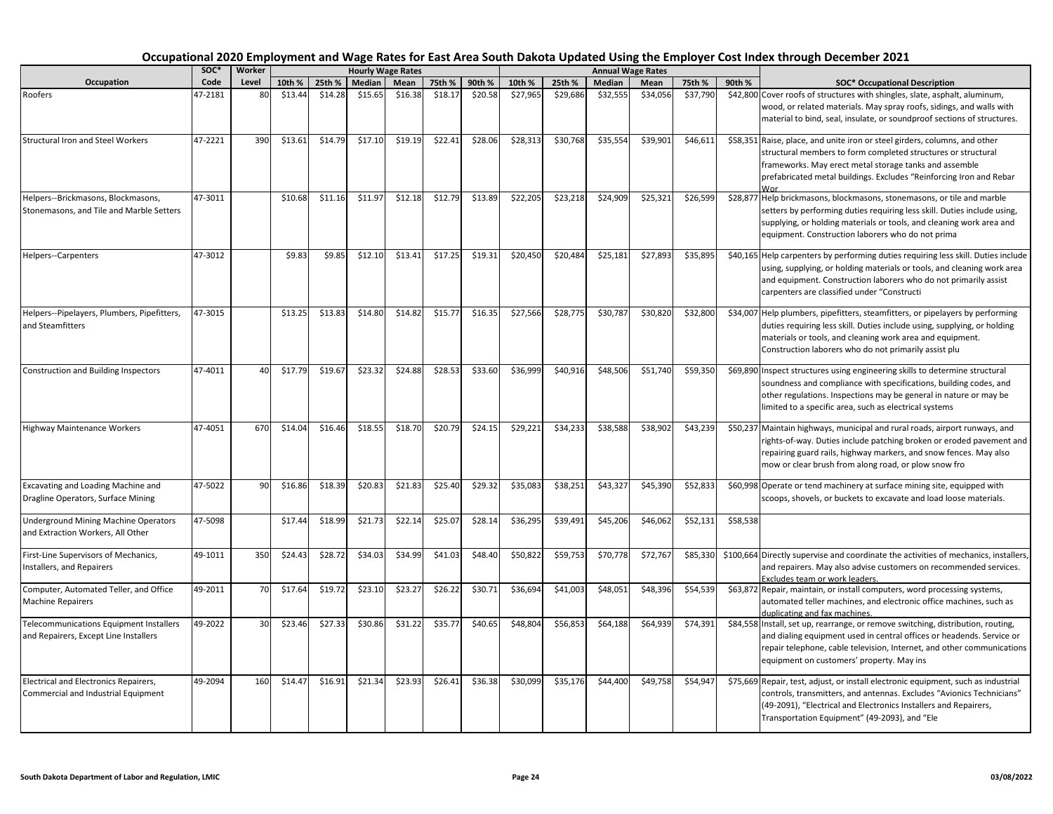# Occupational 2020 Employment and Wage Rates for East Area South Dakota Updated Using the Employer Cost Index through December 2021

| Occupation | SOC* Code | Worker Level | Hourly Wage Rates 10th % | 25th % | Median | Mean | 75th % | 90th % | Annual Wage Rates 10th % | 25th % | Median | Mean | 75th % | 90th % | SOC* Occupational Description |
|---|---|---|---|---|---|---|---|---|---|---|---|---|---|---|---|
| Roofers | 47-2181 | 80 | $13.44 | $14.28 | $15.65 | $16.38 | $18.17 | $20.58 | $27,965 | $29,686 | $32,555 | $34,056 | $37,790 | $42,800 | Cover roofs of structures with shingles, slate, asphalt, aluminum, wood, or related materials. May spray roofs, sidings, and walls with material to bind, seal, insulate, or soundproof sections of structures. |
| Structural Iron and Steel Workers | 47-2221 | 390 | $13.61 | $14.79 | $17.10 | $19.19 | $22.41 | $28.06 | $28,313 | $30,768 | $35,554 | $39,901 | $46,611 | $58,351 | Raise, place, and unite iron or steel girders, columns, and other structural members to form completed structures or structural frameworks. May erect metal storage tanks and assemble prefabricated metal buildings. Excludes "Reinforcing Iron and Rebar Wor |
| Helpers--Brickmasons, Blockmasons, Stonemasons, and Tile and Marble Setters | 47-3011 | | $10.68 | $11.16 | $11.97 | $12.18 | $12.79 | $13.89 | $22,205 | $23,218 | $24,909 | $25,321 | $26,599 | $28,877 | Help brickmasons, blockmasons, stonemasons, or tile and marble setters by performing duties requiring less skill. Duties include using, supplying, or holding materials or tools, and cleaning work area and equipment. Construction laborers who do not prima |
| Helpers--Carpenters | 47-3012 | | $9.83 | $9.85 | $12.10 | $13.41 | $17.25 | $19.31 | $20,450 | $20,484 | $25,181 | $27,893 | $35,895 | $40,165 | Help carpenters by performing duties requiring less skill. Duties include using, supplying, or holding materials or tools, and cleaning work area and equipment. Construction laborers who do not primarily assist carpenters are classified under "Constructi |
| Helpers--Pipelayers, Plumbers, Pipefitters, and Steamfitters | 47-3015 | | $13.25 | $13.83 | $14.80 | $14.82 | $15.77 | $16.35 | $27,566 | $28,775 | $30,787 | $30,820 | $32,800 | $34,007 | Help plumbers, pipefitters, steamfitters, or pipelayers by performing duties requiring less skill. Duties include using, supplying, or holding materials or tools, and cleaning work area and equipment. Construction laborers who do not primarily assist plu |
| Construction and Building Inspectors | 47-4011 | 40 | $17.79 | $19.67 | $23.32 | $24.88 | $28.53 | $33.60 | $36,999 | $40,916 | $48,506 | $51,740 | $59,350 | $69,890 | Inspect structures using engineering skills to determine structural soundness and compliance with specifications, building codes, and other regulations. Inspections may be general in nature or may be limited to a specific area, such as electrical systems |
| Highway Maintenance Workers | 47-4051 | 670 | $14.04 | $16.46 | $18.55 | $18.70 | $20.79 | $24.15 | $29,221 | $34,233 | $38,588 | $38,902 | $43,239 | $50,237 | Maintain highways, municipal and rural roads, airport runways, and rights-of-way. Duties include patching broken or eroded pavement and repairing guard rails, highway markers, and snow fences. May also mow or clear brush from along road, or plow snow fro |
| Excavating and Loading Machine and Dragline Operators, Surface Mining | 47-5022 | 90 | $16.86 | $18.39 | $20.83 | $21.83 | $25.40 | $29.32 | $35,083 | $38,251 | $43,327 | $45,390 | $52,833 | $60,998 | Operate or tend machinery at surface mining site, equipped with scoops, shovels, or buckets to excavate and load loose materials. |
| Underground Mining Machine Operators and Extraction Workers, All Other | 47-5098 | | $17.44 | $18.99 | $21.73 | $22.14 | $25.07 | $28.14 | $36,295 | $39,491 | $45,206 | $46,062 | $52,131 | $58,538 | |
| First-Line Supervisors of Mechanics, Installers, and Repairers | 49-1011 | 350 | $24.43 | $28.72 | $34.03 | $34.99 | $41.03 | $48.40 | $50,822 | $59,753 | $70,778 | $72,767 | $85,330 | $100,664 | Directly supervise and coordinate the activities of mechanics, installers, and repairers. May also advise customers on recommended services. Excludes team or work leaders. |
| Computer, Automated Teller, and Office Machine Repairers | 49-2011 | 70 | $17.64 | $19.72 | $23.10 | $23.27 | $26.22 | $30.71 | $36,694 | $41,003 | $48,051 | $48,396 | $54,539 | $63,872 | Repair, maintain, or install computers, word processing systems, automated teller machines, and electronic office machines, such as duplicating and fax machines. |
| Telecommunications Equipment Installers and Repairers, Except Line Installers | 49-2022 | 30 | $23.46 | $27.33 | $30.86 | $31.22 | $35.77 | $40.65 | $48,804 | $56,853 | $64,188 | $64,939 | $74,391 | $84,558 | Install, set up, rearrange, or remove switching, distribution, routing, and dialing equipment used in central offices or headends. Service or repair telephone, cable television, Internet, and other communications equipment on customers' property. May ins |
| Electrical and Electronics Repairers, Commercial and Industrial Equipment | 49-2094 | 160 | $14.47 | $16.91 | $21.34 | $23.93 | $26.41 | $36.38 | $30,099 | $35,176 | $44,400 | $49,758 | $54,947 | $75,669 | Repair, test, adjust, or install electronic equipment, such as industrial controls, transmitters, and antennas. Excludes "Avionics Technicians" (49-2091), "Electrical and Electronics Installers and Repairers, Transportation Equipment" (49-2093), and "Ele |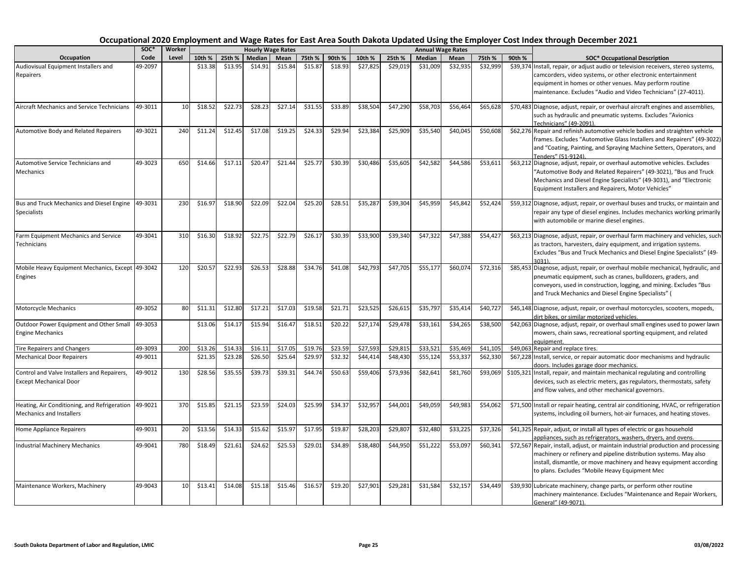# Occupational 2020 Employment and Wage Rates for East Area South Dakota Updated Using the Employer Cost Index through December 2021

| Occupation | SOC* Code | Worker Level | Hourly Wage Rates 10th % | 25th % | Median | Mean | 75th % | 90th % | Annual Wage Rates 10th % | 25th % | Median | Mean | 75th % | 90th % | SOC* Occupational Description |
|---|---|---|---|---|---|---|---|---|---|---|---|---|---|---|---|
| Audiovisual Equipment Installers and Repairers | 49-2097 | | $13.38 | $13.95 | $14.91 | $15.84 | $15.87 | $18.93 | $27,825 | $29,019 | $31,009 | $32,935 | $32,999 | $39,374 | Install, repair, or adjust audio or television receivers, stereo systems, camcorders, video systems, or other electronic entertainment equipment in homes or other venues. May perform routine maintenance. Excludes "Audio and Video Technicians" (27-4011). |
| Aircraft Mechanics and Service Technicians | 49-3011 | 10 | $18.52 | $22.73 | $28.23 | $27.14 | $31.55 | $33.89 | $38,504 | $47,290 | $58,703 | $56,464 | $65,628 | $70,483 | Diagnose, adjust, repair, or overhaul aircraft engines and assemblies, such as hydraulic and pneumatic systems. Excludes "Avionics Technicians" (49-2091). |
| Automotive Body and Related Repairers | 49-3021 | 240 | $11.24 | $12.45 | $17.08 | $19.25 | $24.33 | $29.94 | $23,384 | $25,909 | $35,540 | $40,045 | $50,608 | $62,276 | Repair and refinish automotive vehicle bodies and straighten vehicle frames. Excludes "Automotive Glass Installers and Repairers" (49-3022) and "Coating, Painting, and Spraying Machine Setters, Operators, and Tenders" (51-9124). |
| Automotive Service Technicians and Mechanics | 49-3023 | 650 | $14.66 | $17.11 | $20.47 | $21.44 | $25.77 | $30.39 | $30,486 | $35,605 | $42,582 | $44,586 | $53,611 | $63,212 | Diagnose, adjust, repair, or overhaul automotive vehicles. Excludes "Automotive Body and Related Repairers" (49-3021), "Bus and Truck Mechanics and Diesel Engine Specialists" (49-3031), and "Electronic Equipment Installers and Repairers, Motor Vehicles" |
| Bus and Truck Mechanics and Diesel Engine Specialists | 49-3031 | 230 | $16.97 | $18.90 | $22.09 | $22.04 | $25.20 | $28.51 | $35,287 | $39,304 | $45,959 | $45,842 | $52,424 | $59,312 | Diagnose, adjust, repair, or overhaul buses and trucks, or maintain and repair any type of diesel engines. Includes mechanics working primarily with automobile or marine diesel engines. |
| Farm Equipment Mechanics and Service Technicians | 49-3041 | 310 | $16.30 | $18.92 | $22.75 | $22.79 | $26.17 | $30.39 | $33,900 | $39,340 | $47,322 | $47,388 | $54,427 | $63,213 | Diagnose, adjust, repair, or overhaul farm machinery and vehicles, such as tractors, harvesters, dairy equipment, and irrigation systems. Excludes "Bus and Truck Mechanics and Diesel Engine Specialists" (49-3031). |
| Mobile Heavy Equipment Mechanics, Except Engines | 49-3042 | 120 | $20.57 | $22.93 | $26.53 | $28.88 | $34.76 | $41.08 | $42,793 | $47,705 | $55,177 | $60,074 | $72,316 | $85,453 | Diagnose, adjust, repair, or overhaul mobile mechanical, hydraulic, and pneumatic equipment, such as cranes, bulldozers, graders, and conveyors, used in construction, logging, and mining. Excludes "Bus and Truck Mechanics and Diesel Engine Specialists" ( |
| Motorcycle Mechanics | 49-3052 | 80 | $11.31 | $12.80 | $17.21 | $17.03 | $19.58 | $21.71 | $23,525 | $26,615 | $35,797 | $35,414 | $40,727 | $45,148 | Diagnose, adjust, repair, or overhaul motorcycles, scooters, mopeds, dirt bikes, or similar motorized vehicles. |
| Outdoor Power Equipment and Other Small Engine Mechanics | 49-3053 | | $13.06 | $14.17 | $15.94 | $16.47 | $18.51 | $20.22 | $27,174 | $29,478 | $33,161 | $34,265 | $38,500 | $42,063 | Diagnose, adjust, repair, or overhaul small engines used to power lawn mowers, chain saws, recreational sporting equipment, and related equipment. |
| Tire Repairers and Changers | 49-3093 | 200 | $13.26 | $14.33 | $16.11 | $17.05 | $19.76 | $23.59 | $27,593 | $29,815 | $33,521 | $35,469 | $41,105 | $49,063 | Repair and replace tires. |
| Mechanical Door Repairers | 49-9011 | | $21.35 | $23.28 | $26.50 | $25.64 | $29.97 | $32.32 | $44,414 | $48,430 | $55,124 | $53,337 | $62,330 | $67,228 | Install, service, or repair automatic door mechanisms and hydraulic doors. Includes garage door mechanics. |
| Control and Valve Installers and Repairers, Except Mechanical Door | 49-9012 | 130 | $28.56 | $35.55 | $39.73 | $39.31 | $44.74 | $50.63 | $59,406 | $73,936 | $82,641 | $81,760 | $93,069 | $105,321 | Install, repair, and maintain mechanical regulating and controlling devices, such as electric meters, gas regulators, thermostats, safety and flow valves, and other mechanical governors. |
| Heating, Air Conditioning, and Refrigeration Mechanics and Installers | 49-9021 | 370 | $15.85 | $21.15 | $23.59 | $24.03 | $25.99 | $34.37 | $32,957 | $44,001 | $49,059 | $49,983 | $54,062 | $71,500 | Install or repair heating, central air conditioning, HVAC, or refrigeration systems, including oil burners, hot-air furnaces, and heating stoves. |
| Home Appliance Repairers | 49-9031 | 20 | $13.56 | $14.33 | $15.62 | $15.97 | $17.95 | $19.87 | $28,203 | $29,807 | $32,480 | $33,225 | $37,326 | $41,325 | Repair, adjust, or install all types of electric or gas household appliances, such as refrigerators, washers, dryers, and ovens. |
| Industrial Machinery Mechanics | 49-9041 | 780 | $18.49 | $21.61 | $24.62 | $25.53 | $29.01 | $34.89 | $38,480 | $44,950 | $51,222 | $53,097 | $60,341 | $72,567 | Repair, install, adjust, or maintain industrial production and processing machinery or refinery and pipeline distribution systems. May also install, dismantle, or move machinery and heavy equipment according to plans. Excludes "Mobile Heavy Equipment Mec |
| Maintenance Workers, Machinery | 49-9043 | 10 | $13.41 | $14.08 | $15.18 | $15.46 | $16.57 | $19.20 | $27,901 | $29,281 | $31,584 | $32,157 | $34,449 | $39,930 | Lubricate machinery, change parts, or perform other routine machinery maintenance. Excludes "Maintenance and Repair Workers, General" (49-9071). |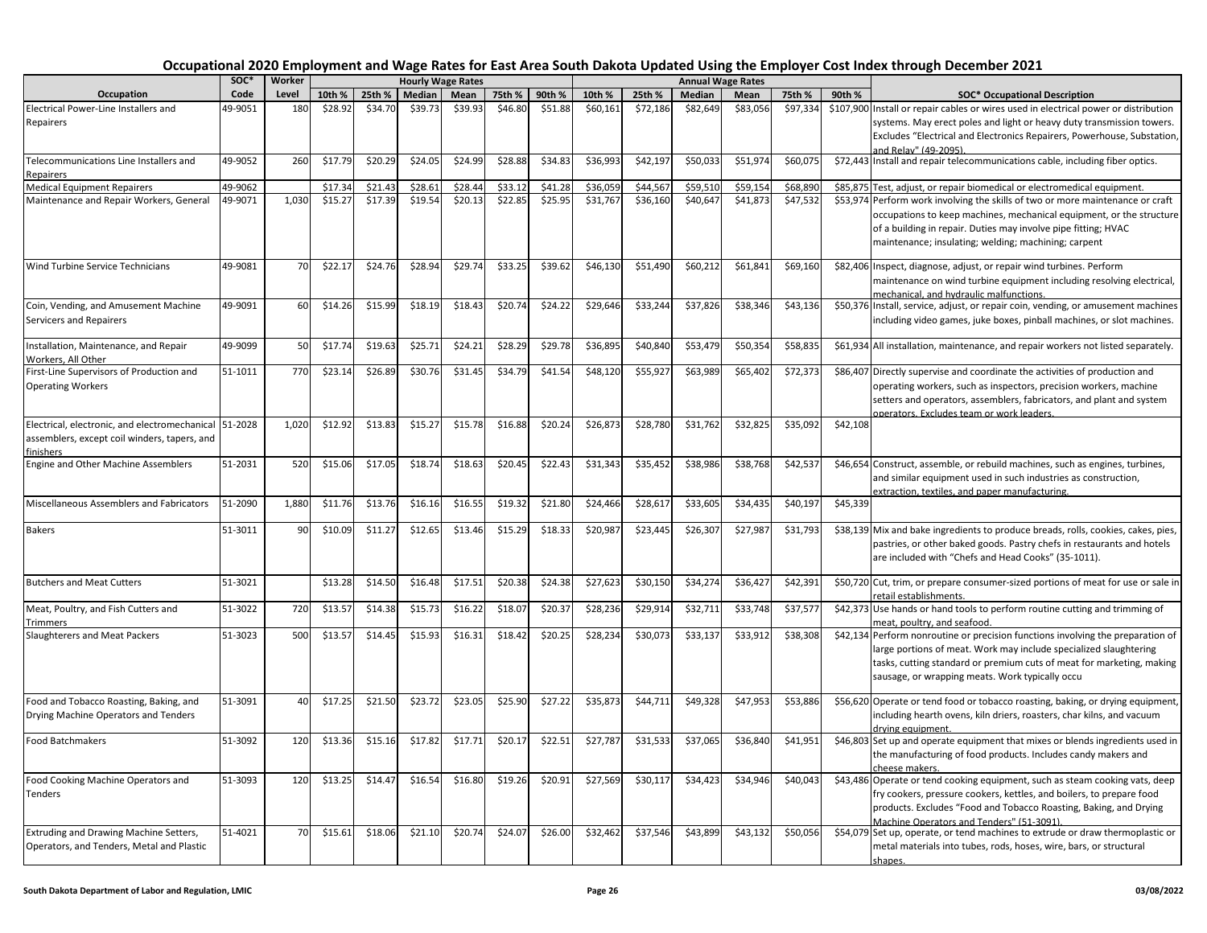# Occupational 2020 Employment and Wage Rates for East Area South Dakota Updated Using the Employer Cost Index through December 2021

| Occupation | SOC* Code | Worker Level | Hourly Wage Rates 10th % | 25th % | Median | Mean | 75th % | 90th % | Annual Wage Rates 10th % | 25th % | Median | Mean | 75th % | 90th % | SOC* Occupational Description |
|---|---|---|---|---|---|---|---|---|---|---|---|---|---|---|---|
| Electrical Power-Line Installers and Repairers | 49-9051 | 180 | $28.92 | $34.70 | $39.73 | $39.93 | $46.80 | $51.88 | $60,161 | $72,186 | $82,649 | $83,056 | $97,334 | $107,900 | Install or repair cables or wires used in electrical power or distribution systems. May erect poles and light or heavy duty transmission towers. Excludes "Electrical and Electronics Repairers, Powerhouse, Substation, and Relay" (49-2095). |
| Telecommunications Line Installers and Repairers | 49-9052 | 260 | $17.79 | $20.29 | $24.05 | $24.99 | $28.88 | $34.83 | $36,993 | $42,197 | $50,033 | $51,974 | $60,075 | $72,443 | Install and repair telecommunications cable, including fiber optics. |
| Medical Equipment Repairers | 49-9062 | | $17.34 | $21.43 | $28.61 | $28.44 | $33.12 | $41.28 | $36,059 | $44,567 | $59,510 | $59,154 | $68,890 | $85,875 | Test, adjust, or repair biomedical or electromedical equipment. |
| Maintenance and Repair Workers, General | 49-9071 | 1,030 | $15.27 | $17.39 | $19.54 | $20.13 | $22.85 | $25.95 | $31,767 | $36,160 | $40,647 | $41,873 | $47,532 | $53,974 | Perform work involving the skills of two or more maintenance or craft occupations to keep machines, mechanical equipment, or the structure of a building in repair. Duties may involve pipe fitting; HVAC maintenance; insulating; welding; machining; carpent |
| Wind Turbine Service Technicians | 49-9081 | 70 | $22.17 | $24.76 | $28.94 | $29.74 | $33.25 | $39.62 | $46,130 | $51,490 | $60,212 | $61,841 | $69,160 | $82,406 | Inspect, diagnose, adjust, or repair wind turbines. Perform maintenance on wind turbine equipment including resolving electrical, mechanical, and hydraulic malfunctions. |
| Coin, Vending, and Amusement Machine Servicers and Repairers | 49-9091 | 60 | $14.26 | $15.99 | $18.19 | $18.43 | $20.74 | $24.22 | $29,646 | $33,244 | $37,826 | $38,346 | $43,136 | $50,376 | Install, service, adjust, or repair coin, vending, or amusement machines including video games, juke boxes, pinball machines, or slot machines. |
| Installation, Maintenance, and Repair Workers, All Other | 49-9099 | 50 | $17.74 | $19.63 | $25.71 | $24.21 | $28.29 | $29.78 | $36,895 | $40,840 | $53,479 | $50,354 | $58,835 | $61,934 | All installation, maintenance, and repair workers not listed separately. |
| First-Line Supervisors of Production and Operating Workers | 51-1011 | 770 | $23.14 | $26.89 | $30.76 | $31.45 | $34.79 | $41.54 | $48,120 | $55,927 | $63,989 | $65,402 | $72,373 | $86,407 | Directly supervise and coordinate the activities of production and operating workers, such as inspectors, precision workers, machine setters and operators, assemblers, fabricators, and plant and system operators. Excludes team or work leaders. |
| Electrical, electronic, and electromechanical assemblers, except coil winders, tapers, and finishers | 51-2028 | 1,020 | $12.92 | $13.83 | $15.27 | $15.78 | $16.88 | $20.24 | $26,873 | $28,780 | $31,762 | $32,825 | $35,092 | $42,108 | |
| Engine and Other Machine Assemblers | 51-2031 | 520 | $15.06 | $17.05 | $18.74 | $18.63 | $20.45 | $22.43 | $31,343 | $35,452 | $38,986 | $38,768 | $42,537 | $46,654 | Construct, assemble, or rebuild machines, such as engines, turbines, and similar equipment used in such industries as construction, extraction, textiles, and paper manufacturing. |
| Miscellaneous Assemblers and Fabricators | 51-2090 | 1,880 | $11.76 | $13.76 | $16.16 | $16.55 | $19.32 | $21.80 | $24,466 | $28,617 | $33,605 | $34,435 | $40,197 | $45,339 | |
| Bakers | 51-3011 | 90 | $10.09 | $11.27 | $12.65 | $13.46 | $15.29 | $18.33 | $20,987 | $23,445 | $26,307 | $27,987 | $31,793 | $38,139 | Mix and bake ingredients to produce breads, rolls, cookies, cakes, pies, pastries, or other baked goods. Pastry chefs in restaurants and hotels are included with "Chefs and Head Cooks" (35-1011). |
| Butchers and Meat Cutters | 51-3021 | | $13.28 | $14.50 | $16.48 | $17.51 | $20.38 | $24.38 | $27,623 | $30,150 | $34,274 | $36,427 | $42,391 | $50,720 | Cut, trim, or prepare consumer-sized portions of meat for use or sale in retail establishments. |
| Meat, Poultry, and Fish Cutters and Trimmers | 51-3022 | 720 | $13.57 | $14.38 | $15.73 | $16.22 | $18.07 | $20.37 | $28,236 | $29,914 | $32,711 | $33,748 | $37,577 | $42,373 | Use hands or hand tools to perform routine cutting and trimming of meat, poultry, and seafood. |
| Slaughterers and Meat Packers | 51-3023 | 500 | $13.57 | $14.45 | $15.93 | $16.31 | $18.42 | $20.25 | $28,234 | $30,073 | $33,137 | $33,912 | $38,308 | $42,134 | Perform nonroutine or precision functions involving the preparation of large portions of meat. Work may include specialized slaughtering tasks, cutting standard or premium cuts of meat for marketing, making sausage, or wrapping meats. Work typically occu |
| Food and Tobacco Roasting, Baking, and Drying Machine Operators and Tenders | 51-3091 | 40 | $17.25 | $21.50 | $23.72 | $23.05 | $25.90 | $27.22 | $35,873 | $44,711 | $49,328 | $47,953 | $53,886 | $56,620 | Operate or tend food or tobacco roasting, baking, or drying equipment, including hearth ovens, kiln driers, roasters, char kilns, and vacuum drying equipment. |
| Food Batchmakers | 51-3092 | 120 | $13.36 | $15.16 | $17.82 | $17.71 | $20.17 | $22.51 | $27,787 | $31,533 | $37,065 | $36,840 | $41,951 | $46,803 | Set up and operate equipment that mixes or blends ingredients used in the manufacturing of food products. Includes candy makers and cheese makers. |
| Food Cooking Machine Operators and Tenders | 51-3093 | 120 | $13.25 | $14.47 | $16.54 | $16.80 | $19.26 | $20.91 | $27,569 | $30,117 | $34,423 | $34,946 | $40,043 | $43,486 | Operate or tend cooking equipment, such as steam cooking vats, deep fry cookers, pressure cookers, kettles, and boilers, to prepare food products. Excludes "Food and Tobacco Roasting, Baking, and Drying Machine Operators and Tenders" (51-3091). |
| Extruding and Drawing Machine Setters, Operators, and Tenders, Metal and Plastic | 51-4021 | 70 | $15.61 | $18.06 | $21.10 | $20.74 | $24.07 | $26.00 | $32,462 | $37,546 | $43,899 | $43,132 | $50,056 | $54,079 | Set up, operate, or tend machines to extrude or draw thermoplastic or metal materials into tubes, rods, hoses, wire, bars, or structural shapes. |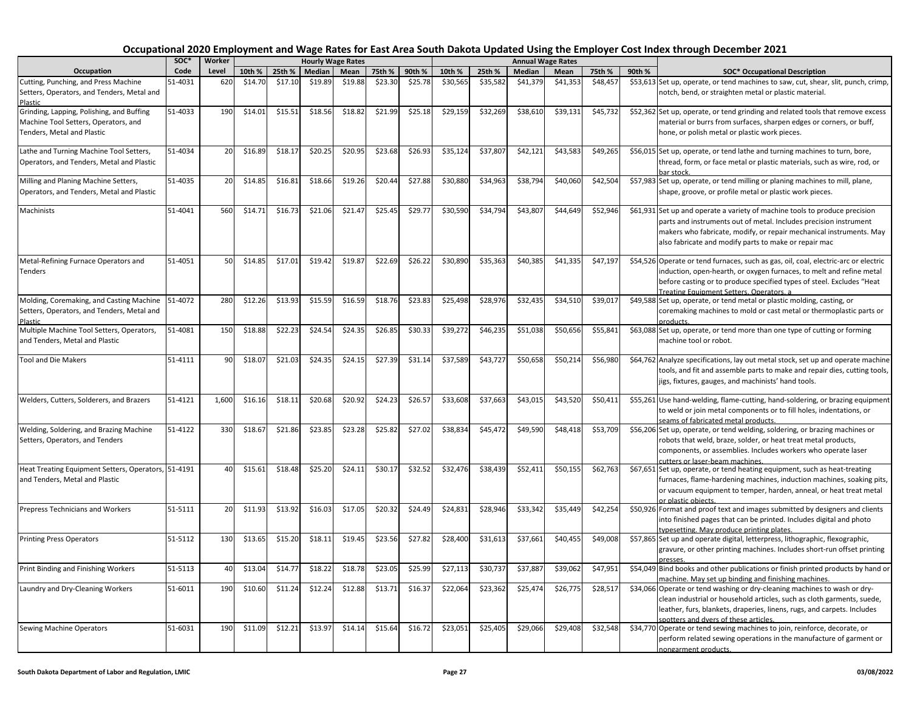# Occupational 2020 Employment and Wage Rates for East Area South Dakota Updated Using the Employer Cost Index through December 2021

| Occupation | SOC* Code | Worker Level | Hourly Wage Rates | | | | | | Annual Wage Rates | | | | | | SOC* Occupational Description |
|---|---|---|---|---|---|---|---|---|---|---|---|---|---|---|---|
| | | | 10th % | 25th % | Median | Mean | 75th % | 90th % | 10th % | 25th % | Median | Mean | 75th % | 90th % | |
| Cutting, Punching, and Press Machine Setters, Operators, and Tenders, Metal and Plastic | 51-4031 | 620 | $14.70 | $17.10 | $19.89 | $19.88 | $23.30 | $25.78 | $30,565 | $35,582 | $41,379 | $41,353 | $48,457 | $53,613 | Set up, operate, or tend machines to saw, cut, shear, slit, punch, crimp, notch, bend, or straighten metal or plastic material. |
| Grinding, Lapping, Polishing, and Buffing Machine Tool Setters, Operators, and Tenders, Metal and Plastic | 51-4033 | 190 | $14.01 | $15.51 | $18.56 | $18.82 | $21.99 | $25.18 | $29,159 | $32,269 | $38,610 | $39,131 | $45,732 | $52,362 | Set up, operate, or tend grinding and related tools that remove excess material or burrs from surfaces, sharpen edges or corners, or buff, hone, or polish metal or plastic work pieces. |
| Lathe and Turning Machine Tool Setters, Operators, and Tenders, Metal and Plastic | 51-4034 | 20 | $16.89 | $18.17 | $20.25 | $20.95 | $23.68 | $26.93 | $35,124 | $37,807 | $42,121 | $43,583 | $49,265 | $56,015 | Set up, operate, or tend lathe and turning machines to turn, bore, thread, form, or face metal or plastic materials, such as wire, rod, or bar stock. |
| Milling and Planing Machine Setters, Operators, and Tenders, Metal and Plastic | 51-4035 | 20 | $14.85 | $16.81 | $18.66 | $19.26 | $20.44 | $27.88 | $30,880 | $34,963 | $38,794 | $40,060 | $42,504 | $57,983 | Set up, operate, or tend milling or planing machines to mill, plane, shape, groove, or profile metal or plastic work pieces. |
| Machinists | 51-4041 | 560 | $14.71 | $16.73 | $21.06 | $21.47 | $25.45 | $29.77 | $30,590 | $34,794 | $43,807 | $44,649 | $52,946 | $61,931 | Set up and operate a variety of machine tools to produce precision parts and instruments out of metal. Includes precision instrument makers who fabricate, modify, or repair mechanical instruments. May also fabricate and modify parts to make or repair mac |
| Metal-Refining Furnace Operators and Tenders | 51-4051 | 50 | $14.85 | $17.01 | $19.42 | $19.87 | $22.69 | $26.22 | $30,890 | $35,363 | $40,385 | $41,335 | $47,197 | $54,526 | Operate or tend furnaces, such as gas, oil, coal, electric-arc or electric induction, open-hearth, or oxygen furnaces, to melt and refine metal before casting or to produce specified types of steel. Excludes "Heat Treating Equipment Setters, Operators, a |
| Molding, Coremaking, and Casting Machine Setters, Operators, and Tenders, Metal and Plastic | 51-4072 | 280 | $12.26 | $13.93 | $15.59 | $16.59 | $18.76 | $23.83 | $25,498 | $28,976 | $32,435 | $34,510 | $39,017 | $49,588 | Set up, operate, or tend metal or plastic molding, casting, or coremaking machines to mold or cast metal or thermoplastic parts or products. |
| Multiple Machine Tool Setters, Operators, and Tenders, Metal and Plastic | 51-4081 | 150 | $18.88 | $22.23 | $24.54 | $24.35 | $26.85 | $30.33 | $39,272 | $46,235 | $51,038 | $50,656 | $55,841 | $63,088 | Set up, operate, or tend more than one type of cutting or forming machine tool or robot. |
| Tool and Die Makers | 51-4111 | 90 | $18.07 | $21.03 | $24.35 | $24.15 | $27.39 | $31.14 | $37,589 | $43,727 | $50,658 | $50,214 | $56,980 | $64,762 | Analyze specifications, lay out metal stock, set up and operate machine tools, and fit and assemble parts to make and repair dies, cutting tools, jigs, fixtures, gauges, and machinists' hand tools. |
| Welders, Cutters, Solderers, and Brazers | 51-4121 | 1,600 | $16.16 | $18.11 | $20.68 | $20.92 | $24.23 | $26.57 | $33,608 | $37,663 | $43,015 | $43,520 | $50,411 | $55,261 | Use hand-welding, flame-cutting, hand-soldering, or brazing equipment to weld or join metal components or to fill holes, indentations, or seams of fabricated metal products. |
| Welding, Soldering, and Brazing Machine Setters, Operators, and Tenders | 51-4122 | 330 | $18.67 | $21.86 | $23.85 | $23.28 | $25.82 | $27.02 | $38,834 | $45,472 | $49,590 | $48,418 | $53,709 | $56,206 | Set up, operate, or tend welding, soldering, or brazing machines or robots that weld, braze, solder, or heat treat metal products, components, or assemblies. Includes workers who operate laser cutters or laser-beam machines. |
| Heat Treating Equipment Setters, Operators, and Tenders, Metal and Plastic | 51-4191 | 40 | $15.61 | $18.48 | $25.20 | $24.11 | $30.17 | $32.52 | $32,476 | $38,439 | $52,411 | $50,155 | $62,763 | $67,651 | Set up, operate, or tend heating equipment, such as heat-treating furnaces, flame-hardening machines, induction machines, soaking pits, or vacuum equipment to temper, harden, anneal, or heat treat metal or plastic objects. |
| Prepress Technicians and Workers | 51-5111 | 20 | $11.93 | $13.92 | $16.03 | $17.05 | $20.32 | $24.49 | $24,831 | $28,946 | $33,342 | $35,449 | $42,254 | $50,926 | Format and proof text and images submitted by designers and clients into finished pages that can be printed. Includes digital and photo typesetting. May produce printing plates. |
| Printing Press Operators | 51-5112 | 130 | $13.65 | $15.20 | $18.11 | $19.45 | $23.56 | $27.82 | $28,400 | $31,613 | $37,661 | $40,455 | $49,008 | $57,865 | Set up and operate digital, letterpress, lithographic, flexographic, gravure, or other printing machines. Includes short-run offset printing presses. |
| Print Binding and Finishing Workers | 51-5113 | 40 | $13.04 | $14.77 | $18.22 | $18.78 | $23.05 | $25.99 | $27,113 | $30,737 | $37,887 | $39,062 | $47,951 | $54,049 | Bind books and other publications or finish printed products by hand or machine. May set up binding and finishing machines. |
| Laundry and Dry-Cleaning Workers | 51-6011 | 190 | $10.60 | $11.24 | $12.24 | $12.88 | $13.71 | $16.37 | $22,064 | $23,362 | $25,474 | $26,775 | $28,517 | $34,066 | Operate or tend washing or dry-cleaning machines to wash or dry-clean industrial or household articles, such as cloth garments, suede, leather, furs, blankets, draperies, linens, rugs, and carpets. Includes spotters and dyers of these articles. |
| Sewing Machine Operators | 51-6031 | 190 | $11.09 | $12.21 | $13.97 | $14.14 | $15.64 | $16.72 | $23,051 | $25,405 | $29,066 | $29,408 | $32,548 | $34,770 | Operate or tend sewing machines to join, reinforce, decorate, or perform related sewing operations in the manufacture of garment or nongarment products. |

South Dakota Department of Labor and Regulation, LMIC — 03/08/2022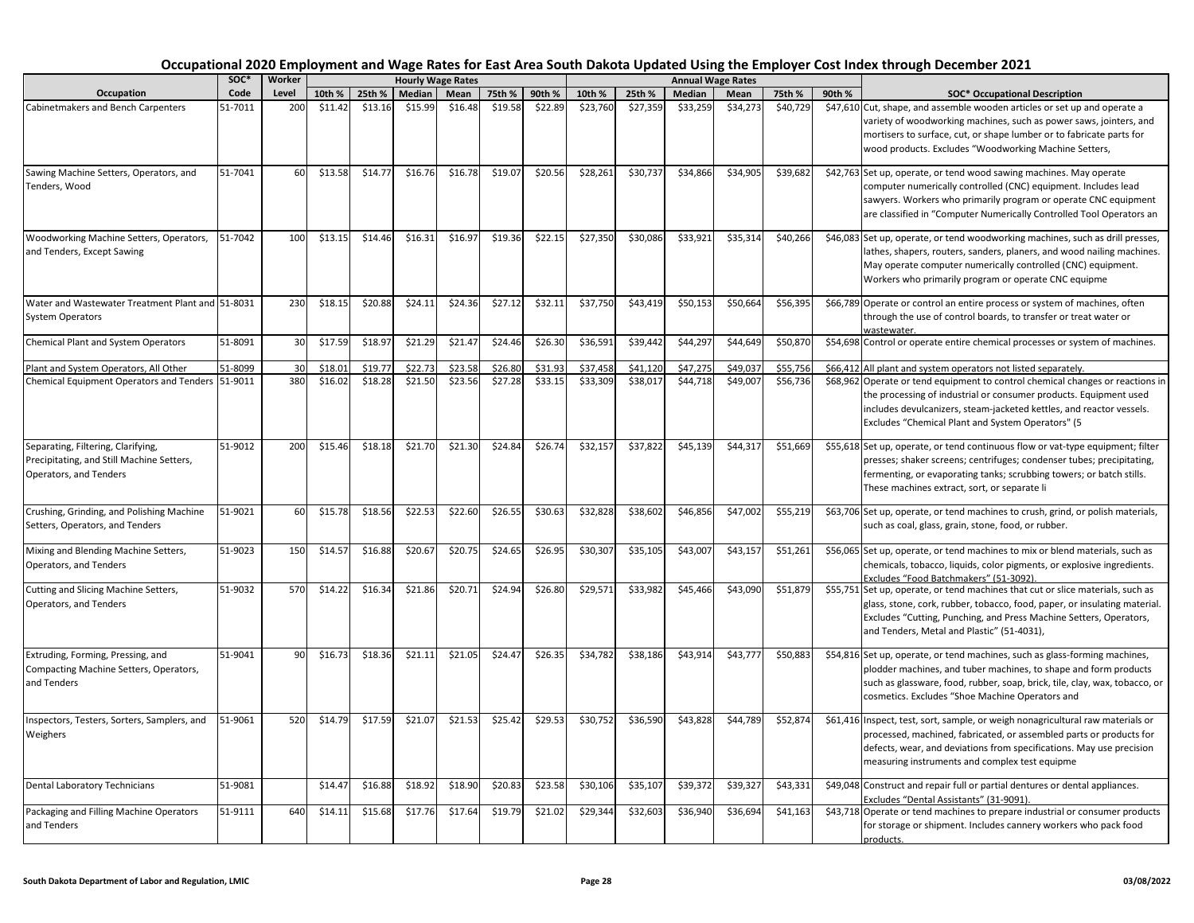# Occupational 2020 Employment and Wage Rates for East Area South Dakota Updated Using the Employer Cost Index through December 2021

| Occupation | SOC* Code | Worker Level | Hourly Wage Rates | | | | | | Annual Wage Rates | | | | | | SOC* Occupational Description |
|---|---|---|---|---|---|---|---|---|---|---|---|---|---|---|---|
| | | | 10th % | 25th % | Median | Mean | 75th % | 90th % | 10th % | 25th % | Median | Mean | 75th % | 90th % | |
| Cabinetmakers and Bench Carpenters | 51-7011 | 200 | $11.42 | $13.16 | $15.99 | $16.48 | $19.58 | $22.89 | $23,760 | $27,359 | $33,259 | $34,273 | $40,729 | $47,610 | Cut, shape, and assemble wooden articles or set up and operate a variety of woodworking machines, such as power saws, jointers, and mortisers to surface, cut, or shape lumber or to fabricate parts for wood products. Excludes "Woodworking Machine Setters, |
| Sawing Machine Setters, Operators, and Tenders, Wood | 51-7041 | 60 | $13.58 | $14.77 | $16.76 | $16.78 | $19.07 | $20.56 | $28,261 | $30,737 | $34,866 | $34,905 | $39,682 | $42,763 | Set up, operate, or tend wood sawing machines. May operate computer numerically controlled (CNC) equipment. Includes lead sawyers. Workers who primarily program or operate CNC equipment are classified in "Computer Numerically Controlled Tool Operators an |
| Woodworking Machine Setters, Operators, and Tenders, Except Sawing | 51-7042 | 100 | $13.15 | $14.46 | $16.31 | $16.97 | $19.36 | $22.15 | $27,350 | $30,086 | $33,921 | $35,314 | $40,266 | $46,083 | Set up, operate, or tend woodworking machines, such as drill presses, lathes, shapers, routers, sanders, planers, and wood nailing machines. May operate computer numerically controlled (CNC) equipment. Workers who primarily program or operate CNC equipme |
| Water and Wastewater Treatment Plant and System Operators | 51-8031 | 230 | $18.15 | $20.88 | $24.11 | $24.36 | $27.12 | $32.11 | $37,750 | $43,419 | $50,153 | $50,664 | $56,395 | $66,789 | Operate or control an entire process or system of machines, often through the use of control boards, to transfer or treat water or wastewater. |
| Chemical Plant and System Operators | 51-8091 | 30 | $17.59 | $18.97 | $21.29 | $21.47 | $24.46 | $26.30 | $36,591 | $39,442 | $44,297 | $44,649 | $50,870 | $54,698 | Control or operate entire chemical processes or system of machines. |
| Plant and System Operators, All Other | 51-8099 | 30 | $18.01 | $19.77 | $22.73 | $23.58 | $26.80 | $31.93 | $37,458 | $41,120 | $47,275 | $49,037 | $55,756 | $66,412 | All plant and system operators not listed separately. |
| Chemical Equipment Operators and Tenders | 51-9011 | 380 | $16.02 | $18.28 | $21.50 | $23.56 | $27.28 | $33.15 | $33,309 | $38,017 | $44,718 | $49,007 | $56,736 | $68,962 | Operate or tend equipment to control chemical changes or reactions in the processing of industrial or consumer products. Equipment used includes devulcanizers, steam-jacketed kettles, and reactor vessels. Excludes "Chemical Plant and System Operators" (5 |
| Separating, Filtering, Clarifying, Precipitating, and Still Machine Setters, Operators, and Tenders | 51-9012 | 200 | $15.46 | $18.18 | $21.70 | $21.30 | $24.84 | $26.74 | $32,157 | $37,822 | $45,139 | $44,317 | $51,669 | $55,618 | Set up, operate, or tend continuous flow or vat-type equipment; filter presses; shaker screens; centrifuges; condenser tubes; precipitating, fermenting, or evaporating tanks; scrubbing towers; or batch stills. These machines extract, sort, or separate li |
| Crushing, Grinding, and Polishing Machine Setters, Operators, and Tenders | 51-9021 | 60 | $15.78 | $18.56 | $22.53 | $22.60 | $26.55 | $30.63 | $32,828 | $38,602 | $46,856 | $47,002 | $55,219 | $63,706 | Set up, operate, or tend machines to crush, grind, or polish materials, such as coal, glass, grain, stone, food, or rubber. |
| Mixing and Blending Machine Setters, Operators, and Tenders | 51-9023 | 150 | $14.57 | $16.88 | $20.67 | $20.75 | $24.65 | $26.95 | $30,307 | $35,105 | $43,007 | $43,157 | $51,261 | $56,065 | Set up, operate, or tend machines to mix or blend materials, such as chemicals, tobacco, liquids, color pigments, or explosive ingredients. Excludes "Food Batchmakers" (51-3092). |
| Cutting and Slicing Machine Setters, Operators, and Tenders | 51-9032 | 570 | $14.22 | $16.34 | $21.86 | $20.71 | $24.94 | $26.80 | $29,571 | $33,982 | $45,466 | $43,090 | $51,879 | $55,751 | Set up, operate, or tend machines that cut or slice materials, such as glass, stone, cork, rubber, tobacco, food, paper, or insulating material. Excludes "Cutting, Punching, and Press Machine Setters, Operators, and Tenders, Metal and Plastic" (51-4031), |
| Extruding, Forming, Pressing, and Compacting Machine Setters, Operators, and Tenders | 51-9041 | 90 | $16.73 | $18.36 | $21.11 | $21.05 | $24.47 | $26.35 | $34,782 | $38,186 | $43,914 | $43,777 | $50,883 | $54,816 | Set up, operate, or tend machines, such as glass-forming machines, plodder machines, and tuber machines, to shape and form products such as glassware, food, rubber, soap, brick, tile, clay, wax, tobacco, or cosmetics. Excludes "Shoe Machine Operators and |
| Inspectors, Testers, Sorters, Samplers, and Weighers | 51-9061 | 520 | $14.79 | $17.59 | $21.07 | $21.53 | $25.42 | $29.53 | $30,752 | $36,590 | $43,828 | $44,789 | $52,874 | $61,416 | Inspect, test, sort, sample, or weigh nonagricultural raw materials or processed, machined, fabricated, or assembled parts or products for defects, wear, and deviations from specifications. May use precision measuring instruments and complex test equipme |
| Dental Laboratory Technicians | 51-9081 | | $14.47 | $16.88 | $18.92 | $18.90 | $20.83 | $23.58 | $30,106 | $35,107 | $39,372 | $39,327 | $43,331 | $49,048 | Construct and repair full or partial dentures or dental appliances. Excludes "Dental Assistants" (31-9091). |
| Packaging and Filling Machine Operators and Tenders | 51-9111 | 640 | $14.11 | $15.68 | $17.76 | $17.64 | $19.79 | $21.02 | $29,344 | $32,603 | $36,940 | $36,694 | $41,163 | $43,718 | Operate or tend machines to prepare industrial or consumer products for storage or shipment. Includes cannery workers who pack food products. |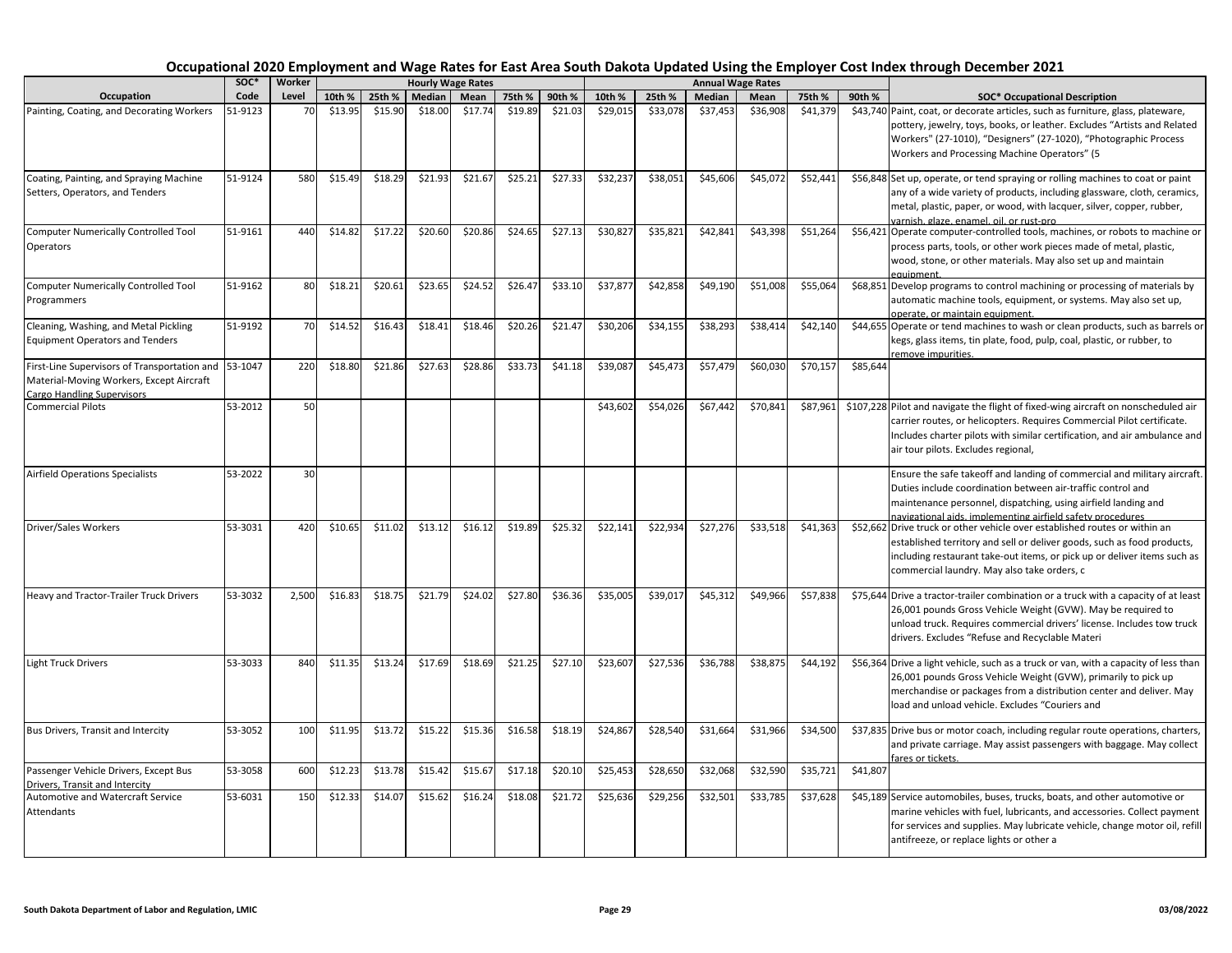# Occupational 2020 Employment and Wage Rates for East Area South Dakota Updated Using the Employer Cost Index through December 2021

| Occupation | SOC* Code | Worker Level | Hourly Wage Rates | | | | | | Annual Wage Rates | | | | | | SOC* Occupational Description |
|---|---|---|---|---|---|---|---|---|---|---|---|---|---|---|---|
| | | | 10th % | 25th % | Median | Mean | 75th % | 90th % | 10th % | 25th % | Median | Mean | 75th % | 90th % | |
| Painting, Coating, and Decorating Workers | 51-9123 | 70 | $13.95 | $15.90 | $18.00 | $17.74 | $19.89 | $21.03 | $29,015 | $33,078 | $37,453 | $36,908 | $41,379 | $43,740 | Paint, coat, or decorate articles, such as furniture, glass, plateware, pottery, jewelry, toys, books, or leather. Excludes "Artists and Related Workers" (27-1010), "Designers" (27-1020), "Photographic Process Workers and Processing Machine Operators" (5 |
| Coating, Painting, and Spraying Machine Setters, Operators, and Tenders | 51-9124 | 580 | $15.49 | $18.29 | $21.93 | $21.67 | $25.21 | $27.33 | $32,237 | $38,051 | $45,606 | $45,072 | $52,441 | $56,848 | Set up, operate, or tend spraying or rolling machines to coat or paint any of a wide variety of products, including glassware, cloth, ceramics, metal, plastic, paper, or wood, with lacquer, silver, copper, rubber, varnish, glaze, enamel, oil, or rust-pro |
| Computer Numerically Controlled Tool Operators | 51-9161 | 440 | $14.82 | $17.22 | $20.60 | $20.86 | $24.65 | $27.13 | $30,827 | $35,821 | $42,841 | $43,398 | $51,264 | $56,421 | Operate computer-controlled tools, machines, or robots to machine or process parts, tools, or other work pieces made of metal, plastic, wood, stone, or other materials. May also set up and maintain equipment. |
| Computer Numerically Controlled Tool Programmers | 51-9162 | 80 | $18.21 | $20.61 | $23.65 | $24.52 | $26.47 | $33.10 | $37,877 | $42,858 | $49,190 | $51,008 | $55,064 | $68,851 | Develop programs to control machining or processing of materials by automatic machine tools, equipment, or systems. May also set up, operate, or maintain equipment. |
| Cleaning, Washing, and Metal Pickling Equipment Operators and Tenders | 51-9192 | 70 | $14.52 | $16.43 | $18.41 | $18.46 | $20.26 | $21.47 | $30,206 | $34,155 | $38,293 | $38,414 | $42,140 | $44,655 | Operate or tend machines to wash or clean products, such as barrels or kegs, glass items, tin plate, food, pulp, coal, plastic, or rubber, to remove impurities. |
| First-Line Supervisors of Transportation and Material-Moving Workers, Except Aircraft Cargo Handling Supervisors | 53-1047 | 220 | $18.80 | $21.86 | $27.63 | $28.86 | $33.73 | $41.18 | $39,087 | $45,473 | $57,479 | $60,030 | $70,157 | $85,644 | |
| Commercial Pilots | 53-2012 | 50 | | | | | | | $43,602 | $54,026 | $67,442 | $70,841 | $87,961 | $107,228 | Pilot and navigate the flight of fixed-wing aircraft on nonscheduled air carrier routes, or helicopters. Requires Commercial Pilot certificate. Includes charter pilots with similar certification, and air ambulance and air tour pilots. Excludes regional, |
| Airfield Operations Specialists | 53-2022 | 30 | | | | | | | | | | | | | Ensure the safe takeoff and landing of commercial and military aircraft. Duties include coordination between air-traffic control and maintenance personnel, dispatching, using airfield landing and navigational aids, implementing airfield safety procedures |
| Driver/Sales Workers | 53-3031 | 420 | $10.65 | $11.02 | $13.12 | $16.12 | $19.89 | $25.32 | $22,141 | $22,934 | $27,276 | $33,518 | $41,363 | $52,662 | Drive truck or other vehicle over established routes or within an established territory and sell or deliver goods, such as food products, including restaurant take-out items, or pick up or deliver items such as commercial laundry. May also take orders, c |
| Heavy and Tractor-Trailer Truck Drivers | 53-3032 | 2,500 | $16.83 | $18.75 | $21.79 | $24.02 | $27.80 | $36.36 | $35,005 | $39,017 | $45,312 | $49,966 | $57,838 | $75,644 | Drive a tractor-trailer combination or a truck with a capacity of at least 26,001 pounds Gross Vehicle Weight (GVW). May be required to unload truck. Requires commercial drivers' license. Includes tow truck drivers. Excludes "Refuse and Recyclable Materi |
| Light Truck Drivers | 53-3033 | 840 | $11.35 | $13.24 | $17.69 | $18.69 | $21.25 | $27.10 | $23,607 | $27,536 | $36,788 | $38,875 | $44,192 | $56,364 | Drive a light vehicle, such as a truck or van, with a capacity of less than 26,001 pounds Gross Vehicle Weight (GVW), primarily to pick up merchandise or packages from a distribution center and deliver. May load and unload vehicle. Excludes "Couriers and |
| Bus Drivers, Transit and Intercity | 53-3052 | 100 | $11.95 | $13.72 | $15.22 | $15.36 | $16.58 | $18.19 | $24,867 | $28,540 | $31,664 | $31,966 | $34,500 | $37,835 | Drive bus or motor coach, including regular route operations, charters, and private carriage. May assist passengers with baggage. May collect fares or tickets. |
| Passenger Vehicle Drivers, Except Bus Drivers, Transit and Intercity | 53-3058 | 600 | $12.23 | $13.78 | $15.42 | $15.67 | $17.18 | $20.10 | $25,453 | $28,650 | $32,068 | $32,590 | $35,721 | $41,807 | |
| Automotive and Watercraft Service Attendants | 53-6031 | 150 | $12.33 | $14.07 | $15.62 | $16.24 | $18.08 | $21.72 | $25,636 | $29,256 | $32,501 | $33,785 | $37,628 | $45,189 | Service automobiles, buses, trucks, boats, and other automotive or marine vehicles with fuel, lubricants, and accessories. Collect payment for services and supplies. May lubricate vehicle, change motor oil, refill antifreeze, or replace lights or other a |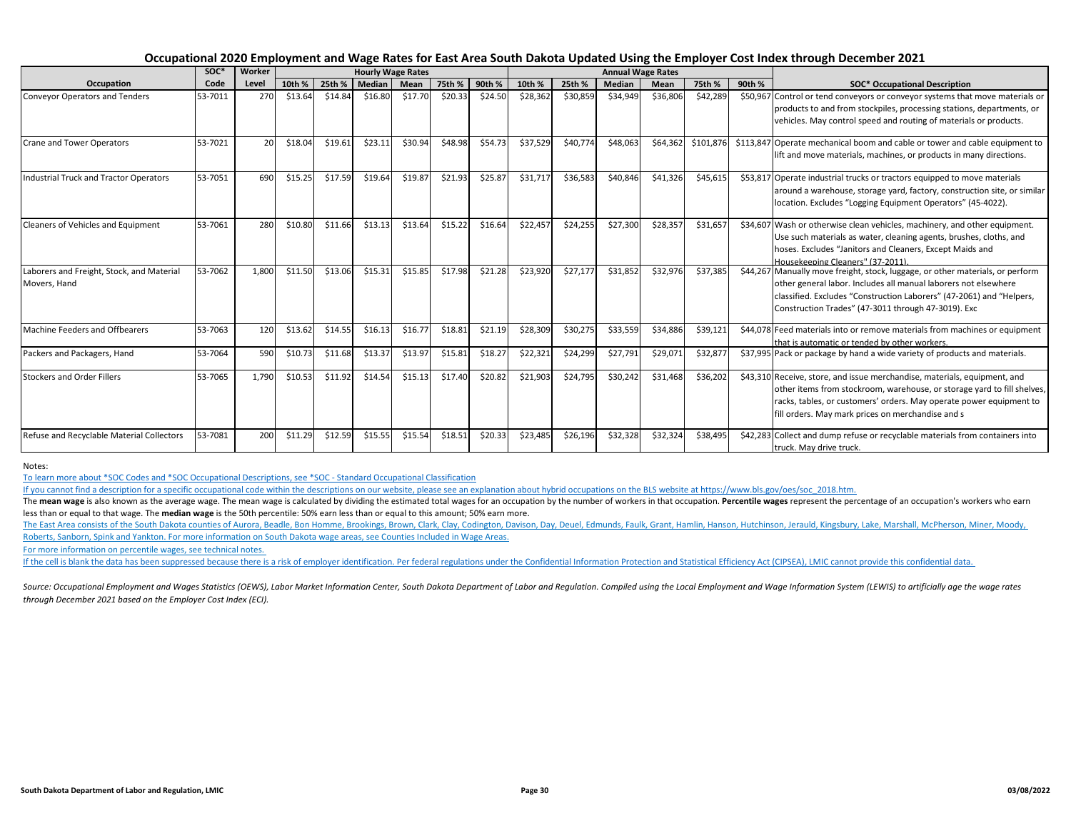## Occupational 2020 Employment and Wage Rates for East Area South Dakota Updated Using the Employer Cost Index through December 2021

| Occupation | SOC* Code | Worker Level | Hourly Wage Rates 10th % | 25th % | Median | Mean | 75th % | 90th % | Annual Wage Rates 10th % | 25th % | Median | Mean | 75th % | 90th % | SOC* Occupational Description |
|---|---|---|---|---|---|---|---|---|---|---|---|---|---|---|---|
| Conveyor Operators and Tenders | 53-7011 | 270 | $13.64 | $14.84 | $16.80 | $17.70 | $20.33 | $24.50 | $28,362 | $30,859 | $34,949 | $36,806 | $42,289 | $50,967 | Control or tend conveyors or conveyor systems that move materials or products to and from stockpiles, processing stations, departments, or vehicles. May control speed and routing of materials or products. |
| Crane and Tower Operators | 53-7021 | 20 | $18.04 | $19.61 | $23.11 | $30.94 | $48.98 | $54.73 | $37,529 | $40,774 | $48,063 | $64,362 | $101,876 | $113,847 | Operate mechanical boom and cable or tower and cable equipment to lift and move materials, machines, or products in many directions. |
| Industrial Truck and Tractor Operators | 53-7051 | 690 | $15.25 | $17.59 | $19.64 | $19.87 | $21.93 | $25.87 | $31,717 | $36,583 | $40,846 | $41,326 | $45,615 | $53,817 | Operate industrial trucks or tractors equipped to move materials around a warehouse, storage yard, factory, construction site, or similar location. Excludes "Logging Equipment Operators" (45-4022). |
| Cleaners of Vehicles and Equipment | 53-7061 | 280 | $10.80 | $11.66 | $13.13 | $13.64 | $15.22 | $16.64 | $22,457 | $24,255 | $27,300 | $28,357 | $31,657 | $34,607 | Wash or otherwise clean vehicles, machinery, and other equipment. Use such materials as water, cleaning agents, brushes, cloths, and hoses. Excludes "Janitors and Cleaners, Except Maids and Housekeeping Cleaners" (37-2011). |
| Laborers and Freight, Stock, and Material Movers, Hand | 53-7062 | 1,800 | $11.50 | $13.06 | $15.31 | $15.85 | $17.98 | $21.28 | $23,920 | $27,177 | $31,852 | $32,976 | $37,385 | $44,267 | Manually move freight, stock, luggage, or other materials, or perform other general labor. Includes all manual laborers not elsewhere classified. Excludes "Construction Laborers" (47-2061) and "Helpers, Construction Trades" (47-3011 through 47-3019). Exc |
| Machine Feeders and Offbearers | 53-7063 | 120 | $13.62 | $14.55 | $16.13 | $16.77 | $18.81 | $21.19 | $28,309 | $30,275 | $33,559 | $34,886 | $39,121 | $44,078 | Feed materials into or remove materials from machines or equipment that is automatic or tended by other workers. |
| Packers and Packagers, Hand | 53-7064 | 590 | $10.73 | $11.68 | $13.37 | $13.97 | $15.81 | $18.27 | $22,321 | $24,299 | $27,791 | $29,071 | $32,877 | $37,995 | Pack or package by hand a wide variety of products and materials. |
| Stockers and Order Fillers | 53-7065 | 1,790 | $10.53 | $11.92 | $14.54 | $15.13 | $17.40 | $20.82 | $21,903 | $24,795 | $30,242 | $31,468 | $36,202 | $43,310 | Receive, store, and issue merchandise, materials, equipment, and other items from stockroom, warehouse, or storage yard to fill shelves, racks, tables, or customers' orders. May operate power equipment to fill orders. May mark prices on merchandise and s |
| Refuse and Recyclable Material Collectors | 53-7081 | 200 | $11.29 | $12.59 | $15.55 | $15.54 | $18.51 | $20.33 | $23,485 | $26,196 | $32,328 | $32,324 | $38,495 | $42,283 | Collect and dump refuse or recyclable materials from containers into truck. May drive truck. |

Notes:

To learn more about *SOC Codes and *SOC Occupational Descriptions, see *SOC - Standard Occupational Classification

If you cannot find a description for a specific occupational code within the descriptions on our website, please see an explanation about hybrid occupations on the BLS website at https://www.bls.gov/oes/soc_2018.htm.

The **mean wage** is also known as the average wage. The mean wage is calculated by dividing the estimated total wages for an occupation by the number of workers in that occupation. **Percentile wages** represent the percentage of an occupation's workers who earn less than or equal to that wage. The **median wage** is the 50th percentile: 50% earn less than or equal to this amount; 50% earn more.

The East Area consists of the South Dakota counties of Aurora, Beadle, Bon Homme, Brookings, Brown, Clark, Clay, Codington, Davison, Day, Deuel, Edmunds, Faulk, Grant, Hamlin, Hanson, Hutchinson, Jerauld, Kingsbury, Lake, Marshall, McPherson, Miner, Moody, Roberts, Sanborn, Spink and Yankton. For more information on South Dakota wage areas, see Counties Included in Wage Areas.

For more information on percentile wages, see technical notes.

If the cell is blank the data has been suppressed because there is a risk of employer identification. Per federal regulations under the Confidential Information Protection and Statistical Efficiency Act (CIPSEA), LMIC cannot provide this confidential data.

*Source: Occupational Employment and Wages Statistics (OEWS), Labor Market Information Center, South Dakota Department of Labor and Regulation. Compiled using the Local Employment and Wage Information System (LEWIS) to artificially age the wage rates through December 2021 based on the Employer Cost Index (ECI).*